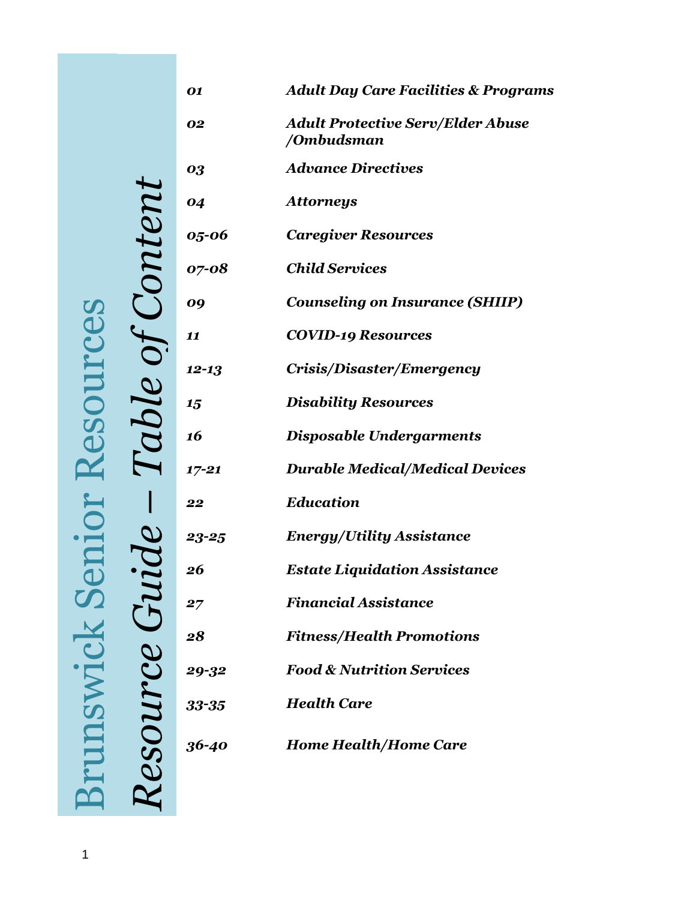# Brunswick Senior Resources

## *Resource Guide – Table of Content*

| | |
|---|---|
| *01* | ***Adult Day Care Facilities & Programs*** |
| *02* | ***Adult Protective Serv/Elder Abuse /Ombudsman*** |
| *03* | ***Advance Directives*** |
| *04* | ***Attorneys*** |
| *05-06* | ***Caregiver Resources*** |
| *07-08* | ***Child Services*** |
| *09* | ***Counseling on Insurance (SHIIP)*** |
| *11* | ***COVID-19 Resources*** |
| *12-13* | ***Crisis/Disaster/Emergency*** |
| *15* | ***Disability Resources*** |
| *16* | ***Disposable Undergarments*** |
| *17-21* | ***Durable Medical/Medical Devices*** |
| *22* | ***Education*** |
| *23-25* | ***Energy/Utility Assistance*** |
| *26* | ***Estate Liquidation Assistance*** |
| *27* | ***Financial Assistance*** |
| *28* | ***Fitness/Health Promotions*** |
| *29-32* | ***Food & Nutrition Services*** |
| *33-35* | ***Health Care*** |
| *36-40* | ***Home Health/Home Care*** |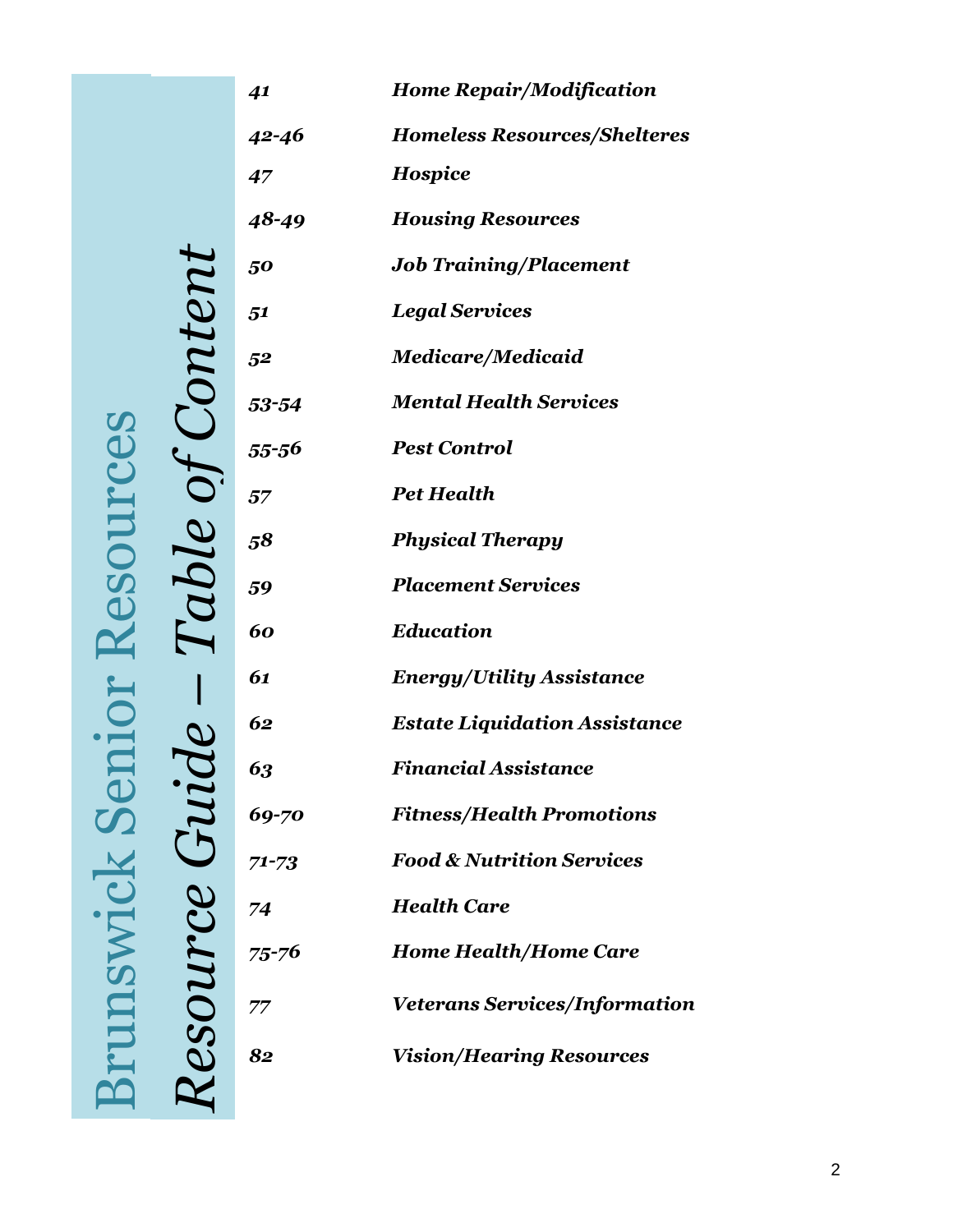# Brunswick Senior Resources

## *Resource Guide – Table of Content*

| | |
|---|---|
| *41* | ***Home Repair/Modification*** |
| *42-46* | ***Homeless Resources/Shelteres*** |
| *47* | ***Hospice*** |
| *48-49* | ***Housing Resources*** |
| *50* | ***Job Training/Placement*** |
| *51* | ***Legal Services*** |
| *52* | ***Medicare/Medicaid*** |
| *53-54* | ***Mental Health Services*** |
| *55-56* | ***Pest Control*** |
| *57* | ***Pet Health*** |
| *58* | ***Physical Therapy*** |
| *59* | ***Placement Services*** |
| *60* | ***Education*** |
| *61* | ***Energy/Utility Assistance*** |
| *62* | ***Estate Liquidation Assistance*** |
| *63* | ***Financial Assistance*** |
| *69-70* | ***Fitness/Health Promotions*** |
| *71-73* | ***Food & Nutrition Services*** |
| *74* | ***Health Care*** |
| *75-76* | ***Home Health/Home Care*** |
| *77* | ***Veterans Services/Information*** |
| *82* | ***Vision/Hearing Resources*** |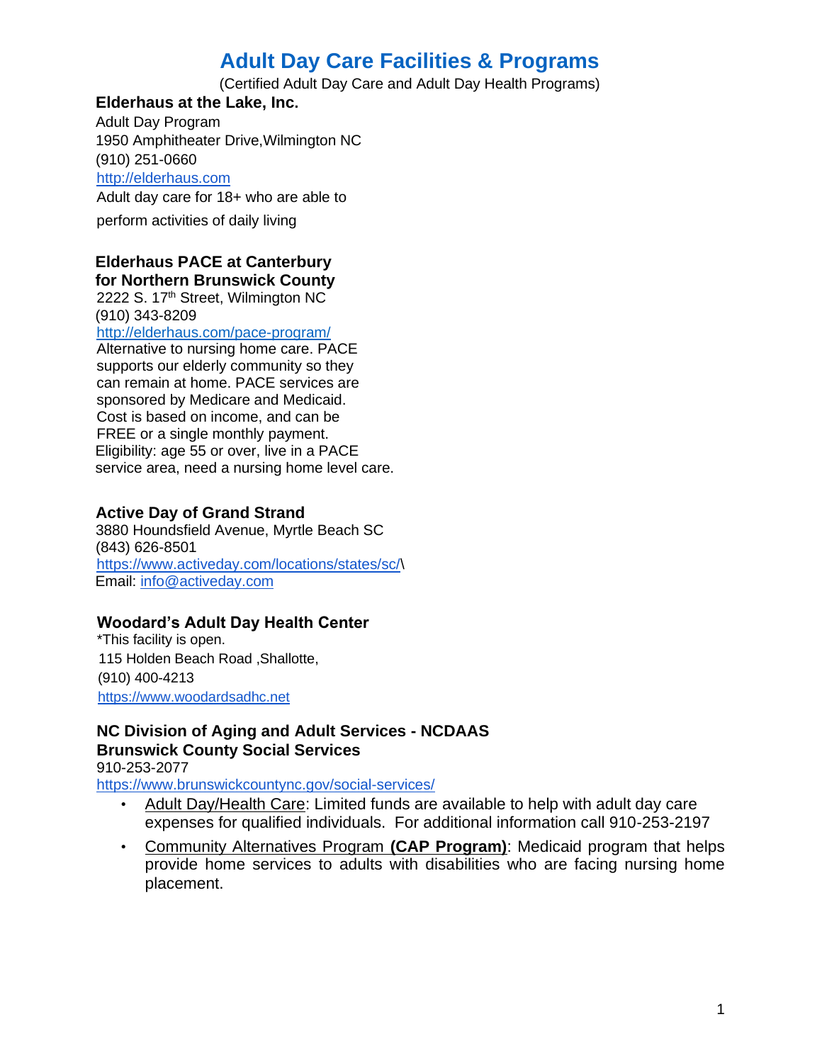# Adult Day Care Facilities & Programs

(Certified Adult Day Care and Adult Day Health Programs)

**Elderhaus at the Lake, Inc.**
Adult Day Program
1950 Amphitheater Drive,Wilmington NC
(910) 251-0660
http://elderhaus.com
Adult day care for 18+ who are able to perform activities of daily living

**Elderhaus PACE at Canterbury for Northern Brunswick County**
2222 S. 17th Street, Wilmington NC
(910) 343-8209
http://elderhaus.com/pace-program/
Alternative to nursing home care. PACE supports our elderly community so they can remain at home. PACE services are sponsored by Medicare and Medicaid. Cost is based on income, and can be FREE or a single monthly payment.
Eligibility: age 55 or over, live in a PACE service area, need a nursing home level care.

**Active Day of Grand Strand**
3880 Houndsfield Avenue, Myrtle Beach SC
(843) 626-8501
https://www.activeday.com/locations/states/sc/\
Email: info@activeday.com

**Woodard's Adult Day Health Center**
*This facility is open.
115 Holden Beach Road ,Shallotte,
(910) 400-4213
https://www.woodardsadhc.net

**NC Division of Aging and Adult Services - NCDAAS**
**Brunswick County Social Services**
910-253-2077
https://www.brunswickcountync.gov/social-services/

- Adult Day/Health Care: Limited funds are available to help with adult day care expenses for qualified individuals. For additional information call 910-253-2197
- Community Alternatives Program **(CAP Program)**: Medicaid program that helps provide home services to adults with disabilities who are facing nursing home placement.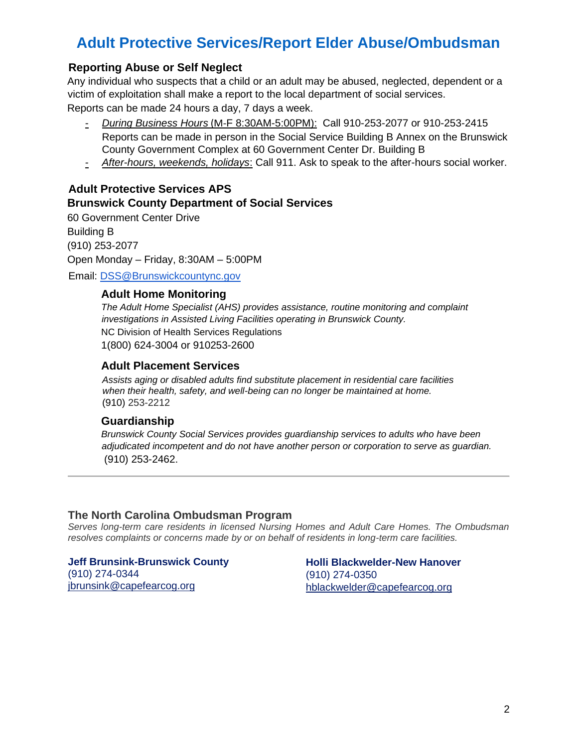# Adult Protective Services/Report Elder Abuse/Ombudsman

### Reporting Abuse or Self Neglect

Any individual who suspects that a child or an adult may be abused, neglected, dependent or a victim of exploitation shall make a report to the local department of social services.
Reports can be made 24 hours a day, 7 days a week.

- *During Business Hours* (M-F 8:30AM-5:00PM): Call 910-253-2077 or 910-253-2415 Reports can be made in person in the Social Service Building B Annex on the Brunswick County Government Complex at 60 Government Center Dr. Building B
- *After-hours, weekends, holidays*: Call 911. Ask to speak to the after-hours social worker.

### Adult Protective Services APS

### Brunswick County Department of Social Services

60 Government Center Drive
Building B
(910) 253-2077
Open Monday – Friday, 8:30AM – 5:00PM

Email: DSS@Brunswickcountync.gov

#### Adult Home Monitoring

*The Adult Home Specialist (AHS) provides assistance, routine monitoring and complaint investigations in Assisted Living Facilities operating in Brunswick County.*
NC Division of Health Services Regulations
1(800) 624-3004 or 910253-2600

#### Adult Placement Services

*Assists aging or disabled adults find substitute placement in residential care facilities when their health, safety, and well-being can no longer be maintained at home.*
(910) 253-2212

#### Guardianship

*Brunswick County Social Services provides guardianship services to adults who have been adjudicated incompetent and do not have another person or corporation to serve as guardian.*
(910) 253-2462.

---

### The North Carolina Ombudsman Program

*Serves long-term care residents in licensed Nursing Homes and Adult Care Homes. The Ombudsman resolves complaints or concerns made by or on behalf of residents in long-term care facilities.*

**Jeff Brunsink-Brunswick County**
(910) 274-0344
jbrunsink@capefearcog.org

**Holli Blackwelder-New Hanover**
(910) 274-0350
hblackwelder@capefearcog.org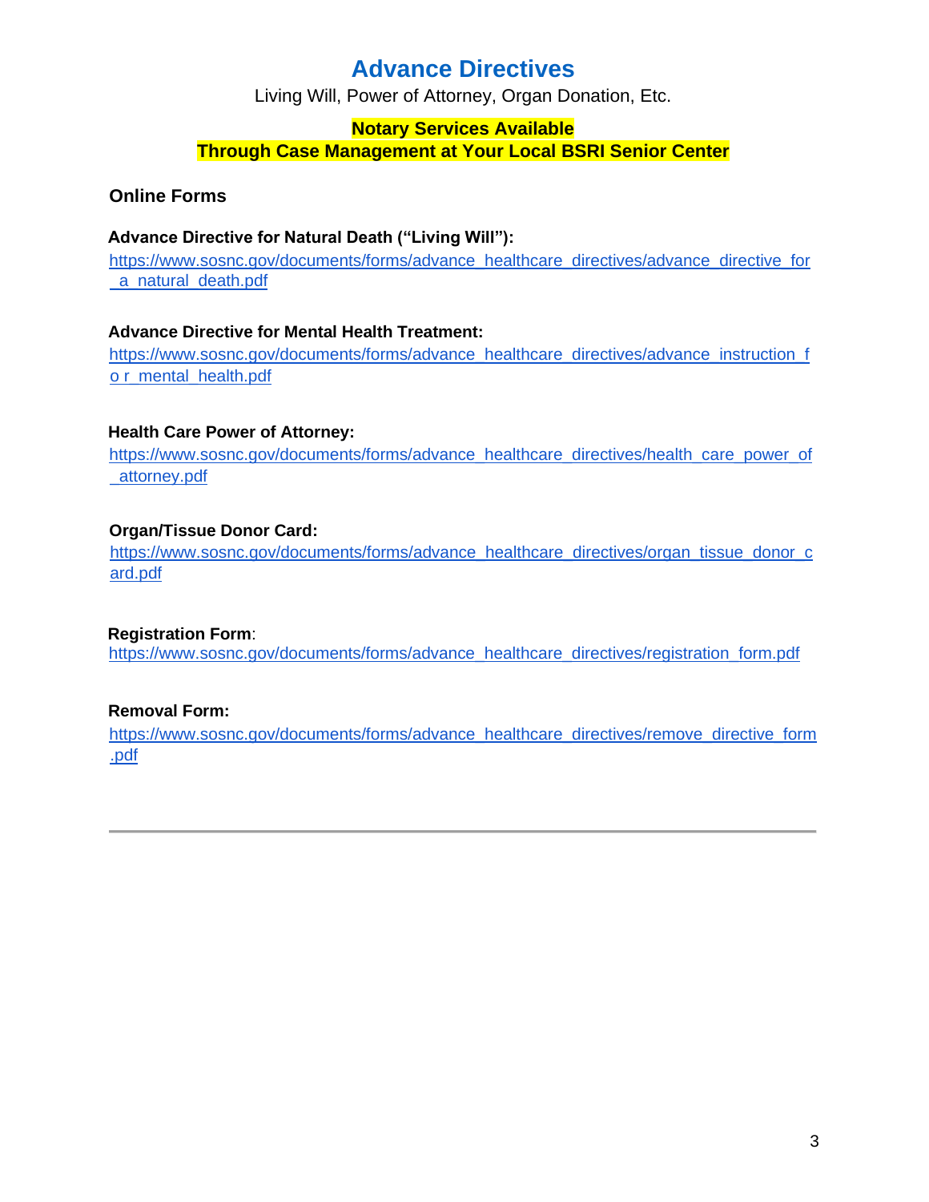# Advance Directives

Living Will, Power of Attorney, Organ Donation, Etc.

**Notary Services Available**
**Through Case Management at Your Local BSRI Senior Center**

## Online Forms

**Advance Directive for Natural Death ("Living Will"):**
https://www.sosnc.gov/documents/forms/advance_healthcare_directives/advance_directive_for_a_natural_death.pdf

**Advance Directive for Mental Health Treatment:**
https://www.sosnc.gov/documents/forms/advance_healthcare_directives/advance_instruction_for_mental_health.pdf

**Health Care Power of Attorney:**
https://www.sosnc.gov/documents/forms/advance_healthcare_directives/health_care_power_of_attorney.pdf

**Organ/Tissue Donor Card:**
https://www.sosnc.gov/documents/forms/advance_healthcare_directives/organ_tissue_donor_card.pdf

**Registration Form**:
https://www.sosnc.gov/documents/forms/advance_healthcare_directives/registration_form.pdf

**Removal Form:**
https://www.sosnc.gov/documents/forms/advance_healthcare_directives/remove_directive_form.pdf

---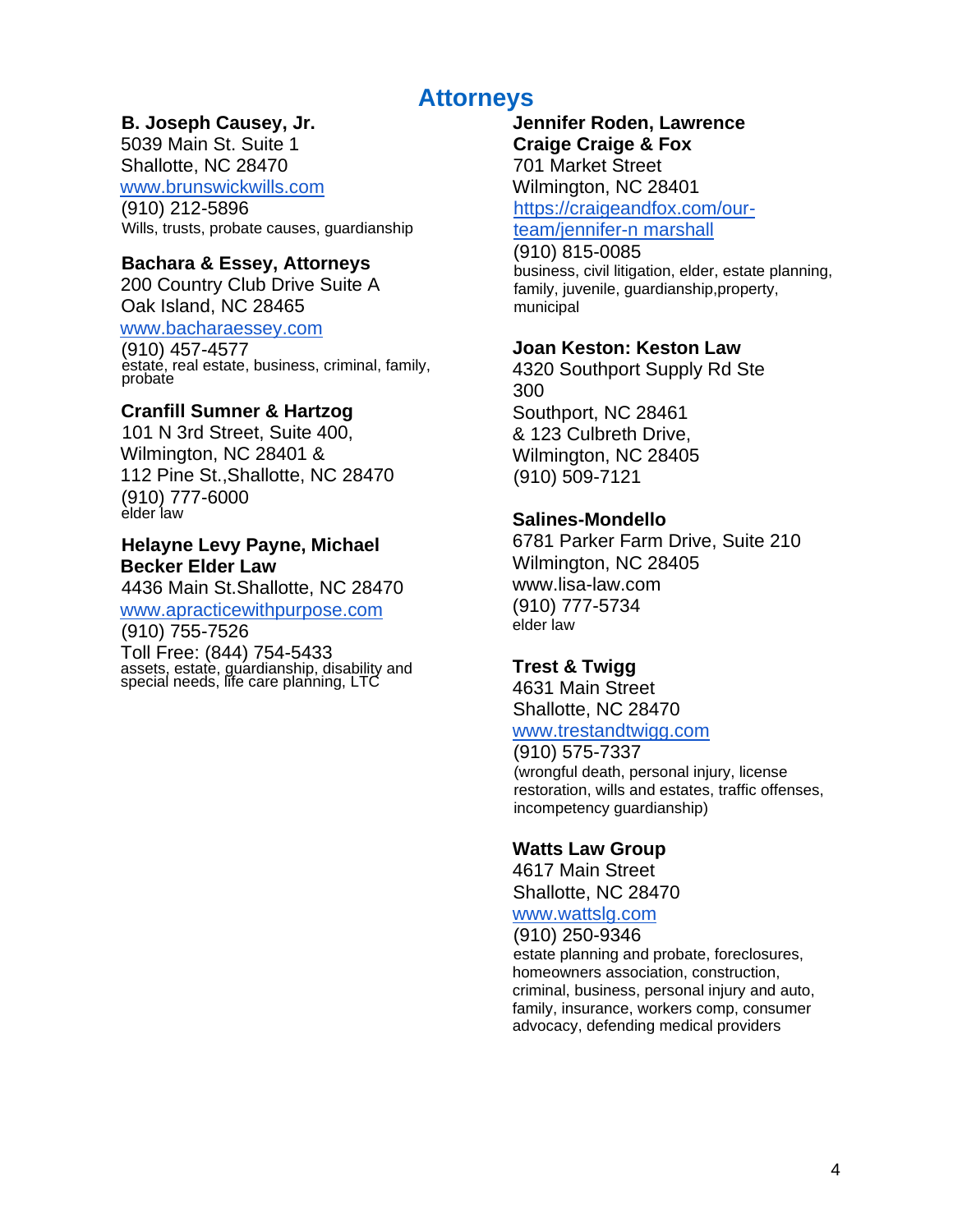# Attorneys

**B. Joseph Causey, Jr.**
5039 Main St. Suite 1
Shallotte, NC 28470
www.brunswickwills.com
(910) 212-5896
Wills, trusts, probate causes, guardianship

**Bachara & Essey, Attorneys**
200 Country Club Drive Suite A
Oak Island, NC 28465
www.bacharaessey.com
(910) 457-4577
estate, real estate, business, criminal, family, probate

**Cranfill Sumner & Hartzog**
101 N 3rd Street, Suite 400,
Wilmington, NC 28401 &
112 Pine St.,Shallotte, NC 28470
(910) 777-6000
elder law

**Helayne Levy Payne, Michael Becker Elder Law**
4436 Main St.Shallotte, NC 28470
www.apracticewithpurpose.com
(910) 755-7526
Toll Free: (844) 754-5433
assets, estate, guardianship, disability and special needs, life care planning, LTC

**Jennifer Roden, Lawrence Craige Craige & Fox**
701 Market Street
Wilmington, NC 28401
https://craigeandfox.com/our-team/jennifer-n marshall
(910) 815-0085
business, civil litigation, elder, estate planning, family, juvenile, guardianship,property, municipal

**Joan Keston: Keston Law**
4320 Southport Supply Rd Ste 300
Southport, NC 28461
& 123 Culbreth Drive,
Wilmington, NC 28405
(910) 509-7121

**Salines-Mondello**
6781 Parker Farm Drive, Suite 210
Wilmington, NC 28405
www.lisa-law.com
(910) 777-5734
elder law

**Trest & Twigg**
4631 Main Street
Shallotte, NC 28470
www.trestandtwigg.com
(910) 575-7337
(wrongful death, personal injury, license restoration, wills and estates, traffic offenses, incompetency guardianship)

**Watts Law Group**
4617 Main Street
Shallotte, NC 28470
www.wattslg.com
(910) 250-9346
estate planning and probate, foreclosures, homeowners association, construction, criminal, business, personal injury and auto, family, insurance, workers comp, consumer advocacy, defending medical providers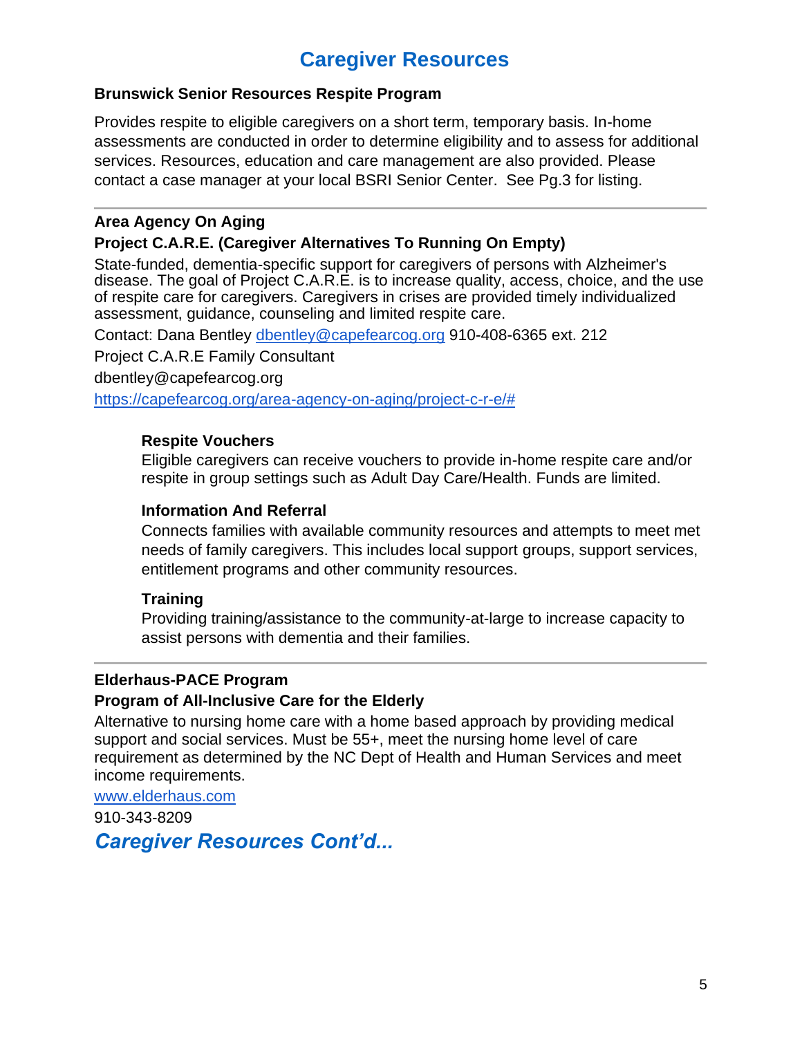# Caregiver Resources

### Brunswick Senior Resources Respite Program

Provides respite to eligible caregivers on a short term, temporary basis. In-home assessments are conducted in order to determine eligibility and to assess for additional services. Resources, education and care management are also provided. Please contact a case manager at your local BSRI Senior Center. See Pg.3 for listing.

---

### Area Agency On Aging

### Project C.A.R.E. (Caregiver Alternatives To Running On Empty)

State-funded, dementia-specific support for caregivers of persons with Alzheimer's disease. The goal of Project C.A.R.E. is to increase quality, access, choice, and the use of respite care for caregivers. Caregivers in crises are provided timely individualized assessment, guidance, counseling and limited respite care.

Contact: Dana Bentley dbentley@capefearcog.org 910-408-6365 ext. 212

Project C.A.R.E Family Consultant

dbentley@capefearcog.org

https://capefearcog.org/area-agency-on-aging/project-c-r-e/#

**Respite Vouchers**
Eligible caregivers can receive vouchers to provide in-home respite care and/or respite in group settings such as Adult Day Care/Health. Funds are limited.

**Information And Referral**
Connects families with available community resources and attempts to meet met needs of family caregivers. This includes local support groups, support services, entitlement programs and other community resources.

**Training**
Providing training/assistance to the community-at-large to increase capacity to assist persons with dementia and their families.

---

### Elderhaus-PACE Program

### Program of All-Inclusive Care for the Elderly

Alternative to nursing home care with a home based approach by providing medical support and social services. Must be 55+, meet the nursing home level of care requirement as determined by the NC Dept of Health and Human Services and meet income requirements.

www.elderhaus.com

910-343-8209

***Caregiver Resources Cont'd...***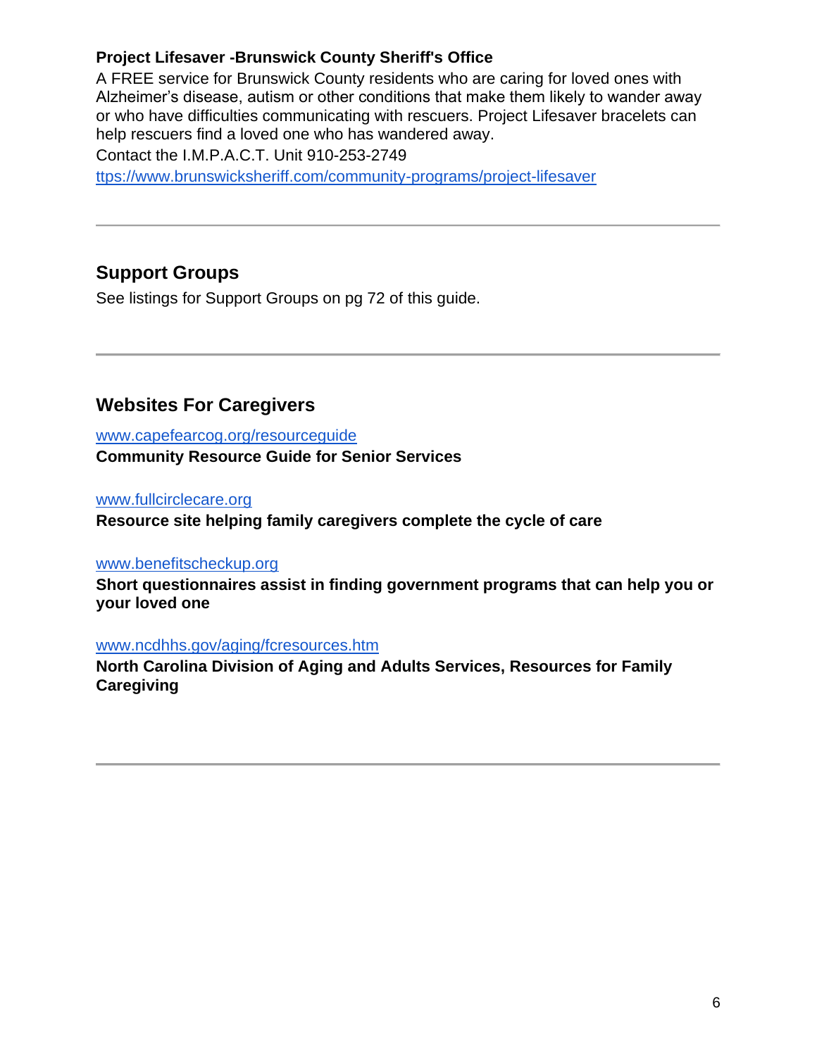**Project Lifesaver -Brunswick County Sheriff's Office**

A FREE service for Brunswick County residents who are caring for loved ones with Alzheimer's disease, autism or other conditions that make them likely to wander away or who have difficulties communicating with rescuers. Project Lifesaver bracelets can help rescuers find a loved one who has wandered away.

Contact the I.M.P.A.C.T. Unit 910-253-2749

ttps://www.brunswicksheriff.com/community-programs/project-lifesaver

---

## Support Groups

See listings for Support Groups on pg 72 of this guide.

---

## Websites For Caregivers

www.capefearcog.org/resourceguide
**Community Resource Guide for Senior Services**

www.fullcirclecare.org
**Resource site helping family caregivers complete the cycle of care**

www.benefitscheckup.org
**Short questionnaires assist in finding government programs that can help you or your loved one**

www.ncdhhs.gov/aging/fcresources.htm
**North Carolina Division of Aging and Adults Services, Resources for Family Caregiving**

---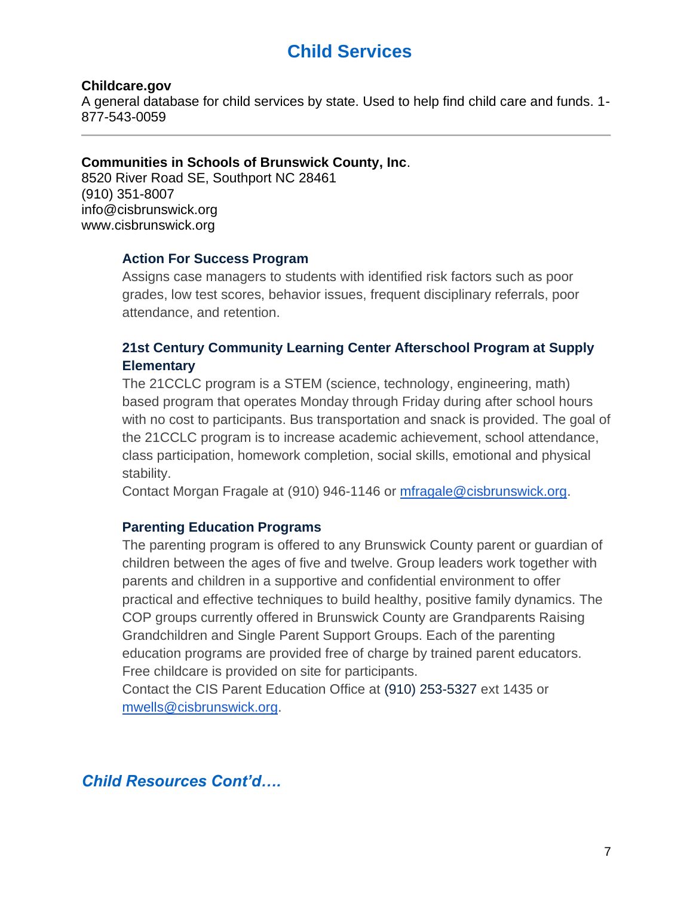# Child Services

**Childcare.gov**
A general database for child services by state. Used to help find child care and funds. 1-877-543-0059

---

**Communities in Schools of Brunswick County, Inc**.
8520 River Road SE, Southport NC 28461
(910) 351-8007
info@cisbrunswick.org
www.cisbrunswick.org

### Action For Success Program

Assigns case managers to students with identified risk factors such as poor grades, low test scores, behavior issues, frequent disciplinary referrals, poor attendance, and retention.

### 21st Century Community Learning Center Afterschool Program at Supply Elementary

The 21CCLC program is a STEM (science, technology, engineering, math) based program that operates Monday through Friday during after school hours with no cost to participants. Bus transportation and snack is provided. The goal of the 21CCLC program is to increase academic achievement, school attendance, class participation, homework completion, social skills, emotional and physical stability.
Contact Morgan Fragale at (910) 946-1146 or mfragale@cisbrunswick.org.

### Parenting Education Programs

The parenting program is offered to any Brunswick County parent or guardian of children between the ages of five and twelve. Group leaders work together with parents and children in a supportive and confidential environment to offer practical and effective techniques to build healthy, positive family dynamics. The COP groups currently offered in Brunswick County are Grandparents Raising Grandchildren and Single Parent Support Groups. Each of the parenting education programs are provided free of charge by trained parent educators. Free childcare is provided on site for participants.
Contact the CIS Parent Education Office at (910) 253-5327 ext 1435 or mwells@cisbrunswick.org.

***Child Resources Cont'd….***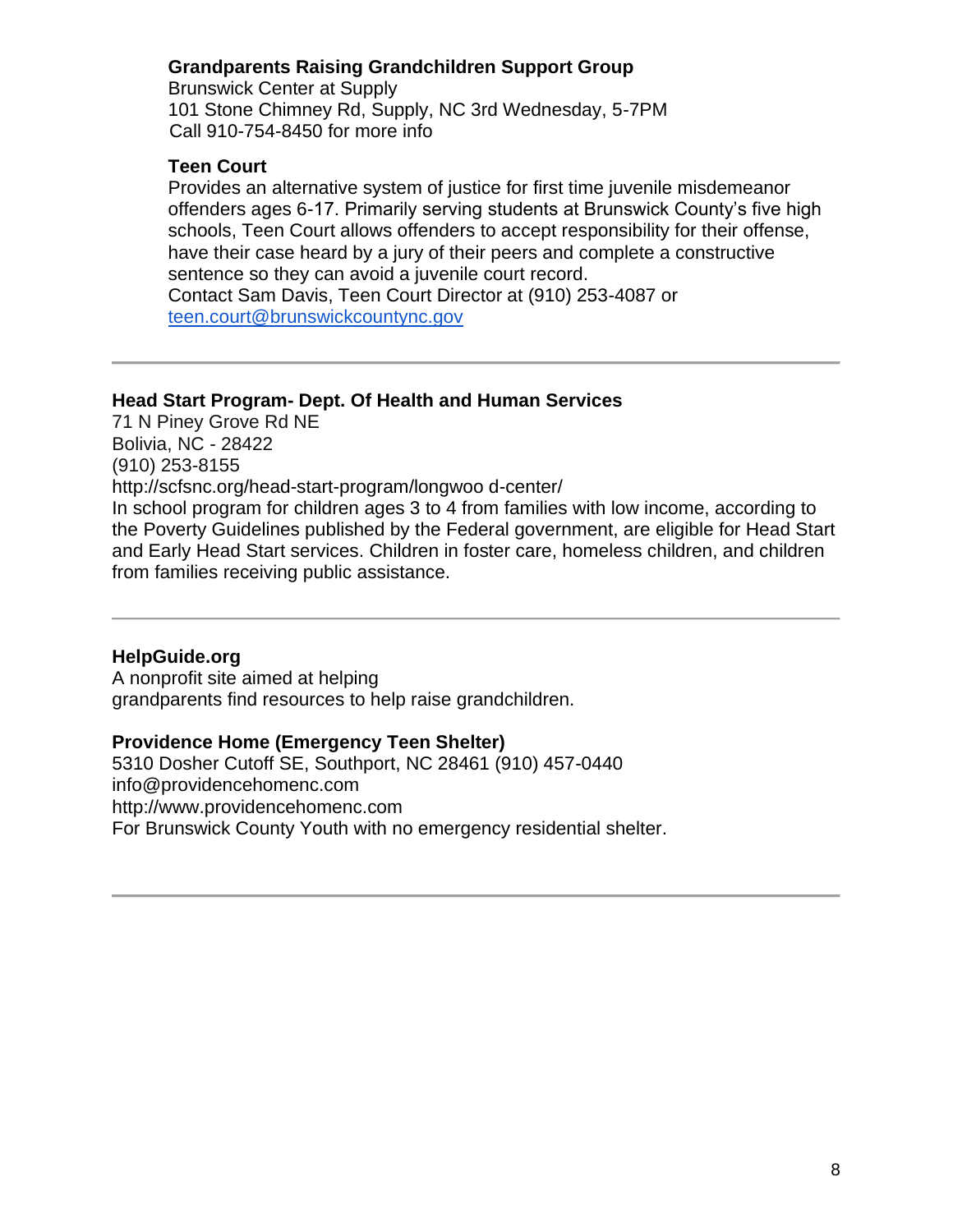**Grandparents Raising Grandchildren Support Group**
Brunswick Center at Supply
101 Stone Chimney Rd, Supply, NC 3rd Wednesday, 5-7PM
Call 910-754-8450 for more info

**Teen Court**
Provides an alternative system of justice for first time juvenile misdemeanor offenders ages 6-17. Primarily serving students at Brunswick County's five high schools, Teen Court allows offenders to accept responsibility for their offense, have their case heard by a jury of their peers and complete a constructive sentence so they can avoid a juvenile court record.
Contact Sam Davis, Teen Court Director at (910) 253-4087 or teen.court@brunswickcountync.gov

---

**Head Start Program- Dept. Of Health and Human Services**
71 N Piney Grove Rd NE
Bolivia, NC - 28422
(910) 253-8155
http://scfsnc.org/head-start-program/longwoo d-center/
In school program for children ages 3 to 4 from families with low income, according to the Poverty Guidelines published by the Federal government, are eligible for Head Start and Early Head Start services. Children in foster care, homeless children, and children from families receiving public assistance.

---

**HelpGuide.org**
A nonprofit site aimed at helping
grandparents find resources to help raise grandchildren.

**Providence Home (Emergency Teen Shelter)**
5310 Dosher Cutoff SE, Southport, NC 28461 (910) 457-0440
info@providencehomenc.com
http://www.providencehomenc.com
For Brunswick County Youth with no emergency residential shelter.

---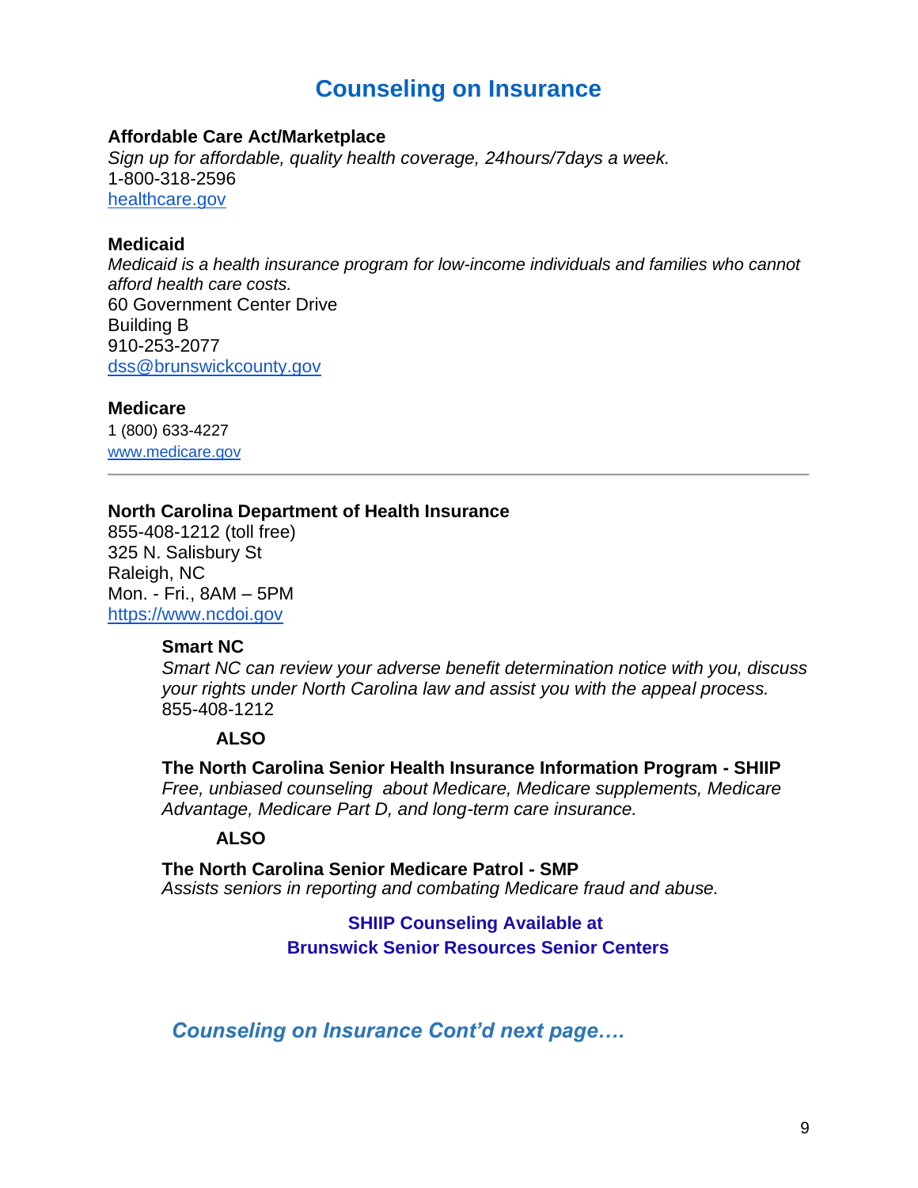# Counseling on Insurance

**Affordable Care Act/Marketplace**
*Sign up for affordable, quality health coverage, 24hours/7days a week.*
1-800-318-2596
healthcare.gov

**Medicaid**
*Medicaid is a health insurance program for low-income individuals and families who cannot afford health care costs.*
60 Government Center Drive
Building B
910-253-2077
dss@brunswickcounty.gov

**Medicare**
1 (800) 633-4227
www.medicare.gov

---

**North Carolina Department of Health Insurance**
855-408-1212 (toll free)
325 N. Salisbury St
Raleigh, NC
Mon. - Fri., 8AM – 5PM
https://www.ncdoi.gov

**Smart NC**
*Smart NC can review your adverse benefit determination notice with you, discuss your rights under North Carolina law and assist you with the appeal process.*
855-408-1212

**ALSO**

**The North Carolina Senior Health Insurance Information Program - SHIIP**
*Free, unbiased counseling about Medicare, Medicare supplements, Medicare Advantage, Medicare Part D, and long-term care insurance.*

**ALSO**

**The North Carolina Senior Medicare Patrol - SMP**
*Assists seniors in reporting and combating Medicare fraud and abuse.*

**SHIIP Counseling Available at**
**Brunswick Senior Resources Senior Centers**

***Counseling on Insurance Cont'd next page….***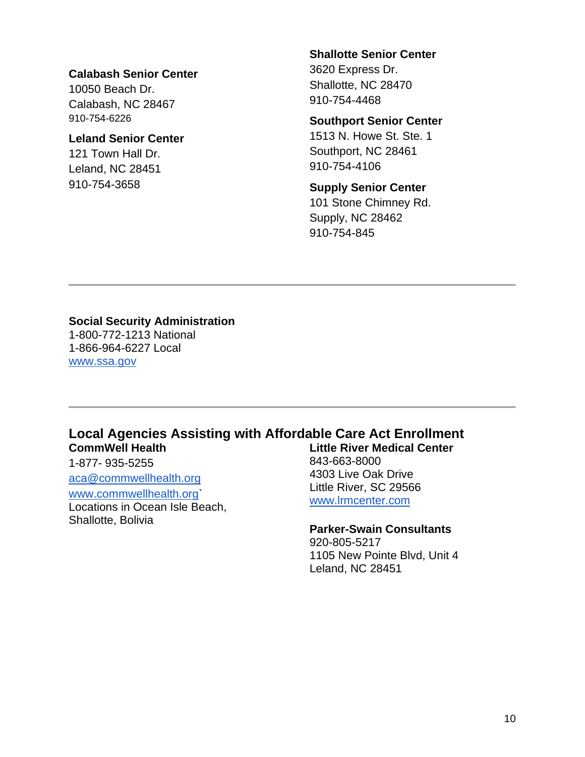**Calabash Senior Center**
10050 Beach Dr.
Calabash, NC 28467
910-754-6226

**Leland Senior Center**
121 Town Hall Dr.
Leland, NC 28451
910-754-3658

**Shallotte Senior Center**
3620 Express Dr.
Shallotte, NC 28470
910-754-4468

**Southport Senior Center**
1513 N. Howe St. Ste. 1
Southport, NC 28461
910-754-4106

**Supply Senior Center**
101 Stone Chimney Rd.
Supply, NC 28462
910-754-845

---

**Social Security Administration**
1-800-772-1213 National
1-866-964-6227 Local
www.ssa.gov

---

## Local Agencies Assisting with Affordable Care Act Enrollment

**CommWell Health**
1-877- 935-5255
aca@commwellhealth.org
www.commwellhealth.org`
Locations in Ocean Isle Beach, Shallotte, Bolivia

**Little River Medical Center**
843-663-8000
4303 Live Oak Drive
Little River, SC 29566
www.lrmcenter.com

**Parker-Swain Consultants**
920-805-5217
1105 New Pointe Blvd, Unit 4
Leland, NC 28451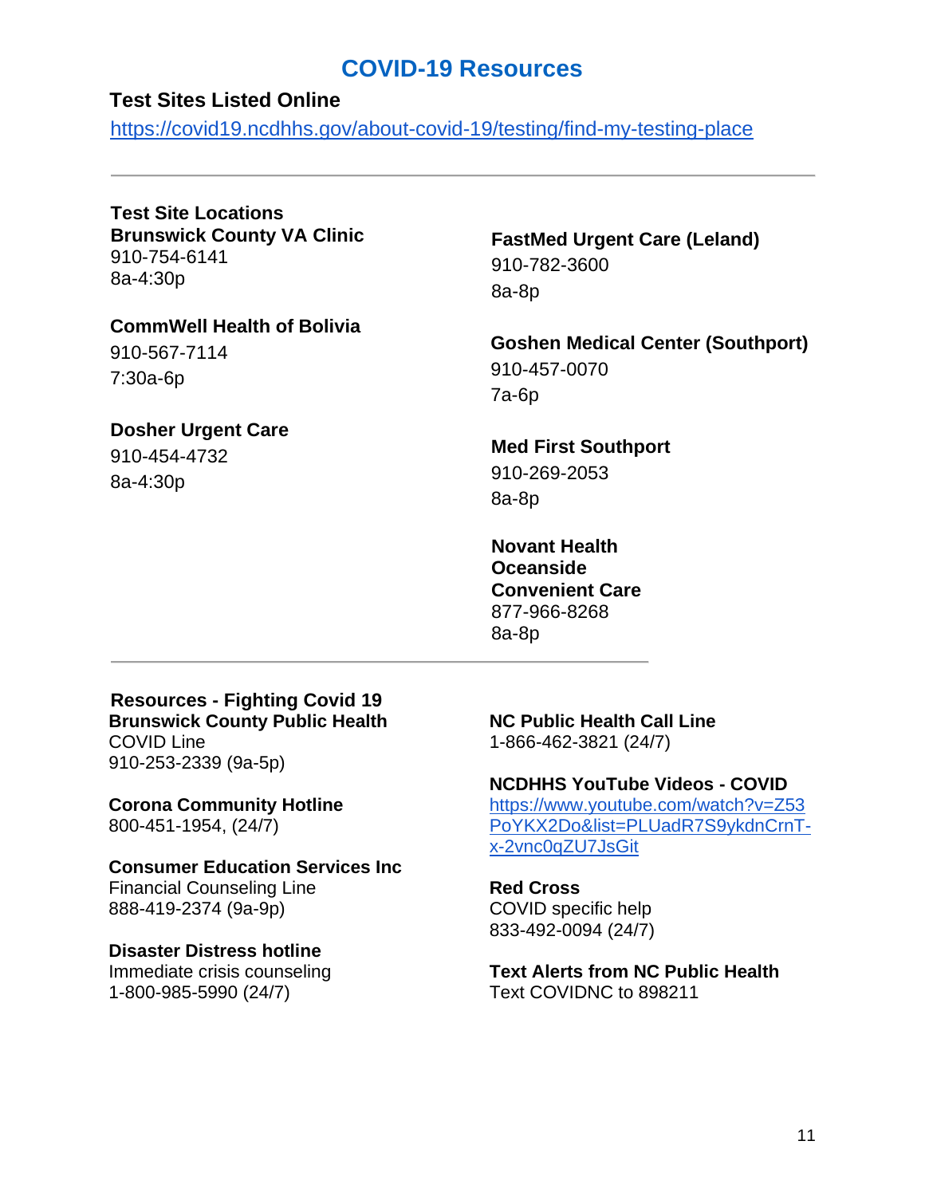# COVID-19 Resources

**Test Sites Listed Online**

https://covid19.ncdhhs.gov/about-covid-19/testing/find-my-testing-place

---

**Test Site Locations**

**Brunswick County VA Clinic**
910-754-6141
8a-4:30p

**CommWell Health of Bolivia**
910-567-7114
7:30a-6p

**Dosher Urgent Care**
910-454-4732
8a-4:30p

**FastMed Urgent Care (Leland)**
910-782-3600
8a-8p

**Goshen Medical Center (Southport)**
910-457-0070
7a-6p

**Med First Southport**
910-269-2053
8a-8p

**Novant Health Oceanside Convenient Care**
877-966-8268
8a-8p

---

**Resources - Fighting Covid 19**

**Brunswick County Public Health**
COVID Line
910-253-2339 (9a-5p)

**Corona Community Hotline**
800-451-1954, (24/7)

**Consumer Education Services Inc**
Financial Counseling Line
888-419-2374 (9a-9p)

**Disaster Distress hotline**
Immediate crisis counseling
1-800-985-5990 (24/7)

**NC Public Health Call Line**
1-866-462-3821 (24/7)

**NCDHHS YouTube Videos - COVID**
https://www.youtube.com/watch?v=Z53PoYKX2Do&list=PLUadR7S9ykdnCrnT-x-2vnc0qZU7JsGit

**Red Cross**
COVID specific help
833-492-0094 (24/7)

**Text Alerts from NC Public Health**
Text COVIDNC to 898211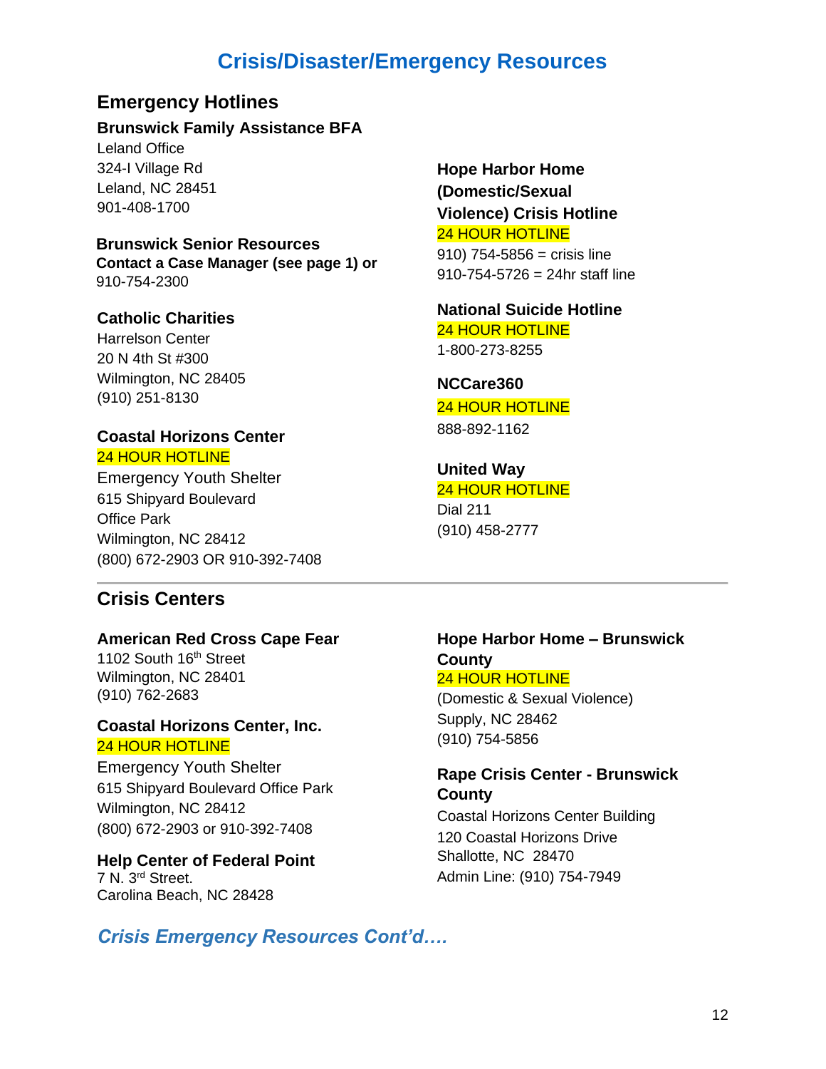# Crisis/Disaster/Emergency Resources

## Emergency Hotlines

**Brunswick Family Assistance BFA**
Leland Office
324-I Village Rd
Leland, NC 28451
901-408-1700

**Brunswick Senior Resources**
**Contact a Case Manager (see page 1) or**
910-754-2300

**Catholic Charities**
Harrelson Center
20 N 4th St #300
Wilmington, NC 28405
(910) 251-8130

**Coastal Horizons Center**
24 HOUR HOTLINE
Emergency Youth Shelter
615 Shipyard Boulevard
Office Park
Wilmington, NC 28412
(800) 672-2903 OR 910-392-7408

**Hope Harbor Home (Domestic/Sexual Violence) Crisis Hotline**
24 HOUR HOTLINE
910) 754-5856 = crisis line
910-754-5726 = 24hr staff line

**National Suicide Hotline**
24 HOUR HOTLINE
1-800-273-8255

**NCCare360**
24 HOUR HOTLINE
888-892-1162

**United Way**
24 HOUR HOTLINE
Dial 211
(910) 458-2777

## Crisis Centers

**American Red Cross Cape Fear**
1102 South 16th Street
Wilmington, NC 28401
(910) 762-2683

**Coastal Horizons Center, Inc.**
24 HOUR HOTLINE
Emergency Youth Shelter
615 Shipyard Boulevard Office Park
Wilmington, NC 28412
(800) 672-2903 or 910-392-7408

**Help Center of Federal Point**
7 N. 3rd Street.
Carolina Beach, NC 28428

**Hope Harbor Home – Brunswick County**
24 HOUR HOTLINE
(Domestic & Sexual Violence)
Supply, NC 28462
(910) 754-5856

**Rape Crisis Center - Brunswick County**
Coastal Horizons Center Building
120 Coastal Horizons Drive
Shallotte, NC 28470
Admin Line: (910) 754-7949

*Crisis Emergency Resources Cont'd….*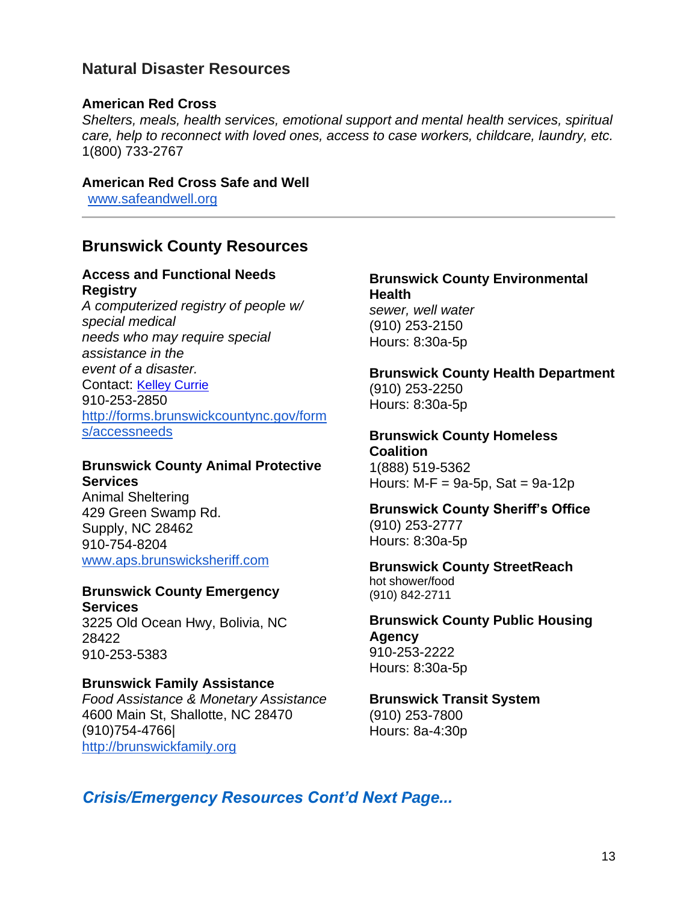## Natural Disaster Resources

**American Red Cross**
*Shelters, meals, health services, emotional support and mental health services, spiritual care, help to reconnect with loved ones, access to case workers, childcare, laundry, etc.*
1(800) 733-2767

**American Red Cross Safe and Well**
www.safeandwell.org

---

## Brunswick County Resources

**Access and Functional Needs Registry**
*A computerized registry of people w/ special medical needs who may require special assistance in the event of a disaster.*
Contact: Kelley Currie
910-253-2850
http://forms.brunswickcountync.gov/forms/accessneeds

**Brunswick County Animal Protective Services**
Animal Sheltering
429 Green Swamp Rd.
Supply, NC 28462
910-754-8204
www.aps.brunswicksheriff.com

**Brunswick County Emergency Services**
3225 Old Ocean Hwy, Bolivia, NC 28422
910-253-5383

**Brunswick Family Assistance**
*Food Assistance & Monetary Assistance*
4600 Main St, Shallotte, NC 28470
(910)754-4766|
http://brunswickfamily.org

**Brunswick County Environmental Health**
*sewer, well water*
(910) 253-2150
Hours: 8:30a-5p

**Brunswick County Health Department**
(910) 253-2250
Hours: 8:30a-5p

**Brunswick County Homeless Coalition**
1(888) 519-5362
Hours: M-F = 9a-5p, Sat = 9a-12p

**Brunswick County Sheriff's Office**
(910) 253-2777
Hours: 8:30a-5p

**Brunswick County StreetReach**
hot shower/food
(910) 842-2711

**Brunswick County Public Housing Agency**
910-253-2222
Hours: 8:30a-5p

**Brunswick Transit System**
(910) 253-7800
Hours: 8a-4:30p

***Crisis/Emergency Resources Cont'd Next Page...***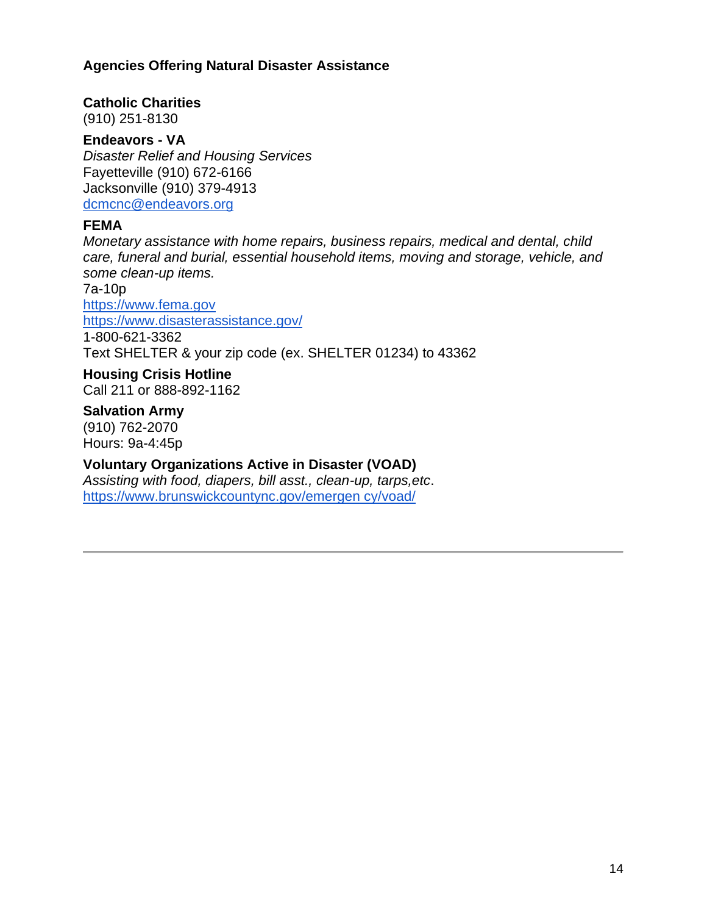**Agencies Offering Natural Disaster Assistance**

**Catholic Charities**
(910) 251-8130

**Endeavors - VA**
*Disaster Relief and Housing Services*
Fayetteville (910) 672-6166
Jacksonville (910) 379-4913
dcmcnc@endeavors.org

**FEMA**
*Monetary assistance with home repairs, business repairs, medical and dental, child care, funeral and burial, essential household items, moving and storage, vehicle, and some clean-up items.*
7a-10p
https://www.fema.gov
https://www.disasterassistance.gov/
1-800-621-3362
Text SHELTER & your zip code (ex. SHELTER 01234) to 43362

**Housing Crisis Hotline**
Call 211 or 888-892-1162

**Salvation Army**
(910) 762-2070
Hours: 9a-4:45p

**Voluntary Organizations Active in Disaster (VOAD)**
*Assisting with food, diapers, bill asst., clean-up, tarps,etc*.
https://www.brunswickcountync.gov/emergen cy/voad/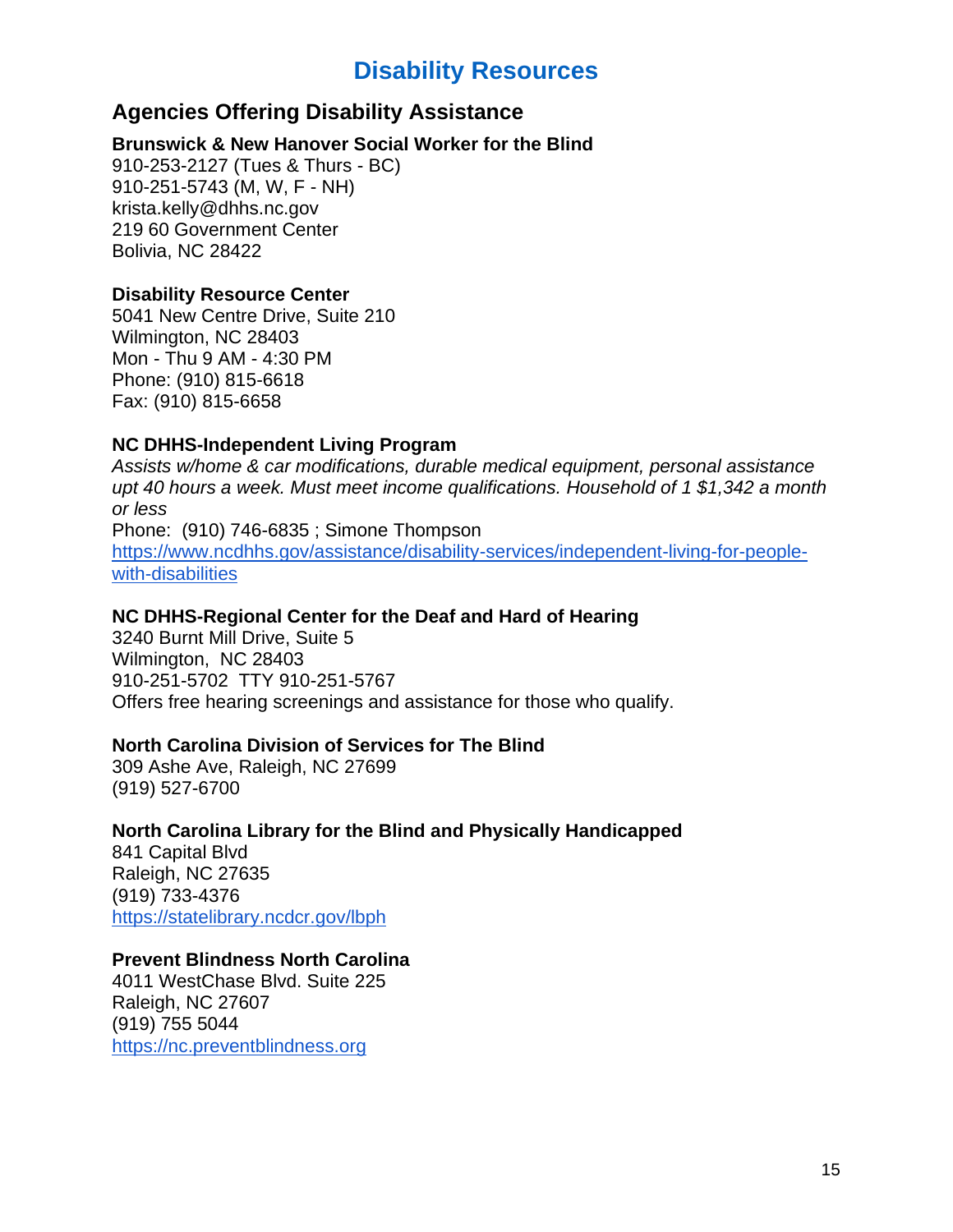# Disability Resources

## Agencies Offering Disability Assistance

**Brunswick & New Hanover Social Worker for the Blind**
910-253-2127 (Tues & Thurs - BC)
910-251-5743 (M, W, F - NH)
krista.kelly@dhhs.nc.gov
219 60 Government Center
Bolivia, NC 28422

**Disability Resource Center**
5041 New Centre Drive, Suite 210
Wilmington, NC 28403
Mon - Thu 9 AM - 4:30 PM
Phone: (910) 815-6618
Fax: (910) 815-6658

**NC DHHS-Independent Living Program**
*Assists w/home & car modifications, durable medical equipment, personal assistance upt 40 hours a week. Must meet income qualifications. Household of 1 $1,342 a month or less*
Phone: (910) 746-6835 ; Simone Thompson
[https://www.ncdhhs.gov/assistance/disability-services/independent-living-for-people-with-disabilities](https://www.ncdhhs.gov/assistance/disability-services/independent-living-for-people-with-disabilities)

**NC DHHS-Regional Center for the Deaf and Hard of Hearing**
3240 Burnt Mill Drive, Suite 5
Wilmington, NC 28403
910-251-5702 TTY 910-251-5767
Offers free hearing screenings and assistance for those who qualify.

**North Carolina Division of Services for The Blind**
309 Ashe Ave, Raleigh, NC 27699
(919) 527-6700

**North Carolina Library for the Blind and Physically Handicapped**
841 Capital Blvd
Raleigh, NC 27635
(919) 733-4376
[https://statelibrary.ncdcr.gov/lbph](https://statelibrary.ncdcr.gov/lbph)

**Prevent Blindness North Carolina**
4011 WestChase Blvd. Suite 225
Raleigh, NC 27607
(919) 755 5044
[https://nc.preventblindness.org](https://nc.preventblindness.org)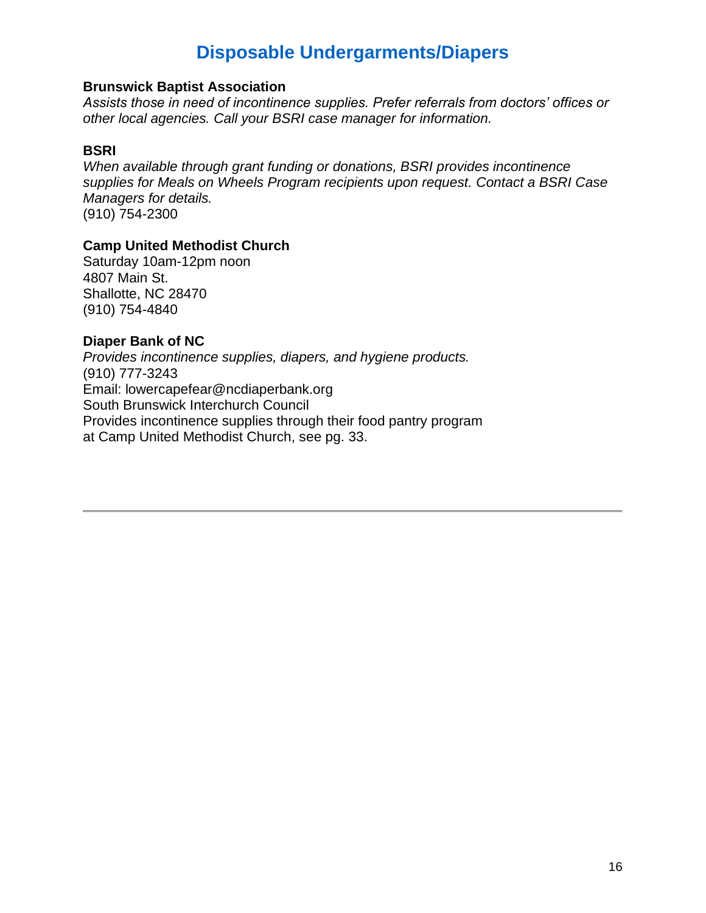# Disposable Undergarments/Diapers

**Brunswick Baptist Association**
*Assists those in need of incontinence supplies. Prefer referrals from doctors' offices or other local agencies. Call your BSRI case manager for information.*

**BSRI**
*When available through grant funding or donations, BSRI provides incontinence supplies for Meals on Wheels Program recipients upon request. Contact a BSRI Case Managers for details.*
(910) 754-2300

**Camp United Methodist Church**
Saturday 10am-12pm noon
4807 Main St.
Shallotte, NC 28470
(910) 754-4840

**Diaper Bank of NC**
*Provides incontinence supplies, diapers, and hygiene products.*
(910) 777-3243
Email: lowercapefear@ncdiaperbank.org
South Brunswick Interchurch Council
Provides incontinence supplies through their food pantry program at Camp United Methodist Church, see pg. 33.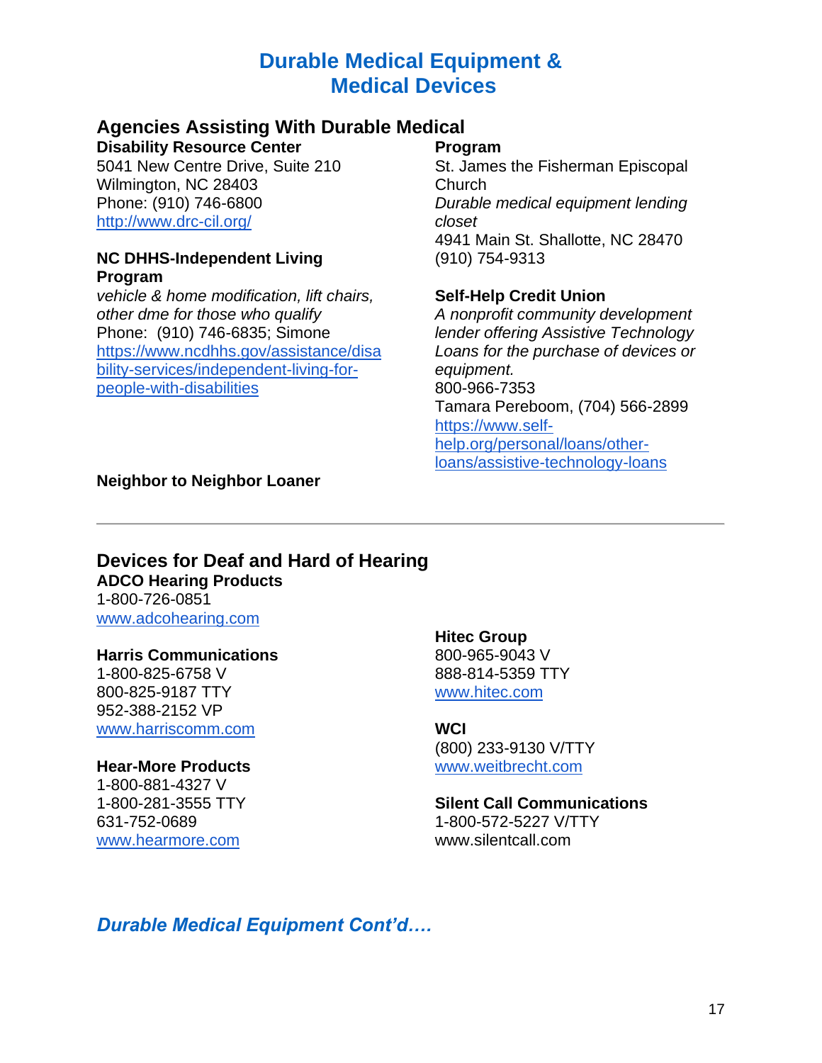# Durable Medical Equipment & Medical Devices

## Agencies Assisting With Durable Medical

**Disability Resource Center**
5041 New Centre Drive, Suite 210
Wilmington, NC 28403
Phone: (910) 746-6800
[http://www.drc-cil.org/](http://www.drc-cil.org/)

**NC DHHS-Independent Living Program**
*vehicle & home modification, lift chairs, other dme for those who qualify*
Phone: (910) 746-6835; Simone
[https://www.ncdhhs.gov/assistance/disability-services/independent-living-for-people-with-disabilities](https://www.ncdhhs.gov/assistance/disability-services/independent-living-for-people-with-disabilities)

**Neighbor to Neighbor Loaner Program**
St. James the Fisherman Episcopal Church
*Durable medical equipment lending closet*
4941 Main St. Shallotte, NC 28470
(910) 754-9313

**Self-Help Credit Union**
*A nonprofit community development lender offering Assistive Technology Loans for the purchase of devices or equipment.*
800-966-7353
Tamara Pereboom, (704) 566-2899
[https://www.self-help.org/personal/loans/other-loans/assistive-technology-loans](https://www.self-help.org/personal/loans/other-loans/assistive-technology-loans)

---

## Devices for Deaf and Hard of Hearing

**ADCO Hearing Products**
1-800-726-0851
[www.adcohearing.com](www.adcohearing.com)

**Harris Communications**
1-800-825-6758 V
800-825-9187 TTY
952-388-2152 VP
[www.harriscomm.com](www.harriscomm.com)

**Hear-More Products**
1-800-881-4327 V
1-800-281-3555 TTY
631-752-0689
[www.hearmore.com](www.hearmore.com)

**Hitec Group**
800-965-9043 V
888-814-5359 TTY
[www.hitec.com](www.hitec.com)

**WCI**
(800) 233-9130 V/TTY
[www.weitbrecht.com](www.weitbrecht.com)

**Silent Call Communications**
1-800-572-5227 V/TTY
www.silentcall.com

***Durable Medical Equipment Cont'd….***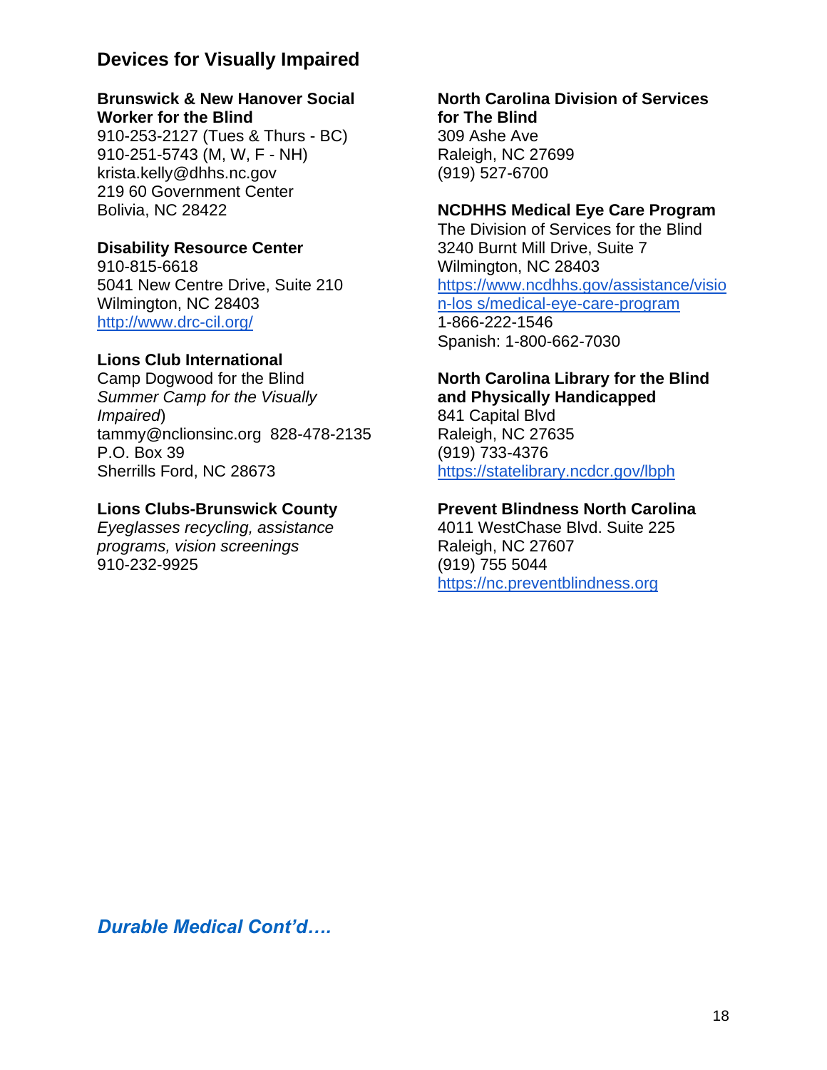## Devices for Visually Impaired

**Brunswick & New Hanover Social Worker for the Blind**
910-253-2127 (Tues & Thurs - BC)
910-251-5743 (M, W, F - NH)
krista.kelly@dhhs.nc.gov
219 60 Government Center
Bolivia, NC 28422

**Disability Resource Center**
910-815-6618
5041 New Centre Drive, Suite 210
Wilmington, NC 28403
http://www.drc-cil.org/

**Lions Club International**
Camp Dogwood for the Blind
*Summer Camp for the Visually Impaired*)
tammy@nclionsinc.org 828-478-2135
P.O. Box 39
Sherrills Ford, NC 28673

**Lions Clubs-Brunswick County**
*Eyeglasses recycling, assistance programs, vision screenings*
910-232-9925

**North Carolina Division of Services for The Blind**
309 Ashe Ave
Raleigh, NC 27699
(919) 527-6700

**NCDHHS Medical Eye Care Program**
The Division of Services for the Blind
3240 Burnt Mill Drive, Suite 7
Wilmington, NC 28403
https://www.ncdhhs.gov/assistance/vision-los s/medical-eye-care-program
1-866-222-1546
Spanish: 1-800-662-7030

**North Carolina Library for the Blind and Physically Handicapped**
841 Capital Blvd
Raleigh, NC 27635
(919) 733-4376
https://statelibrary.ncdcr.gov/lbph

**Prevent Blindness North Carolina**
4011 WestChase Blvd. Suite 225
Raleigh, NC 27607
(919) 755 5044
https://nc.preventblindness.org

***Durable Medical Cont'd….***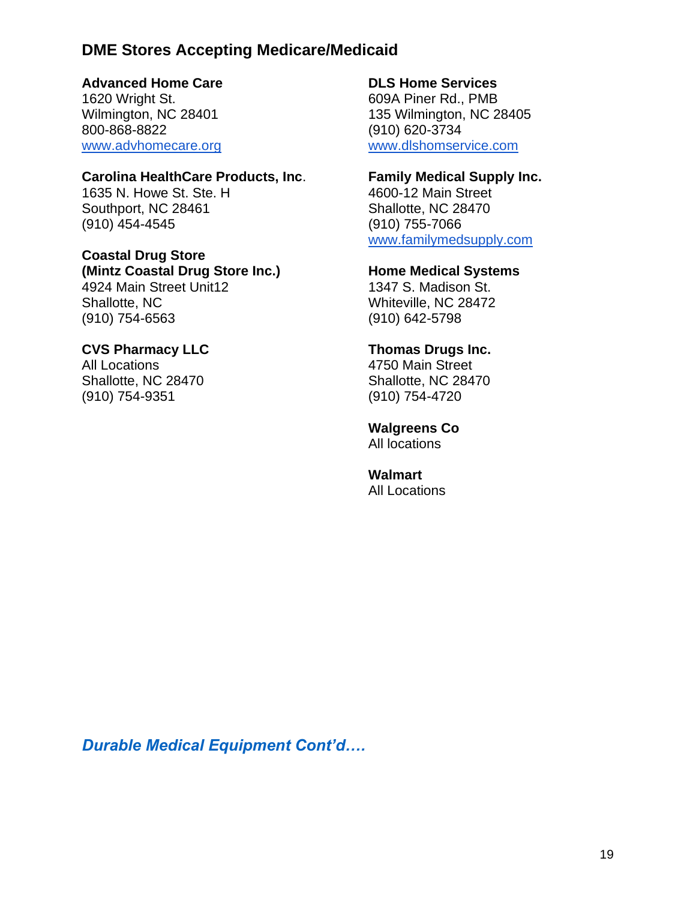## DME Stores Accepting Medicare/Medicaid

**Advanced Home Care**
1620 Wright St.
Wilmington, NC 28401
800-868-8822
www.advhomecare.org

**Carolina HealthCare Products, Inc**.
1635 N. Howe St. Ste. H
Southport, NC 28461
(910) 454-4545

**Coastal Drug Store**
**(Mintz Coastal Drug Store Inc.)**
4924 Main Street Unit12
Shallotte, NC
(910) 754-6563

**CVS Pharmacy LLC**
All Locations
Shallotte, NC 28470
(910) 754-9351

**DLS Home Services**
609A Piner Rd., PMB
135 Wilmington, NC 28405
(910) 620-3734
www.dlshomservice.com

**Family Medical Supply Inc.**
4600-12 Main Street
Shallotte, NC 28470
(910) 755-7066
www.familymedsupply.com

**Home Medical Systems**
1347 S. Madison St.
Whiteville, NC 28472
(910) 642-5798

**Thomas Drugs Inc.**
4750 Main Street
Shallotte, NC 28470
(910) 754-4720

**Walgreens Co**
All locations

**Walmart**
All Locations

***Durable Medical Equipment Cont'd….***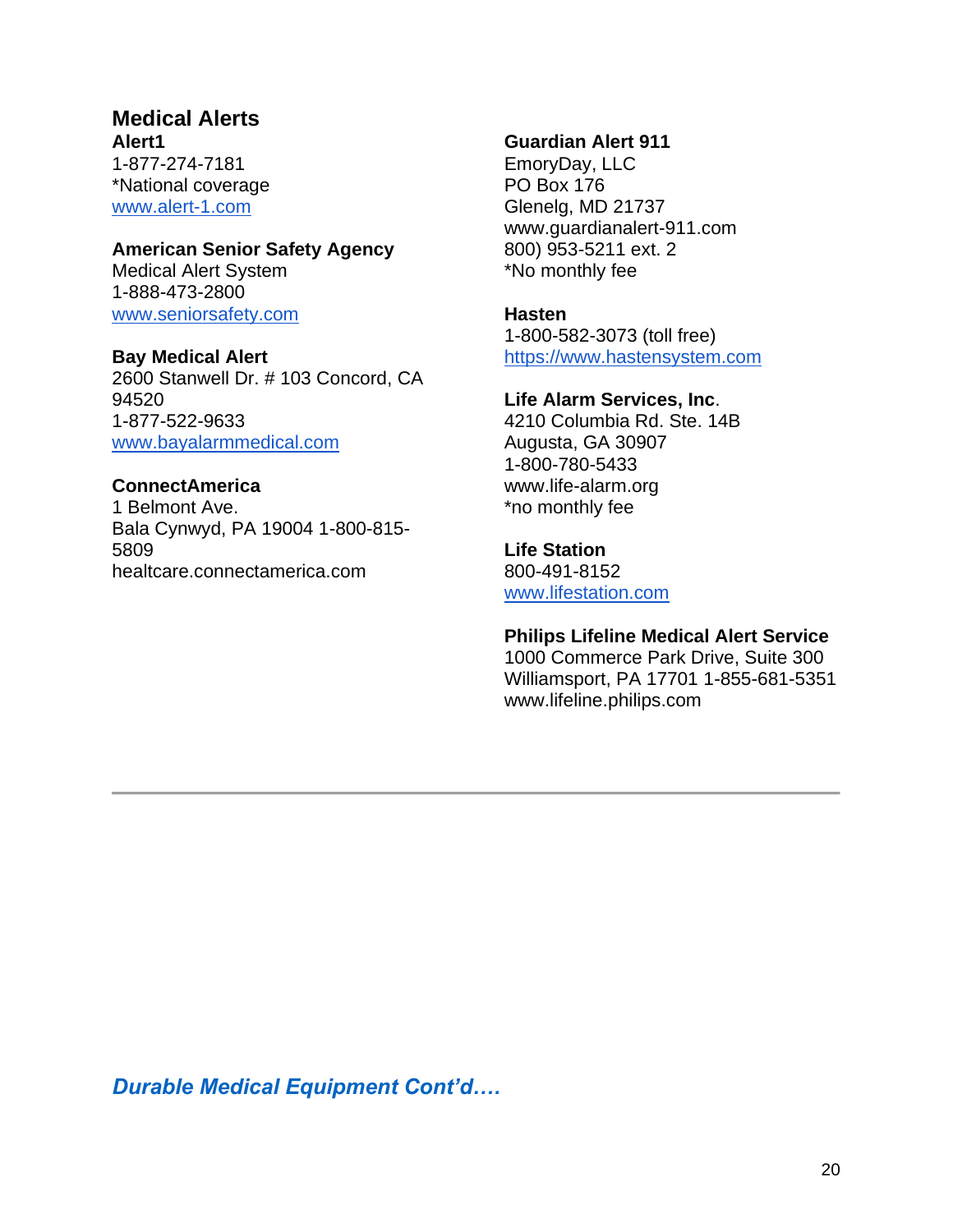## Medical Alerts

**Alert1**
1-877-274-7181
*National coverage
www.alert-1.com

**American Senior Safety Agency**
Medical Alert System
1-888-473-2800
www.seniorsafety.com

**Bay Medical Alert**
2600 Stanwell Dr. # 103 Concord, CA 94520
1-877-522-9633
www.bayalarmmedical.com

**ConnectAmerica**
1 Belmont Ave.
Bala Cynwyd, PA 19004 1-800-815-5809
healtcare.connectamerica.com

**Guardian Alert 911**
EmoryDay, LLC
PO Box 176
Glenelg, MD 21737
www.guardianalert-911.com
800) 953-5211 ext. 2
*No monthly fee

**Hasten**
1-800-582-3073 (toll free)
https://www.hastensystem.com

**Life Alarm Services, Inc**.
4210 Columbia Rd. Ste. 14B
Augusta, GA 30907
1-800-780-5433
www.life-alarm.org
*no monthly fee

**Life Station**
800-491-8152
www.lifestation.com

**Philips Lifeline Medical Alert Service**
1000 Commerce Park Drive, Suite 300
Williamsport, PA 17701 1-855-681-5351
www.lifeline.philips.com

---

***Durable Medical Equipment Cont'd….***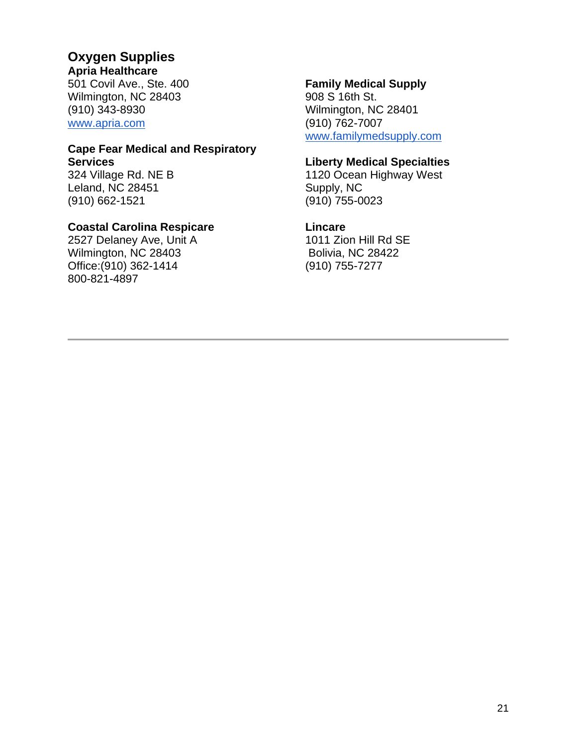## Oxygen Supplies

**Apria Healthcare**
501 Covil Ave., Ste. 400
Wilmington, NC 28403
(910) 343-8930
www.apria.com

**Cape Fear Medical and Respiratory Services**
324 Village Rd. NE B
Leland, NC 28451
(910) 662-1521

**Coastal Carolina Respicare**
2527 Delaney Ave, Unit A
Wilmington, NC 28403
Office:(910) 362-1414
800-821-4897

**Family Medical Supply**
908 S 16th St.
Wilmington, NC 28401
(910) 762-7007
www.familymedsupply.com

**Liberty Medical Specialties**
1120 Ocean Highway West
Supply, NC
(910) 755-0023

**Lincare**
1011 Zion Hill Rd SE
Bolivia, NC 28422
(910) 755-7277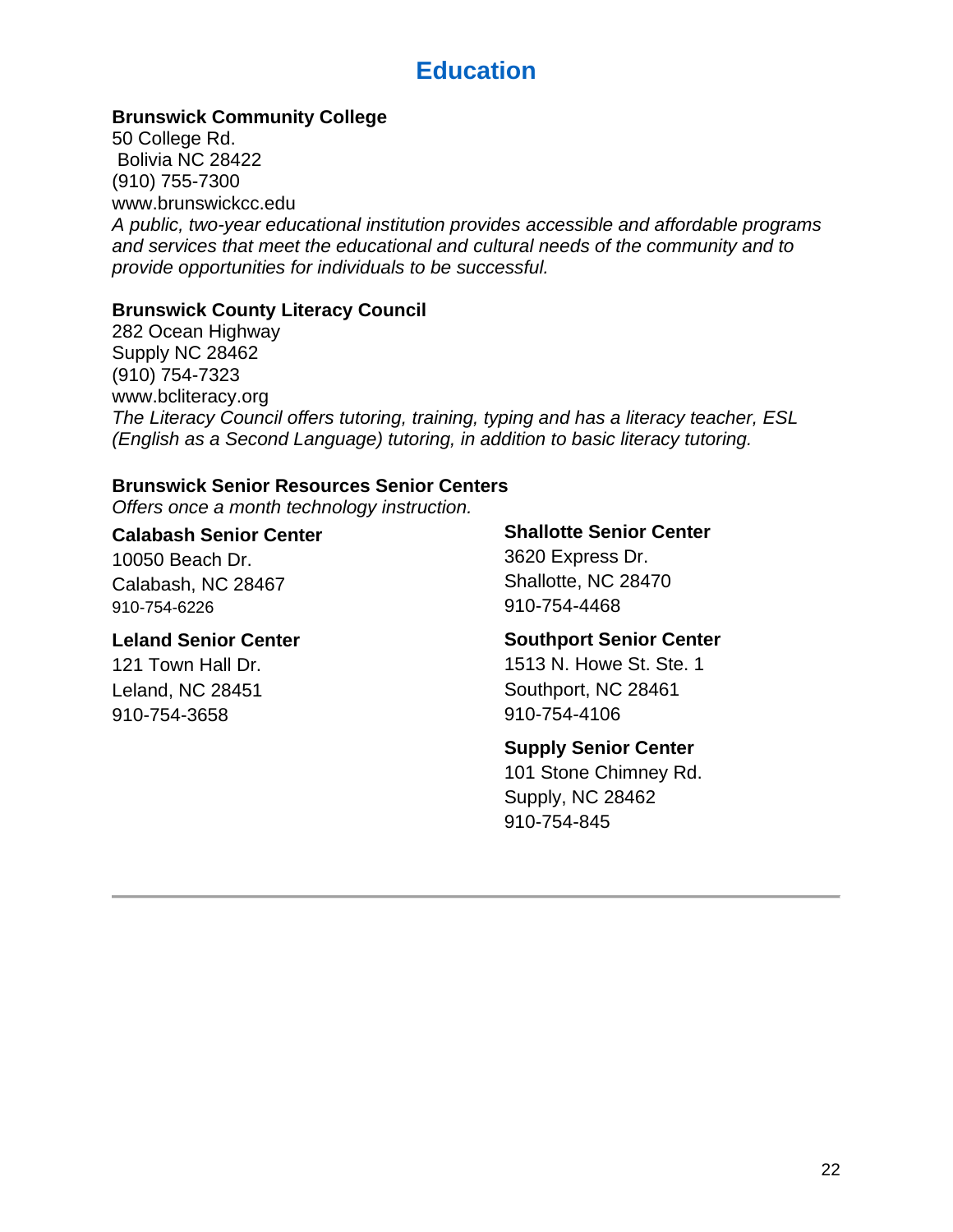# Education

**Brunswick Community College**
50 College Rd.
Bolivia NC 28422
(910) 755-7300
www.brunswickcc.edu
*A public, two-year educational institution provides accessible and affordable programs and services that meet the educational and cultural needs of the community and to provide opportunities for individuals to be successful.*

**Brunswick County Literacy Council**
282 Ocean Highway
Supply NC 28462
(910) 754-7323
www.bcliteracy.org
*The Literacy Council offers tutoring, training, typing and has a literacy teacher, ESL (English as a Second Language) tutoring, in addition to basic literacy tutoring.*

**Brunswick Senior Resources Senior Centers**
*Offers once a month technology instruction.*

**Calabash Senior Center**
10050 Beach Dr.
Calabash, NC 28467
910-754-6226

**Leland Senior Center**
121 Town Hall Dr.
Leland, NC 28451
910-754-3658

**Shallotte Senior Center**
3620 Express Dr.
Shallotte, NC 28470
910-754-4468

**Southport Senior Center**
1513 N. Howe St. Ste. 1
Southport, NC 28461
910-754-4106

**Supply Senior Center**
101 Stone Chimney Rd.
Supply, NC 28462
910-754-845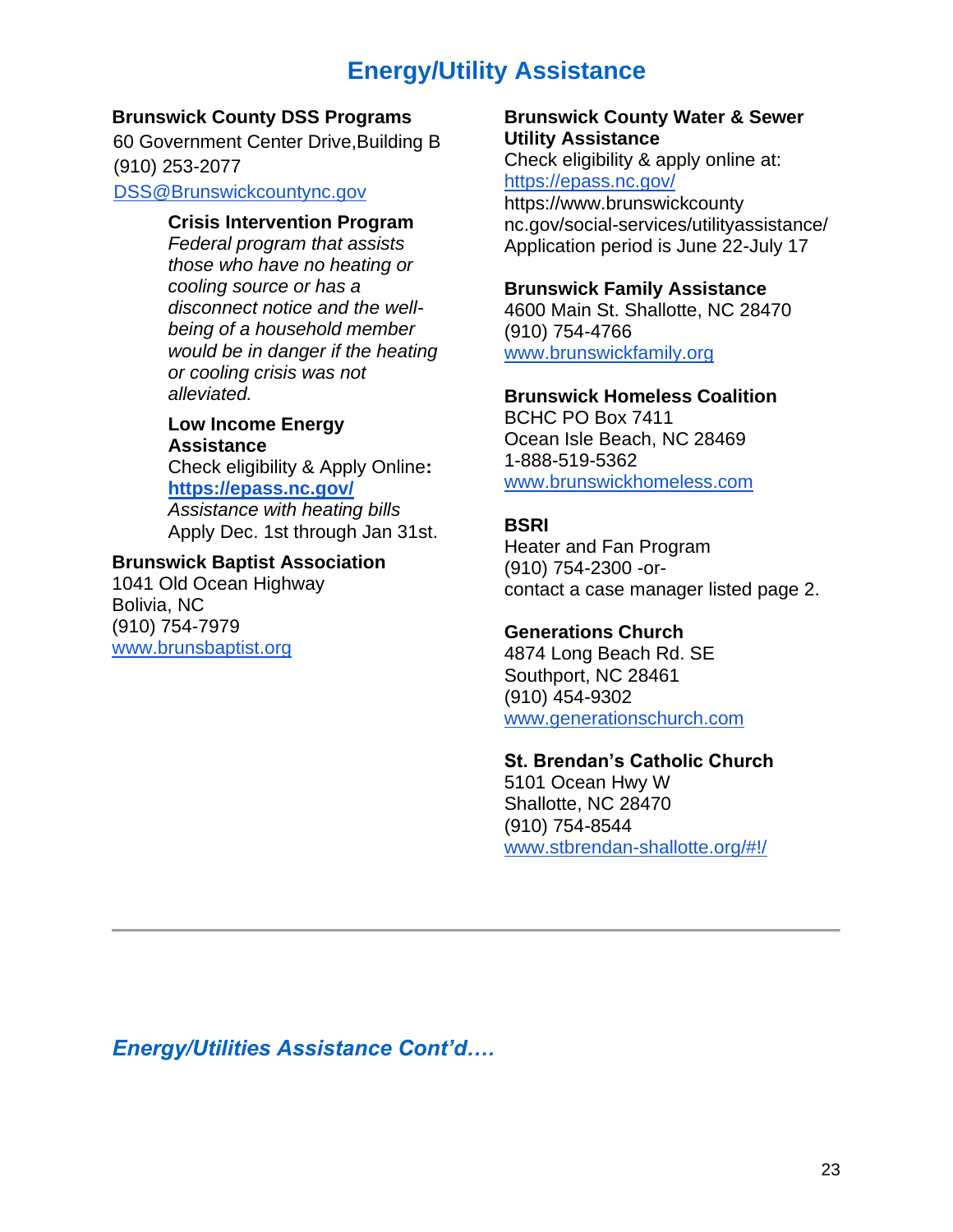# Energy/Utility Assistance

**Brunswick County DSS Programs**
60 Government Center Drive,Building B
(910) 253-2077
DSS@Brunswickcountync.gov

**Crisis Intervention Program**
*Federal program that assists those who have no heating or cooling source or has a disconnect notice and the well-being of a household member would be in danger if the heating or cooling crisis was not alleviated.*

**Low Income Energy Assistance**
Check eligibility & Apply Online**:**
**https://epass.nc.gov/**
*Assistance with heating bills*
Apply Dec. 1st through Jan 31st.

**Brunswick Baptist Association**
1041 Old Ocean Highway
Bolivia, NC
(910) 754-7979
www.brunsbaptist.org

**Brunswick County Water & Sewer Utility Assistance**
Check eligibility & apply online at:
https://epass.nc.gov/
https://www.brunswickcountync.gov/social-services/utilityassistance/
Application period is June 22-July 17

**Brunswick Family Assistance**
4600 Main St. Shallotte, NC 28470
(910) 754-4766
www.brunswickfamily.org

**Brunswick Homeless Coalition**
BCHC PO Box 7411
Ocean Isle Beach, NC 28469
1-888-519-5362
www.brunswickhomeless.com

**BSRI**
Heater and Fan Program
(910) 754-2300 -or-
contact a case manager listed page 2.

**Generations Church**
4874 Long Beach Rd. SE
Southport, NC 28461
(910) 454-9302
www.generationschurch.com

**St. Brendan's Catholic Church**
5101 Ocean Hwy W
Shallotte, NC 28470
(910) 754-8544
www.stbrendan-shallotte.org/#!/

---

***Energy/Utilities Assistance Cont'd….***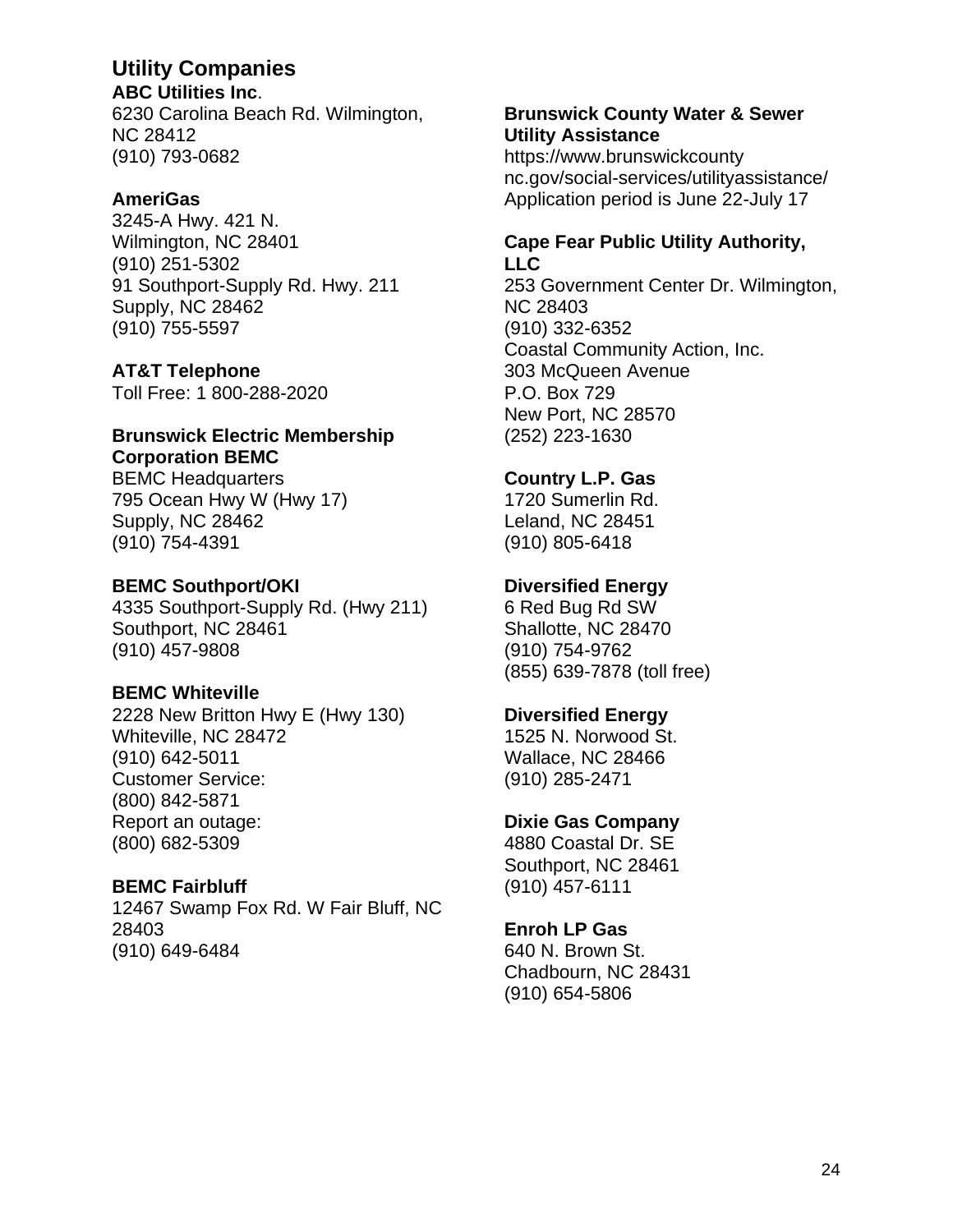## Utility Companies

**ABC Utilities Inc**.
6230 Carolina Beach Rd. Wilmington, NC 28412
(910) 793-0682

**AmeriGas**
3245-A Hwy. 421 N.
Wilmington, NC 28401
(910) 251-5302
91 Southport-Supply Rd. Hwy. 211
Supply, NC 28462
(910) 755-5597

**AT&T Telephone**
Toll Free: 1 800-288-2020

**Brunswick Electric Membership Corporation BEMC**
BEMC Headquarters
795 Ocean Hwy W (Hwy 17)
Supply, NC 28462
(910) 754-4391

**BEMC Southport/OKI**
4335 Southport-Supply Rd. (Hwy 211)
Southport, NC 28461
(910) 457-9808

**BEMC Whiteville**
2228 New Britton Hwy E (Hwy 130)
Whiteville, NC 28472
(910) 642-5011
Customer Service:
(800) 842-5871
Report an outage:
(800) 682-5309

**BEMC Fairbluff**
12467 Swamp Fox Rd. W Fair Bluff, NC 28403
(910) 649-6484

**Brunswick County Water & Sewer Utility Assistance**
https://www.brunswickcounty nc.gov/social-services/utilityassistance/
Application period is June 22-July 17

**Cape Fear Public Utility Authority, LLC**
253 Government Center Dr. Wilmington, NC 28403
(910) 332-6352
Coastal Community Action, Inc.
303 McQueen Avenue
P.O. Box 729
New Port, NC 28570
(252) 223-1630

**Country L.P. Gas**
1720 Sumerlin Rd.
Leland, NC 28451
(910) 805-6418

**Diversified Energy**
6 Red Bug Rd SW
Shallotte, NC 28470
(910) 754-9762
(855) 639-7878 (toll free)

**Diversified Energy**
1525 N. Norwood St.
Wallace, NC 28466
(910) 285-2471

**Dixie Gas Company**
4880 Coastal Dr. SE
Southport, NC 28461
(910) 457-6111

**Enroh LP Gas**
640 N. Brown St.
Chadbourn, NC 28431
(910) 654-5806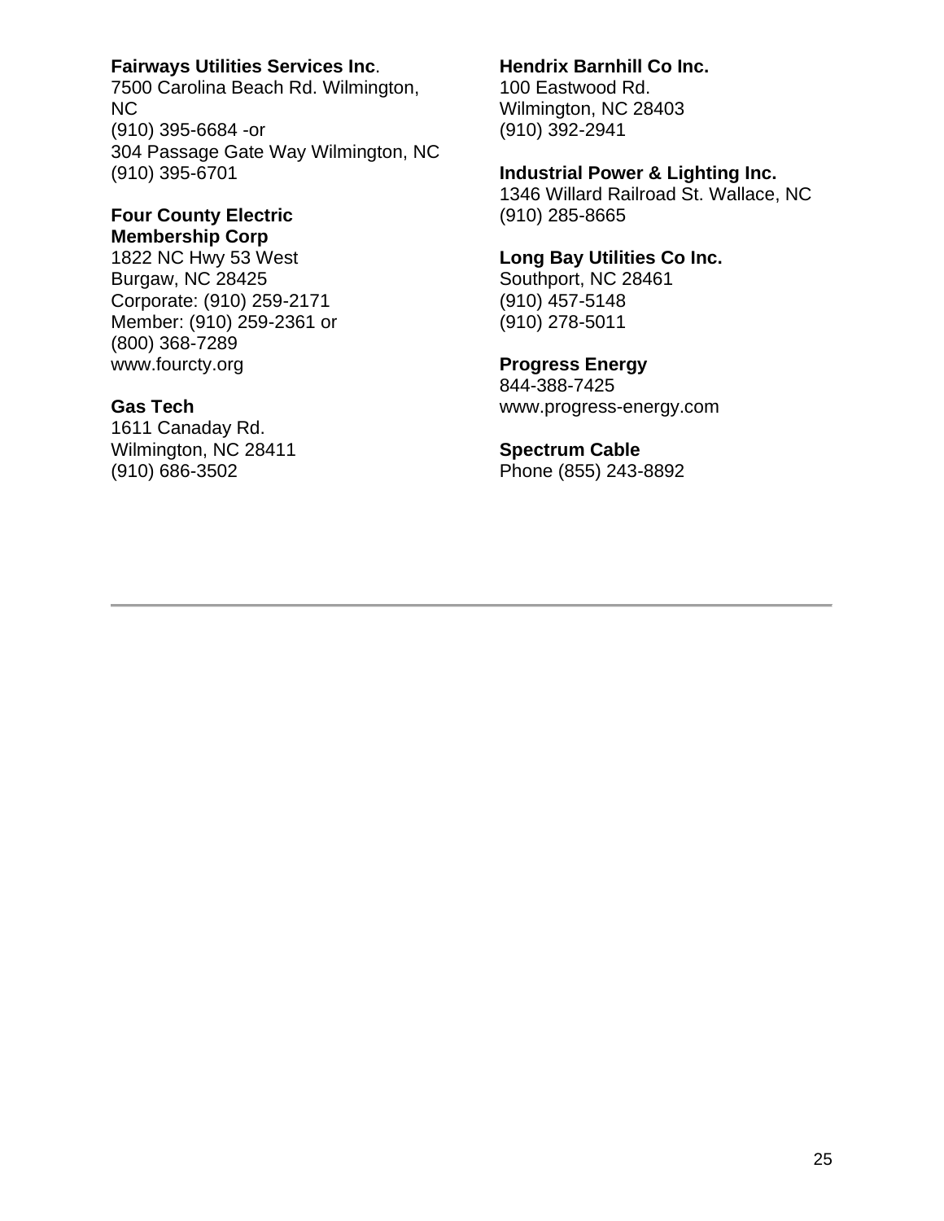**Fairways Utilities Services Inc**.
7500 Carolina Beach Rd. Wilmington, NC
(910) 395-6684 -or
304 Passage Gate Way Wilmington, NC
(910) 395-6701

**Four County Electric Membership Corp**
1822 NC Hwy 53 West
Burgaw, NC 28425
Corporate: (910) 259-2171
Member: (910) 259-2361 or
(800) 368-7289
www.fourcty.org

**Gas Tech**
1611 Canaday Rd.
Wilmington, NC 28411
(910) 686-3502

**Hendrix Barnhill Co Inc.**
100 Eastwood Rd.
Wilmington, NC 28403
(910) 392-2941

**Industrial Power & Lighting Inc.**
1346 Willard Railroad St. Wallace, NC
(910) 285-8665

**Long Bay Utilities Co Inc.**
Southport, NC 28461
(910) 457-5148
(910) 278-5011

**Progress Energy**
844-388-7425
www.progress-energy.com

**Spectrum Cable**
Phone (855) 243-8892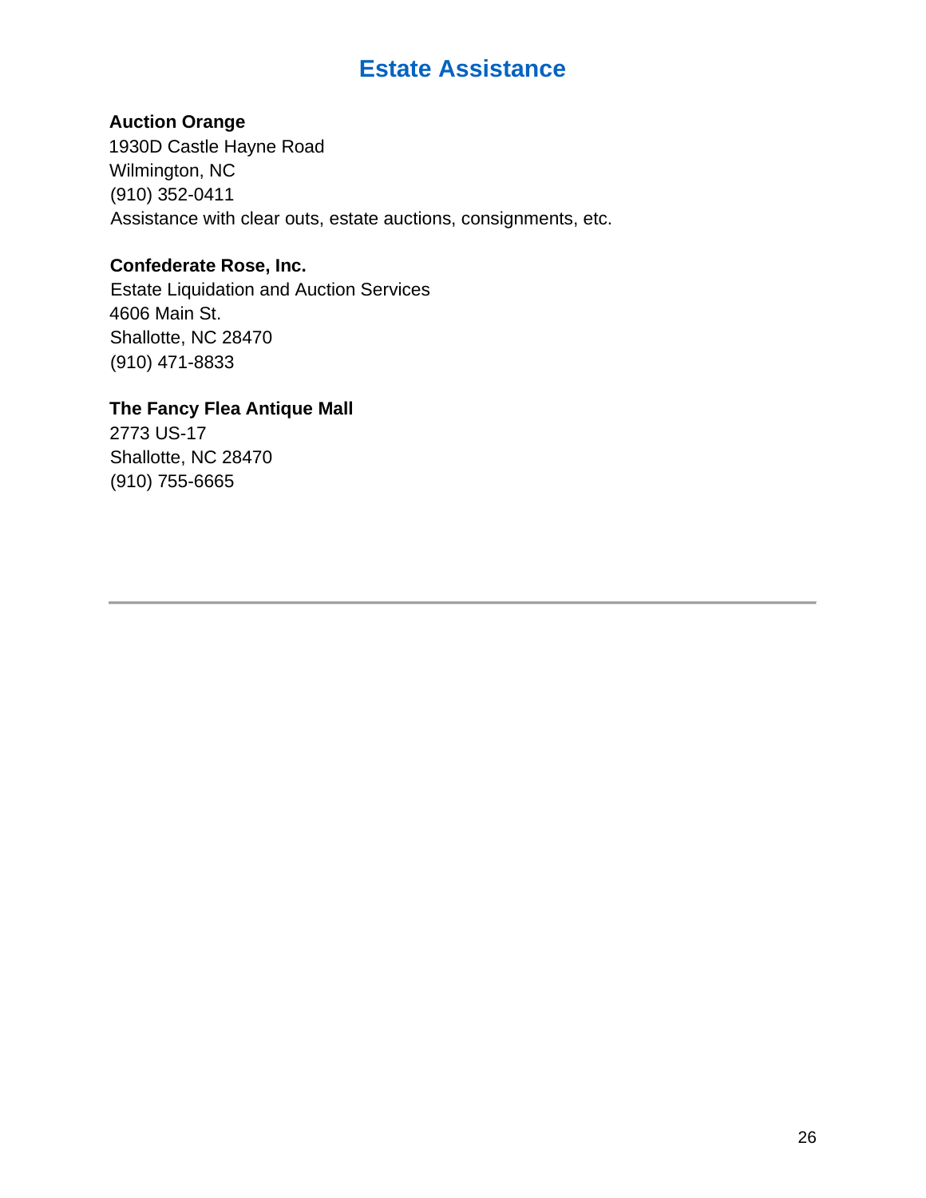# Estate Assistance

**Auction Orange**
1930D Castle Hayne Road
Wilmington, NC
(910) 352-0411
Assistance with clear outs, estate auctions, consignments, etc.

**Confederate Rose, Inc.**
Estate Liquidation and Auction Services
4606 Main St.
Shallotte, NC 28470
(910) 471-8833

**The Fancy Flea Antique Mall**
2773 US-17
Shallotte, NC 28470
(910) 755-6665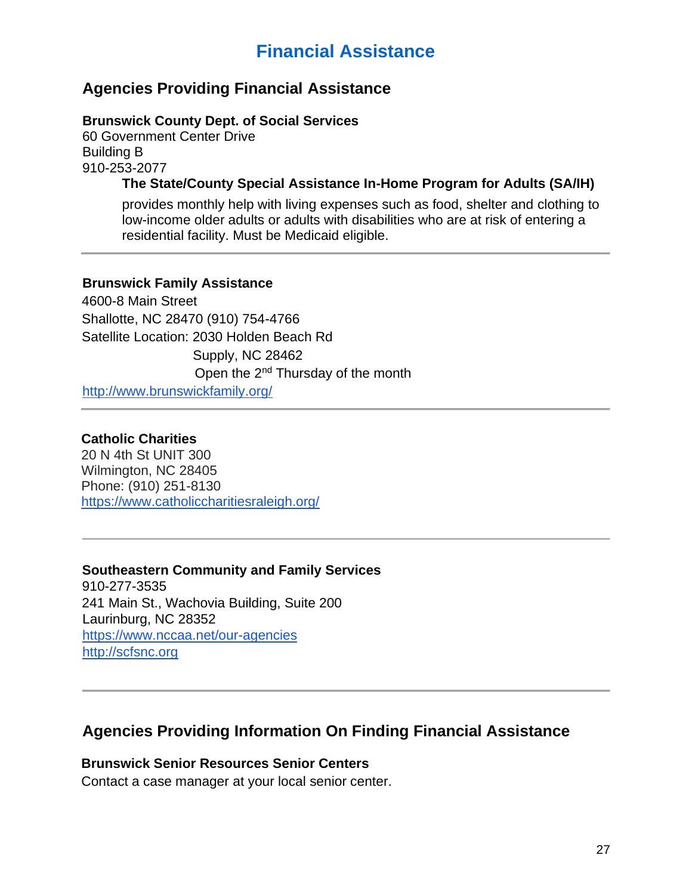# Financial Assistance

## Agencies Providing Financial Assistance

**Brunswick County Dept. of Social Services**
60 Government Center Drive
Building B
910-253-2077

> **The State/County Special Assistance In-Home Program for Adults (SA/IH)** provides monthly help with living expenses such as food, shelter and clothing to low-income older adults or adults with disabilities who are at risk of entering a residential facility. Must be Medicaid eligible.

---

**Brunswick Family Assistance**
4600-8 Main Street
Shallotte, NC 28470 (910) 754-4766
Satellite Location: 2030 Holden Beach Rd
Supply, NC 28462
Open the 2nd Thursday of the month
http://www.brunswickfamily.org/

---

**Catholic Charities**
20 N 4th St UNIT 300
Wilmington, NC 28405
Phone: (910) 251-8130
https://www.catholiccharitiesraleigh.org/

---

**Southeastern Community and Family Services**
910-277-3535
241 Main St., Wachovia Building, Suite 200
Laurinburg, NC 28352
https://www.nccaa.net/our-agencies
http://scfsnc.org

---

## Agencies Providing Information On Finding Financial Assistance

**Brunswick Senior Resources Senior Centers**
Contact a case manager at your local senior center.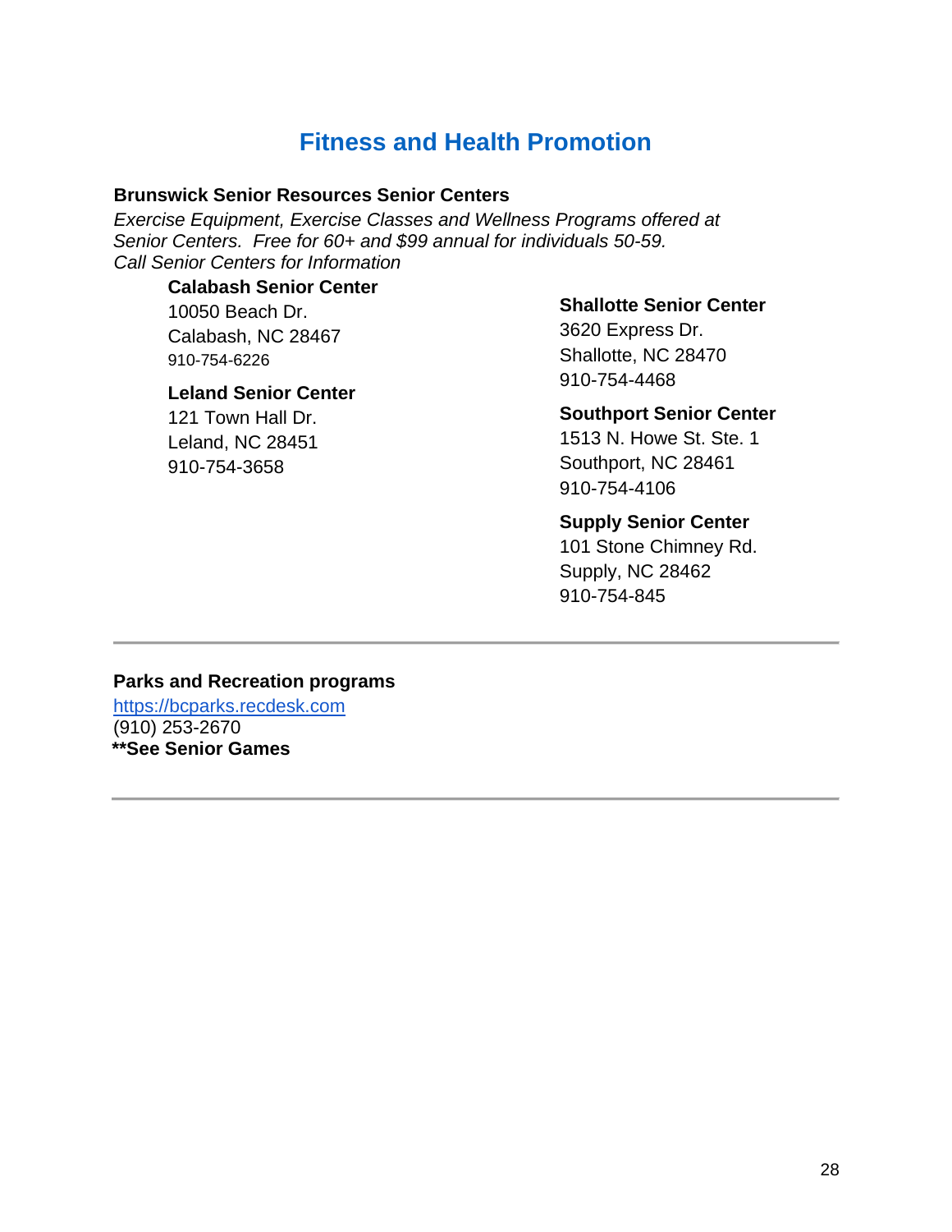# Fitness and Health Promotion

**Brunswick Senior Resources Senior Centers**

*Exercise Equipment, Exercise Classes and Wellness Programs offered at Senior Centers. Free for 60+ and $99 annual for individuals 50-59.*
*Call Senior Centers for Information*

**Calabash Senior Center**
10050 Beach Dr.
Calabash, NC 28467
910-754-6226

**Leland Senior Center**
121 Town Hall Dr.
Leland, NC 28451
910-754-3658

**Shallotte Senior Center**
3620 Express Dr.
Shallotte, NC 28470
910-754-4468

**Southport Senior Center**
1513 N. Howe St. Ste. 1
Southport, NC 28461
910-754-4106

**Supply Senior Center**
101 Stone Chimney Rd.
Supply, NC 28462
910-754-845

---

**Parks and Recreation programs**
https://bcparks.recdesk.com
(910) 253-2670
****See Senior Games**

---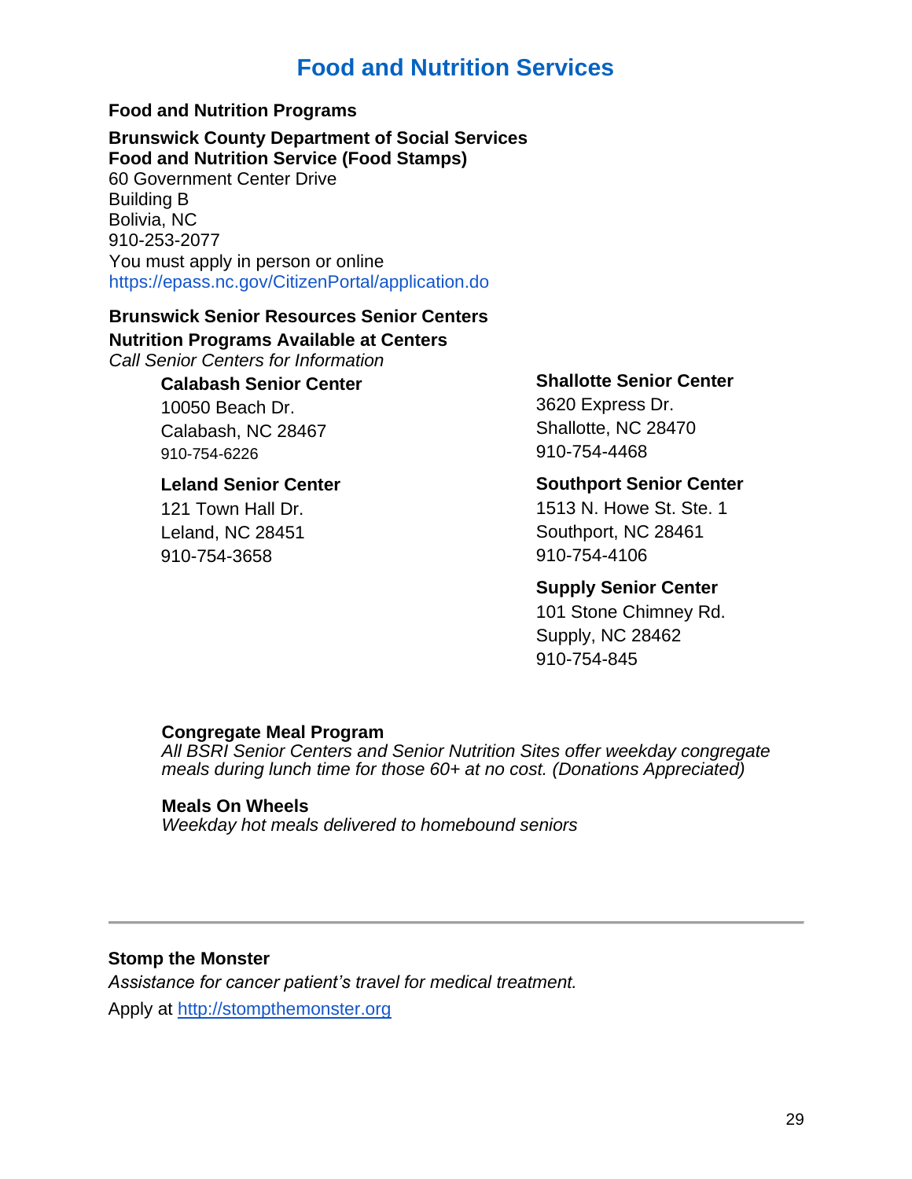# Food and Nutrition Services

**Food and Nutrition Programs**

**Brunswick County Department of Social Services**
**Food and Nutrition Service (Food Stamps)**
60 Government Center Drive
Building B
Bolivia, NC
910-253-2077
You must apply in person or online
https://epass.nc.gov/CitizenPortal/application.do

**Brunswick Senior Resources Senior Centers**
**Nutrition Programs Available at Centers**
*Call Senior Centers for Information*

**Calabash Senior Center**
10050 Beach Dr.
Calabash, NC 28467
910-754-6226

**Leland Senior Center**
121 Town Hall Dr.
Leland, NC 28451
910-754-3658

**Shallotte Senior Center**
3620 Express Dr.
Shallotte, NC 28470
910-754-4468

**Southport Senior Center**
1513 N. Howe St. Ste. 1
Southport, NC 28461
910-754-4106

**Supply Senior Center**
101 Stone Chimney Rd.
Supply, NC 28462
910-754-845

**Congregate Meal Program**
*All BSRI Senior Centers and Senior Nutrition Sites offer weekday congregate meals during lunch time for those 60+ at no cost. (Donations Appreciated)*

**Meals On Wheels**
*Weekday hot meals delivered to homebound seniors*

---

**Stomp the Monster**
*Assistance for cancer patient's travel for medical treatment.*
Apply at http://stompthemonster.org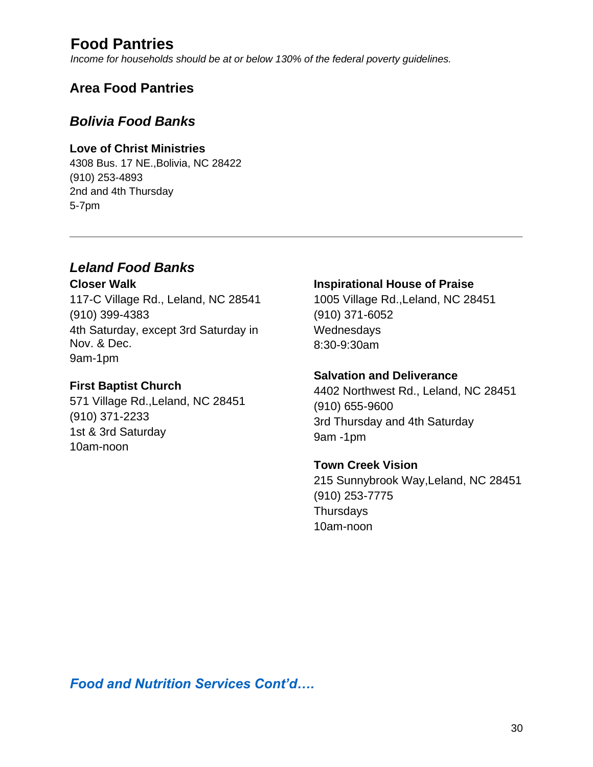# Food Pantries

*Income for households should be at or below 130% of the federal poverty guidelines.*

## Area Food Pantries

### *Bolivia Food Banks*

**Love of Christ Ministries**
4308 Bus. 17 NE.,Bolivia, NC 28422
(910) 253-4893
2nd and 4th Thursday
5-7pm

---

### *Leland Food Banks*

**Closer Walk**
117-C Village Rd., Leland, NC 28541
(910) 399-4383
4th Saturday, except 3rd Saturday in Nov. & Dec.
9am-1pm

**First Baptist Church**
571 Village Rd.,Leland, NC 28451
(910) 371-2233
1st & 3rd Saturday
10am-noon

**Inspirational House of Praise**
1005 Village Rd.,Leland, NC 28451
(910) 371-6052
Wednesdays
8:30-9:30am

**Salvation and Deliverance**
4402 Northwest Rd., Leland, NC 28451
(910) 655-9600
3rd Thursday and 4th Saturday
9am -1pm

**Town Creek Vision**
215 Sunnybrook Way,Leland, NC 28451
(910) 253-7775
Thursdays
10am-noon

***Food and Nutrition Services Cont'd….***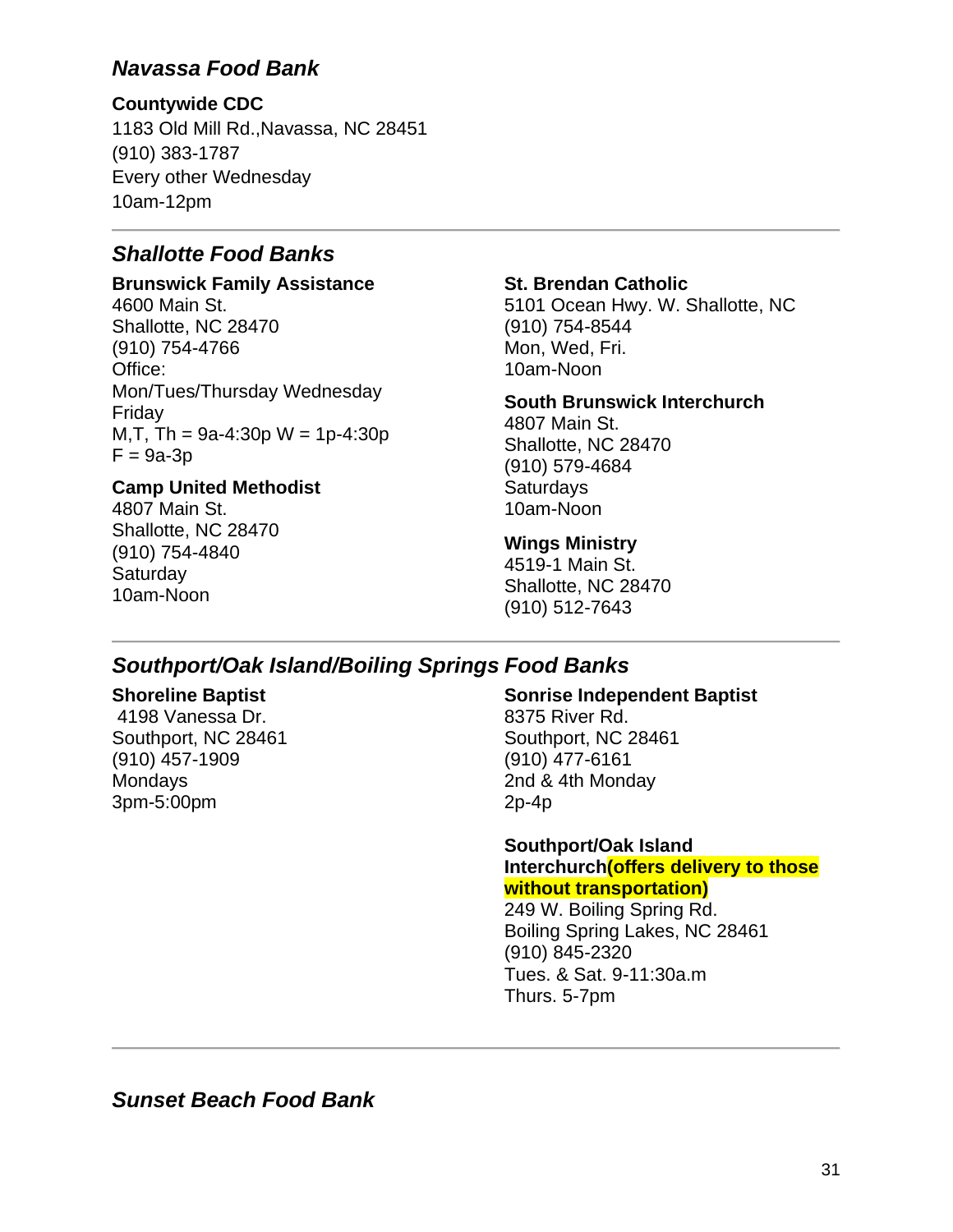## *Navassa Food Bank*

**Countywide CDC**
1183 Old Mill Rd.,Navassa, NC 28451
(910) 383-1787
Every other Wednesday
10am-12pm

---

## *Shallotte Food Banks*

**Brunswick Family Assistance**
4600 Main St.
Shallotte, NC 28470
(910) 754-4766
Office:
Mon/Tues/Thursday Wednesday
Friday
M,T, Th = 9a-4:30p W = 1p-4:30p
F = 9a-3p

**Camp United Methodist**
4807 Main St.
Shallotte, NC 28470
(910) 754-4840
Saturday
10am-Noon

**St. Brendan Catholic**
5101 Ocean Hwy. W. Shallotte, NC
(910) 754-8544
Mon, Wed, Fri.
10am-Noon

**South Brunswick Interchurch**
4807 Main St.
Shallotte, NC 28470
(910) 579-4684
Saturdays
10am-Noon

**Wings Ministry**
4519-1 Main St.
Shallotte, NC 28470
(910) 512-7643

---

## *Southport/Oak Island/Boiling Springs Food Banks*

**Shoreline Baptist**
4198 Vanessa Dr.
Southport, NC 28461
(910) 457-1909
Mondays
3pm-5:00pm

**Sonrise Independent Baptist**
8375 River Rd.
Southport, NC 28461
(910) 477-6161
2nd & 4th Monday
2p-4p

**Southport/Oak Island Interchurch(offers delivery to those without transportation)**
249 W. Boiling Spring Rd.
Boiling Spring Lakes, NC 28461
(910) 845-2320
Tues. & Sat. 9-11:30a.m
Thurs. 5-7pm

---

## *Sunset Beach Food Bank*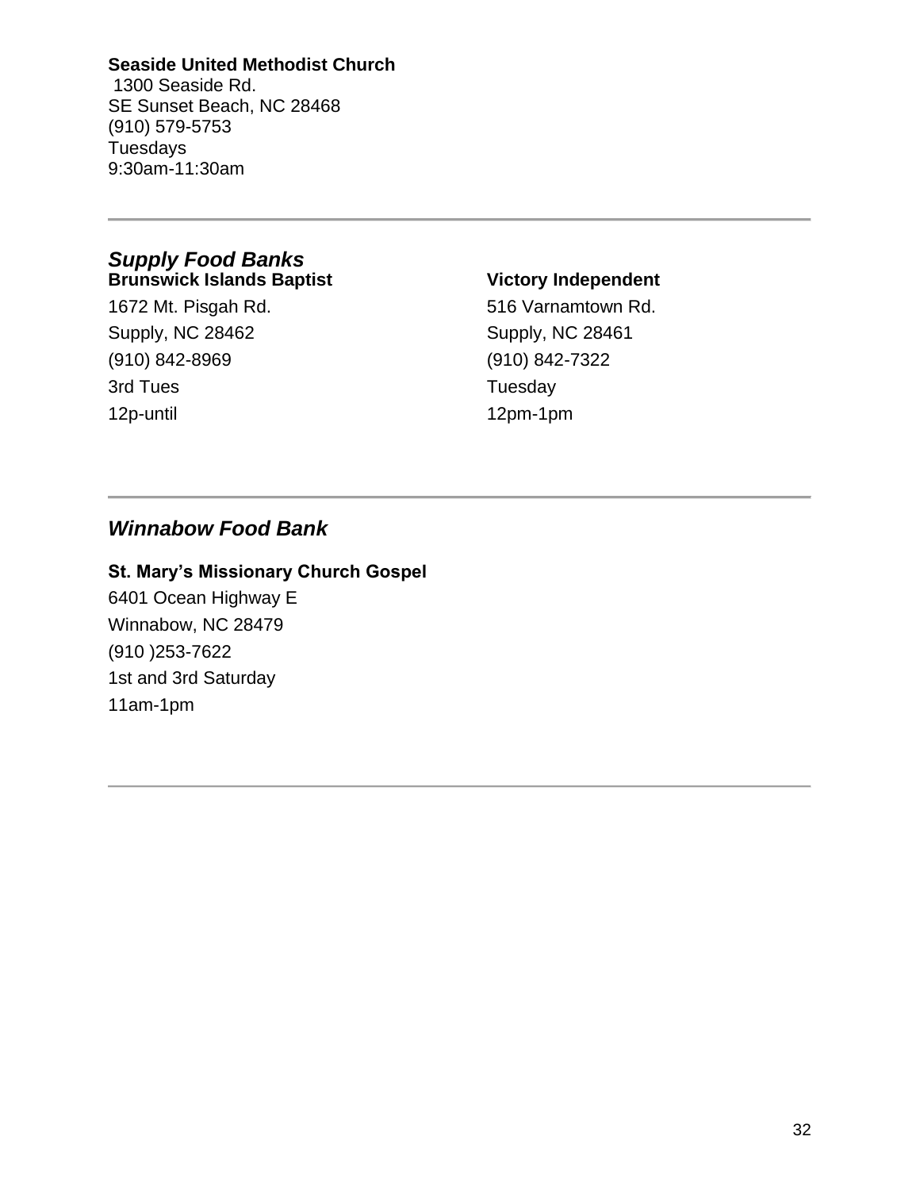**Seaside United Methodist Church**
1300 Seaside Rd.
SE Sunset Beach, NC 28468
(910) 579-5753
Tuesdays
9:30am-11:30am

---

## *Supply Food Banks*

**Brunswick Islands Baptist**
1672 Mt. Pisgah Rd.
Supply, NC 28462
(910) 842-8969
3rd Tues
12p-until

**Victory Independent**
516 Varnamtown Rd.
Supply, NC 28461
(910) 842-7322
Tuesday
12pm-1pm

---

## *Winnabow Food Bank*

**St. Mary's Missionary Church Gospel**
6401 Ocean Highway E
Winnabow, NC 28479
(910 )253-7622
1st and 3rd Saturday
11am-1pm

---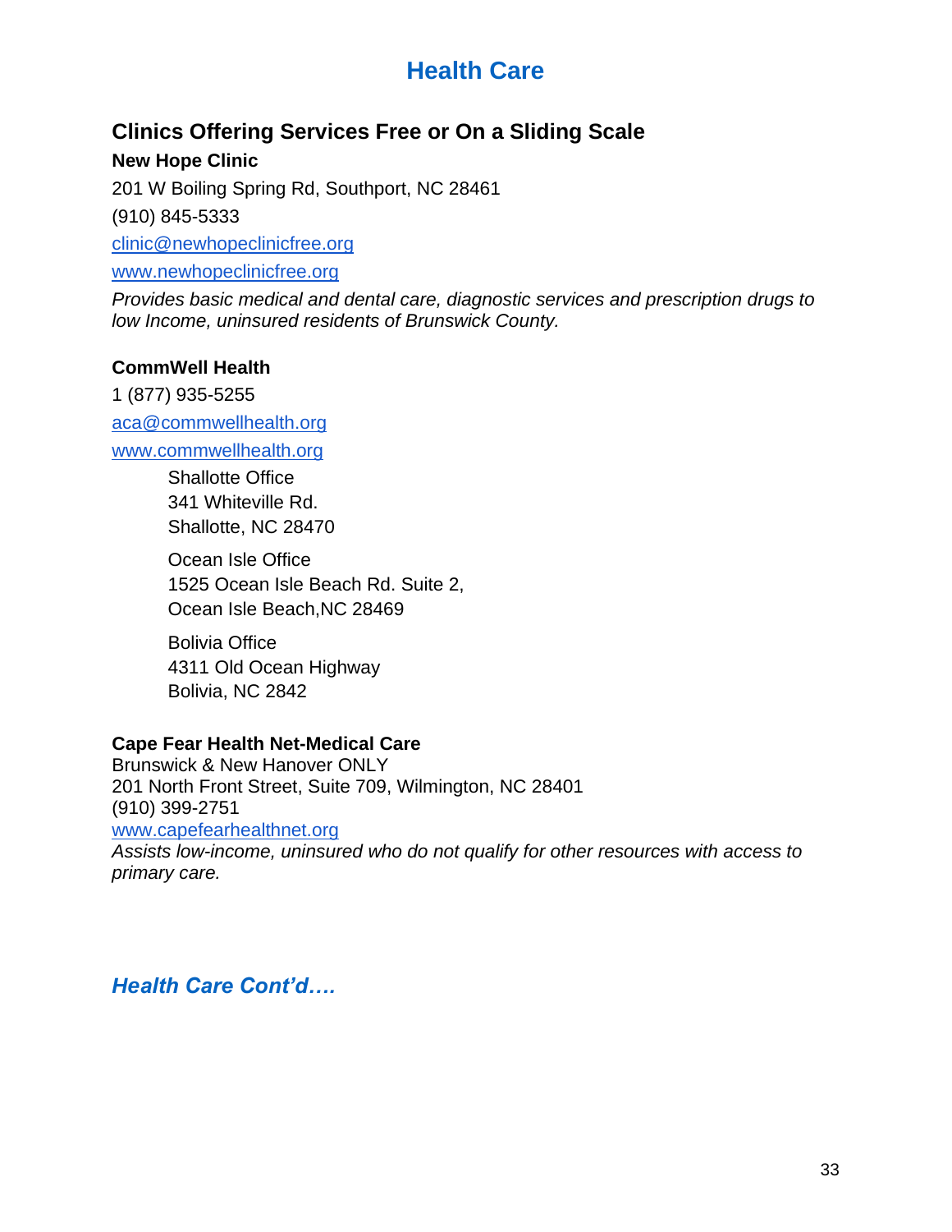# Health Care

## Clinics Offering Services Free or On a Sliding Scale

**New Hope Clinic**

201 W Boiling Spring Rd, Southport, NC 28461

(910) 845-5333

clinic@newhopeclinicfree.org

www.newhopeclinicfree.org

*Provides basic medical and dental care, diagnostic services and prescription drugs to low Income, uninsured residents of Brunswick County.*

**CommWell Health**

1 (877) 935-5255

aca@commwellhealth.org

www.commwellhealth.org

Shallotte Office
341 Whiteville Rd.
Shallotte, NC 28470

Ocean Isle Office
1525 Ocean Isle Beach Rd. Suite 2,
Ocean Isle Beach,NC 28469

Bolivia Office
4311 Old Ocean Highway
Bolivia, NC 2842

**Cape Fear Health Net-Medical Care**
Brunswick & New Hanover ONLY
201 North Front Street, Suite 709, Wilmington, NC 28401
(910) 399-2751
www.capefearhealthnet.org
*Assists low-income, uninsured who do not qualify for other resources with access to primary care.*

***Health Care Cont'd….***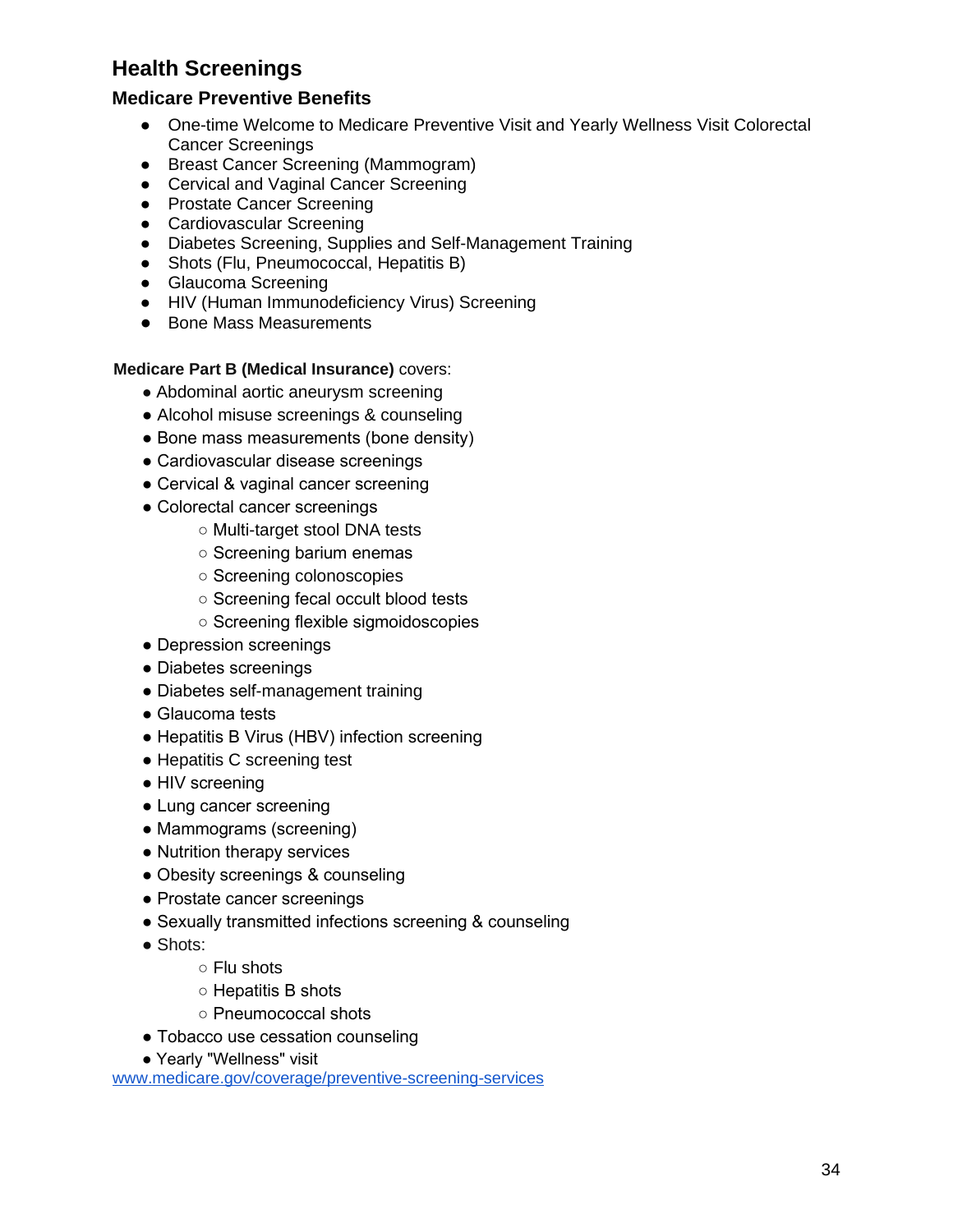## Health Screenings

### Medicare Preventive Benefits

- One-time Welcome to Medicare Preventive Visit and Yearly Wellness Visit Colorectal Cancer Screenings
- Breast Cancer Screening (Mammogram)
- Cervical and Vaginal Cancer Screening
- Prostate Cancer Screening
- Cardiovascular Screening
- Diabetes Screening, Supplies and Self-Management Training
- Shots (Flu, Pneumococcal, Hepatitis B)
- Glaucoma Screening
- HIV (Human Immunodeficiency Virus) Screening
- Bone Mass Measurements

**Medicare Part B (Medical Insurance)** covers:

- Abdominal aortic aneurysm screening
- Alcohol misuse screenings & counseling
- Bone mass measurements (bone density)
- Cardiovascular disease screenings
- Cervical & vaginal cancer screening
- Colorectal cancer screenings
  - Multi-target stool DNA tests
  - Screening barium enemas
  - Screening colonoscopies
  - Screening fecal occult blood tests
  - Screening flexible sigmoidoscopies
- Depression screenings
- Diabetes screenings
- Diabetes self-management training
- Glaucoma tests
- Hepatitis B Virus (HBV) infection screening
- Hepatitis C screening test
- HIV screening
- Lung cancer screening
- Mammograms (screening)
- Nutrition therapy services
- Obesity screenings & counseling
- Prostate cancer screenings
- Sexually transmitted infections screening & counseling
- Shots:
  - Flu shots
  - Hepatitis B shots
  - Pneumococcal shots
- Tobacco use cessation counseling
- Yearly "Wellness" visit

[www.medicare.gov/coverage/preventive-screening-services](http://www.medicare.gov/coverage/preventive-screening-services)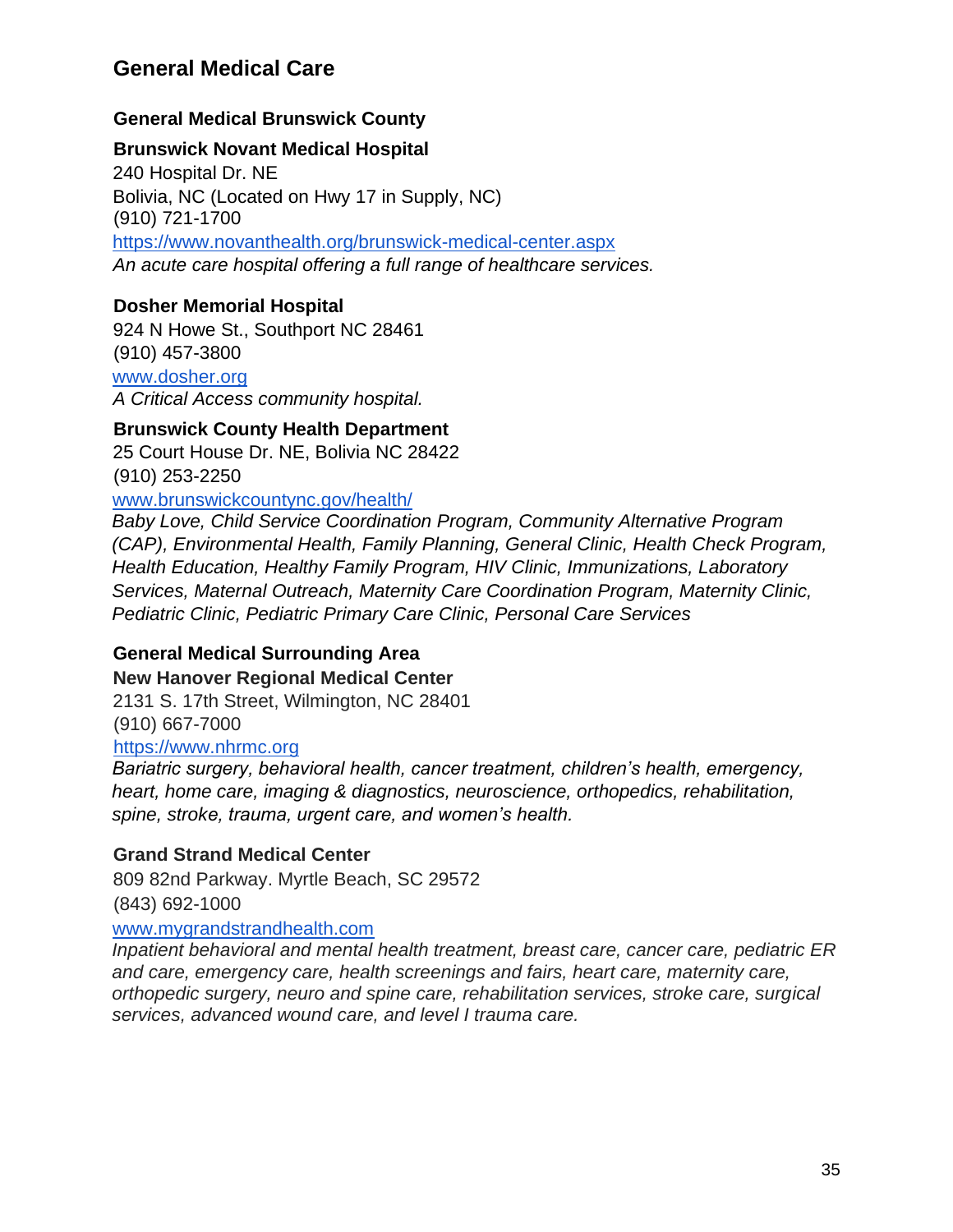## General Medical Care

### General Medical Brunswick County

**Brunswick Novant Medical Hospital**
240 Hospital Dr. NE
Bolivia, NC (Located on Hwy 17 in Supply, NC)
(910) 721-1700
https://www.novanthealth.org/brunswick-medical-center.aspx
*An acute care hospital offering a full range of healthcare services.*

**Dosher Memorial Hospital**
924 N Howe St., Southport NC 28461
(910) 457-3800
www.dosher.org
*A Critical Access community hospital.*

**Brunswick County Health Department**
25 Court House Dr. NE, Bolivia NC 28422
(910) 253-2250
www.brunswickcountync.gov/health/
*Baby Love, Child Service Coordination Program, Community Alternative Program (CAP), Environmental Health, Family Planning, General Clinic, Health Check Program, Health Education, Healthy Family Program, HIV Clinic, Immunizations, Laboratory Services, Maternal Outreach, Maternity Care Coordination Program, Maternity Clinic, Pediatric Clinic, Pediatric Primary Care Clinic, Personal Care Services*

### General Medical Surrounding Area

**New Hanover Regional Medical Center**
2131 S. 17th Street, Wilmington, NC 28401
(910) 667-7000
https://www.nhrmc.org
*Bariatric surgery, behavioral health, cancer treatment, children's health, emergency, heart, home care, imaging & diagnostics, neuroscience, orthopedics, rehabilitation, spine, stroke, trauma, urgent care, and women's health.*

**Grand Strand Medical Center**
809 82nd Parkway. Myrtle Beach, SC 29572
(843) 692-1000
www.mygrandstrandhealth.com
*Inpatient behavioral and mental health treatment, breast care, cancer care, pediatric ER and care, emergency care, health screenings and fairs, heart care, maternity care, orthopedic surgery, neuro and spine care, rehabilitation services, stroke care, surgical services, advanced wound care, and level I trauma care.*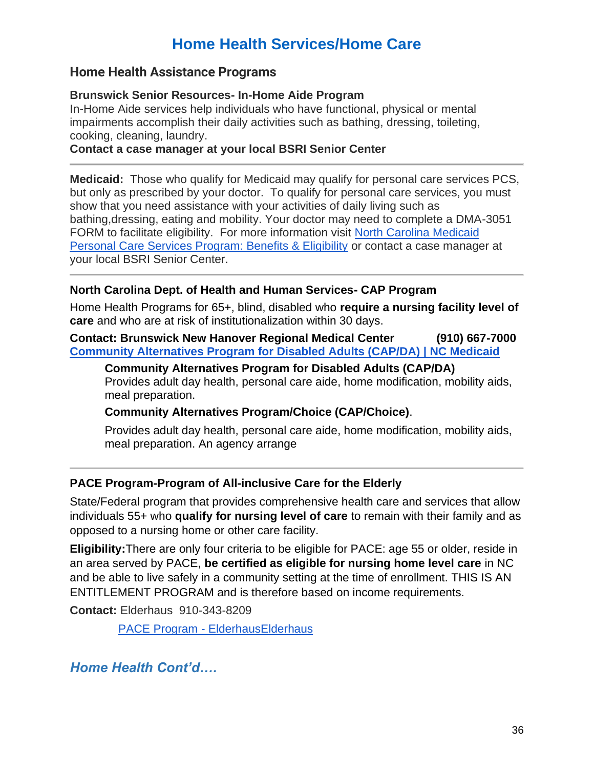# Home Health Services/Home Care

## Home Health Assistance Programs

**Brunswick Senior Resources- In-Home Aide Program**

In-Home Aide services help individuals who have functional, physical or mental impairments accomplish their daily activities such as bathing, dressing, toileting, cooking, cleaning, laundry.

**Contact a case manager at your local BSRI Senior Center**

---

**Medicaid:** Those who qualify for Medicaid may qualify for personal care services PCS, but only as prescribed by your doctor. To qualify for personal care services, you must show that you need assistance with your activities of daily living such as bathing,dressing, eating and mobility. Your doctor may need to complete a DMA-3051 FORM to facilitate eligibility. For more information visit North Carolina Medicaid Personal Care Services Program: Benefits & Eligibility or contact a case manager at your local BSRI Senior Center.

---

**North Carolina Dept. of Health and Human Services- CAP Program**

Home Health Programs for 65+, blind, disabled who **require a nursing facility level of care** and who are at risk of institutionalization within 30 days.

**Contact: Brunswick New Hanover Regional Medical Center (910) 667-7000**
**Community Alternatives Program for Disabled Adults (CAP/DA) | NC Medicaid**

> **Community Alternatives Program for Disabled Adults (CAP/DA)**
> Provides adult day health, personal care aide, home modification, mobility aids, meal preparation.
>
> **Community Alternatives Program/Choice (CAP/Choice)**.
>
> Provides adult day health, personal care aide, home modification, mobility aids, meal preparation. An agency arrange

---

**PACE Program-Program of All-inclusive Care for the Elderly**

State/Federal program that provides comprehensive health care and services that allow individuals 55+ who **qualify for nursing level of care** to remain with their family and as opposed to a nursing home or other care facility.

**Eligibility:**There are only four criteria to be eligible for PACE: age 55 or older, reside in an area served by PACE, **be certified as eligible for nursing home level care** in NC and be able to live safely in a community setting at the time of enrollment. THIS IS AN ENTITLEMENT PROGRAM and is therefore based on income requirements.

**Contact:** Elderhaus 910-343-8209

PACE Program - ElderhausElderhaus

***Home Health Cont'd….***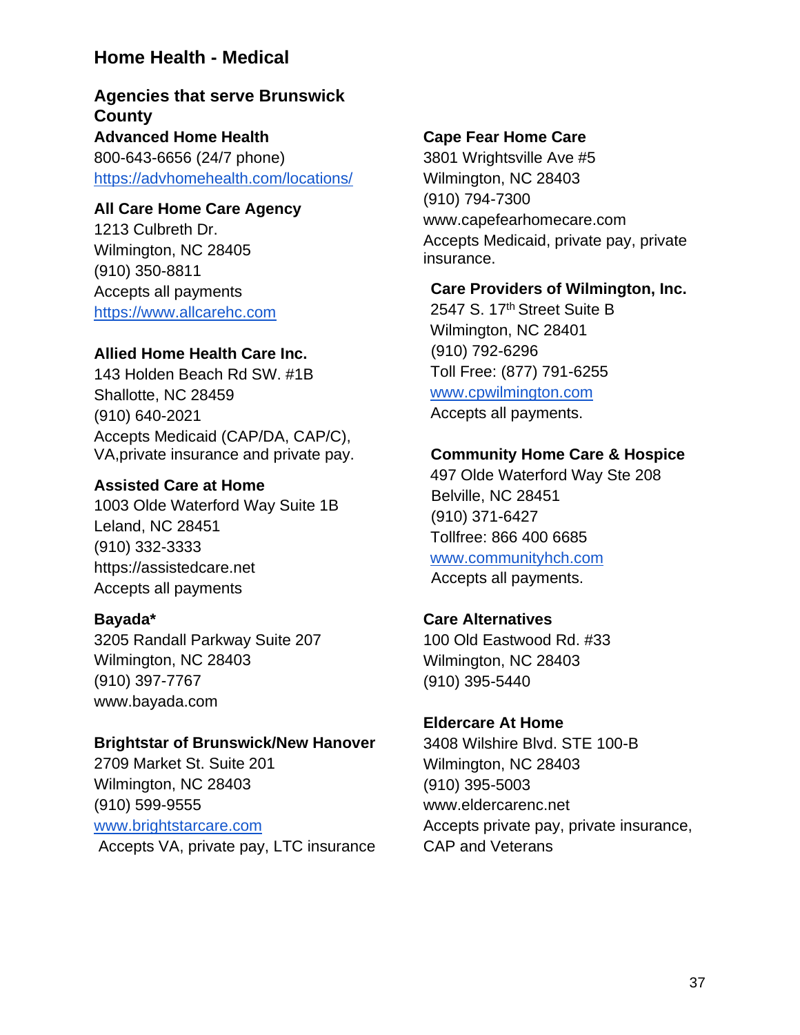# Home Health - Medical

## Agencies that serve Brunswick County

**Advanced Home Health**
800-643-6656 (24/7 phone)
https://advhomehealth.com/locations/

**All Care Home Care Agency**
1213 Culbreth Dr.
Wilmington, NC 28405
(910) 350-8811
Accepts all payments
https://www.allcarehc.com

**Allied Home Health Care Inc.**
143 Holden Beach Rd SW. #1B
Shallotte, NC 28459
(910) 640-2021
Accepts Medicaid (CAP/DA, CAP/C), VA,private insurance and private pay.

**Assisted Care at Home**
1003 Olde Waterford Way Suite 1B
Leland, NC 28451
(910) 332-3333
https://assistedcare.net
Accepts all payments

**Bayada***
3205 Randall Parkway Suite 207
Wilmington, NC 28403
(910) 397-7767
www.bayada.com

**Brightstar of Brunswick/New Hanover**
2709 Market St. Suite 201
Wilmington, NC 28403
(910) 599-9555
www.brightstarcare.com
Accepts VA, private pay, LTC insurance

**Cape Fear Home Care**
3801 Wrightsville Ave #5
Wilmington, NC 28403
(910) 794-7300
www.capefearhomecare.com
Accepts Medicaid, private pay, private insurance.

**Care Providers of Wilmington, Inc.**
2547 S. 17th Street Suite B
Wilmington, NC 28401
(910) 792-6296
Toll Free: (877) 791-6255
www.cpwilmington.com
Accepts all payments.

**Community Home Care & Hospice**
497 Olde Waterford Way Ste 208
Belville, NC 28451
(910) 371-6427
Tollfree: 866 400 6685
www.communityhch.com
Accepts all payments.

**Care Alternatives**
100 Old Eastwood Rd. #33
Wilmington, NC 28403
(910) 395-5440

**Eldercare At Home**
3408 Wilshire Blvd. STE 100-B
Wilmington, NC 28403
(910) 395-5003
www.eldercarenc.net
Accepts private pay, private insurance, CAP and Veterans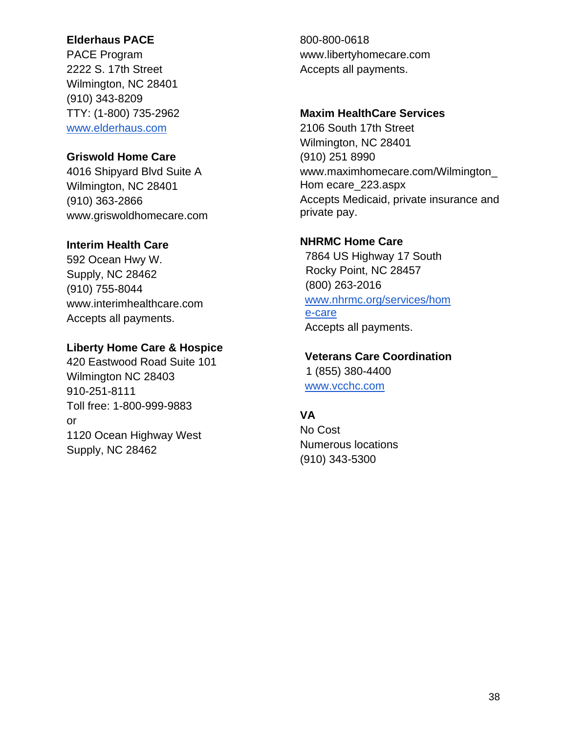**Elderhaus PACE**
PACE Program
2222 S. 17th Street
Wilmington, NC 28401
(910) 343-8209
TTY: (1-800) 735-2962
www.elderhaus.com

**Griswold Home Care**
4016 Shipyard Blvd Suite A
Wilmington, NC 28401
(910) 363-2866
www.griswoldhomecare.com

**Interim Health Care**
592 Ocean Hwy W.
Supply, NC 28462
(910) 755-8044
www.interimhealthcare.com
Accepts all payments.

**Liberty Home Care & Hospice**
420 Eastwood Road Suite 101
Wilmington NC 28403
910-251-8111
Toll free: 1-800-999-9883
or
1120 Ocean Highway West
Supply, NC 28462
800-800-0618
www.libertyhomecare.com
Accepts all payments.

**Maxim HealthCare Services**
2106 South 17th Street
Wilmington, NC 28401
(910) 251 8990
www.maximhomecare.com/Wilmington_Hom ecare_223.aspx
Accepts Medicaid, private insurance and private pay.

**NHRMC Home Care**
7864 US Highway 17 South
Rocky Point, NC 28457
(800) 263-2016
www.nhrmc.org/services/home-care
Accepts all payments.

**Veterans Care Coordination**
1 (855) 380-4400
www.vcchc.com

**VA**
No Cost
Numerous locations
(910) 343-5300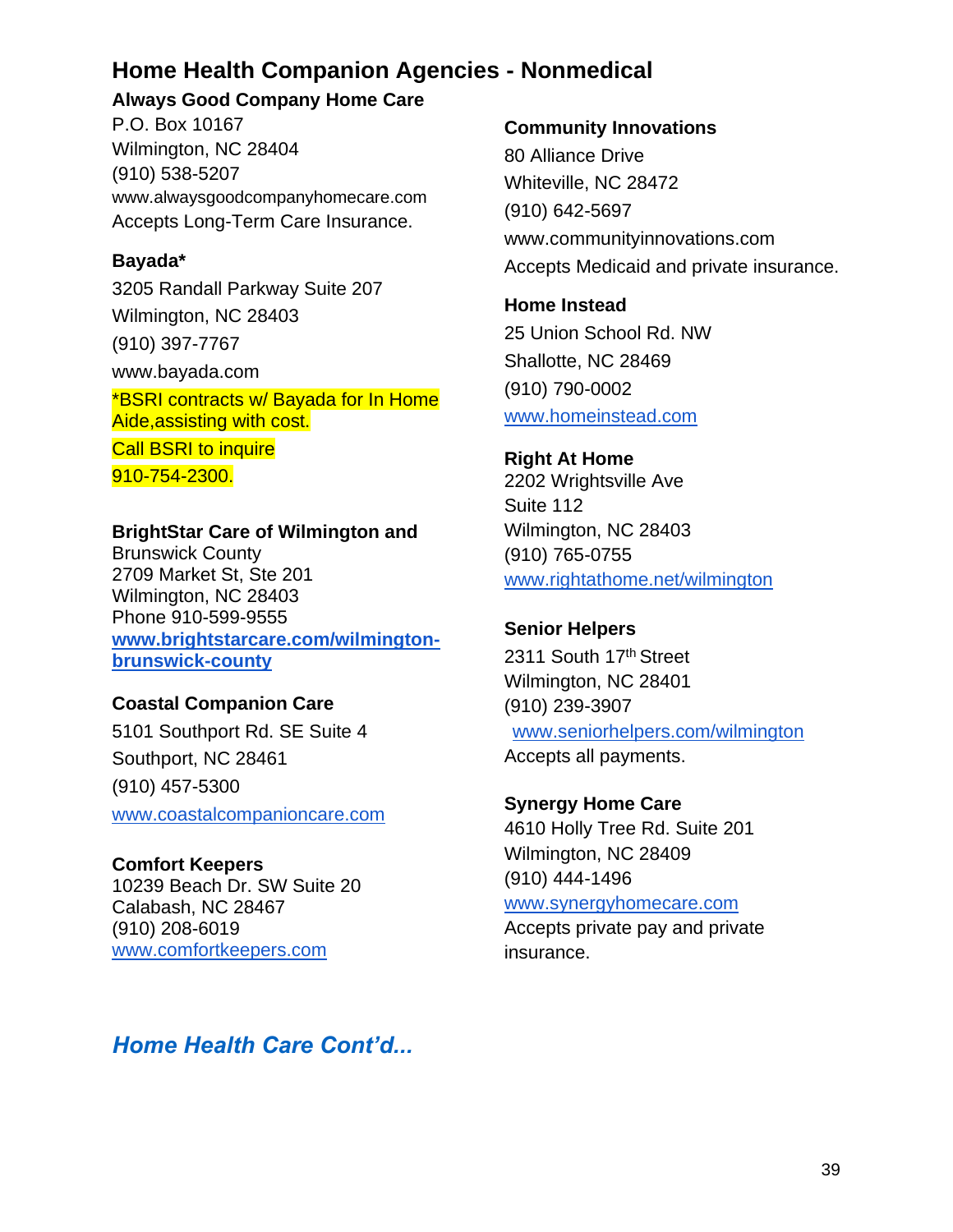## Home Health Companion Agencies - Nonmedical

**Always Good Company Home Care**
P.O. Box 10167
Wilmington, NC 28404
(910) 538-5207
www.alwaysgoodcompanyhomecare.com
Accepts Long-Term Care Insurance.

**Bayada***
3205 Randall Parkway Suite 207
Wilmington, NC 28403
(910) 397-7767
www.bayada.com
*BSRI contracts w/ Bayada for In Home Aide,assisting with cost.
Call BSRI to inquire
910-754-2300.

**BrightStar Care of Wilmington and**
Brunswick County
2709 Market St, Ste 201
Wilmington, NC 28403
Phone 910-599-9555
**www.brightstarcare.com/wilmington-brunswick-county**

**Coastal Companion Care**
5101 Southport Rd. SE Suite 4
Southport, NC 28461
(910) 457-5300
www.coastalcompanioncare.com

**Comfort Keepers**
10239 Beach Dr. SW Suite 20
Calabash, NC 28467
(910) 208-6019
www.comfortkeepers.com

**Community Innovations**
80 Alliance Drive
Whiteville, NC 28472
(910) 642-5697
www.communityinnovations.com
Accepts Medicaid and private insurance.

**Home Instead**
25 Union School Rd. NW
Shallotte, NC 28469
(910) 790-0002
www.homeinstead.com

**Right At Home**
2202 Wrightsville Ave
Suite 112
Wilmington, NC 28403
(910) 765-0755
www.rightathome.net/wilmington

**Senior Helpers**
2311 South 17th Street
Wilmington, NC 28401
(910) 239-3907
www.seniorhelpers.com/wilmington
Accepts all payments.

**Synergy Home Care**
4610 Holly Tree Rd. Suite 201
Wilmington, NC 28409
(910) 444-1496
www.synergyhomecare.com
Accepts private pay and private insurance.

***Home Health Care Cont'd...***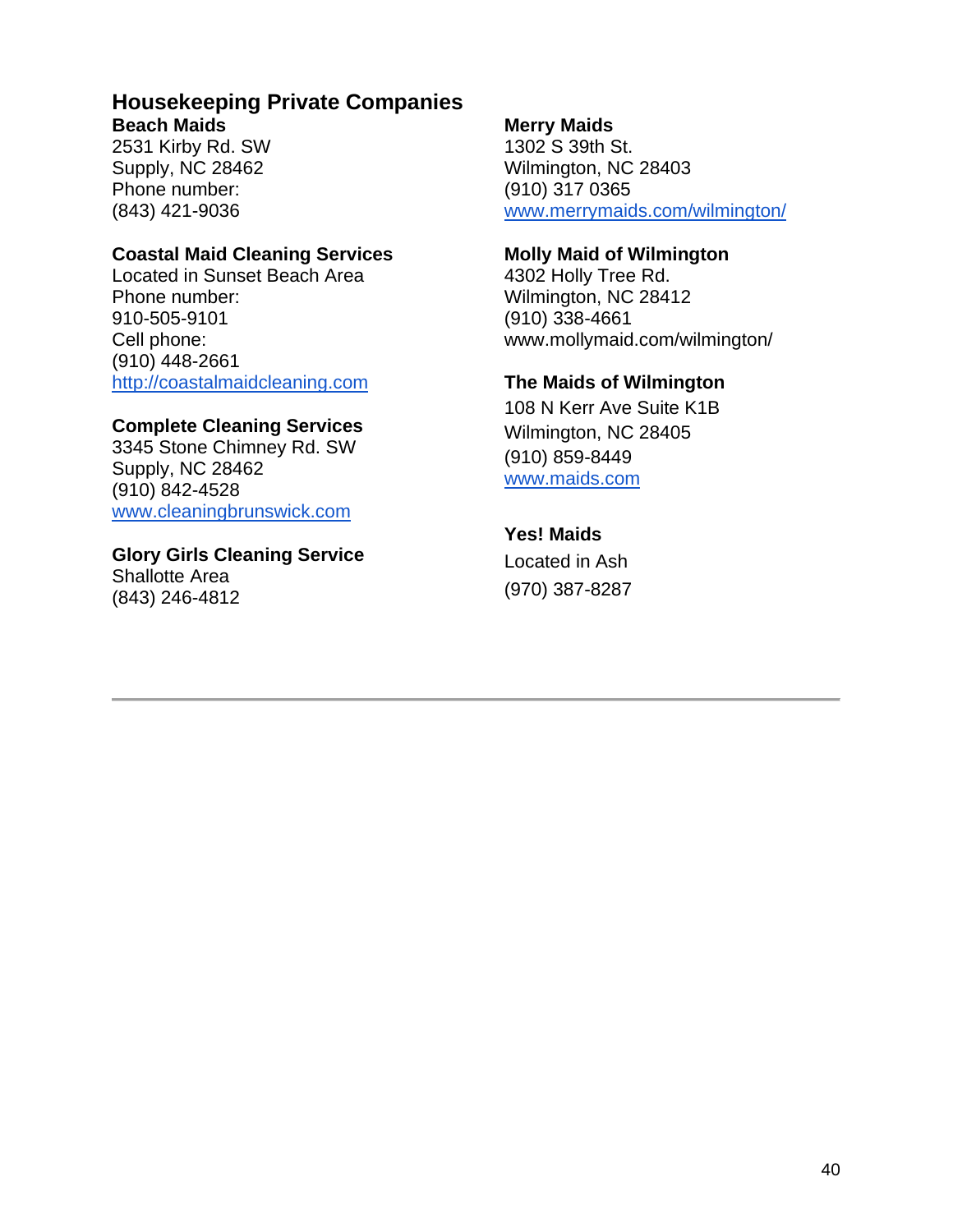## Housekeeping Private Companies

**Beach Maids**
2531 Kirby Rd. SW
Supply, NC 28462
Phone number:
(843) 421-9036

**Coastal Maid Cleaning Services**
Located in Sunset Beach Area
Phone number:
910-505-9101
Cell phone:
(910) 448-2661
http://coastalmaidcleaning.com

**Complete Cleaning Services**
3345 Stone Chimney Rd. SW
Supply, NC 28462
(910) 842-4528
www.cleaningbrunswick.com

**Glory Girls Cleaning Service**
Shallotte Area
(843) 246-4812

**Merry Maids**
1302 S 39th St.
Wilmington, NC 28403
(910) 317 0365
www.merrymaids.com/wilmington/

**Molly Maid of Wilmington**
4302 Holly Tree Rd.
Wilmington, NC 28412
(910) 338-4661
www.mollymaid.com/wilmington/

**The Maids of Wilmington**
108 N Kerr Ave Suite K1B
Wilmington, NC 28405
(910) 859-8449
www.maids.com

**Yes! Maids**
Located in Ash
(970) 387-8287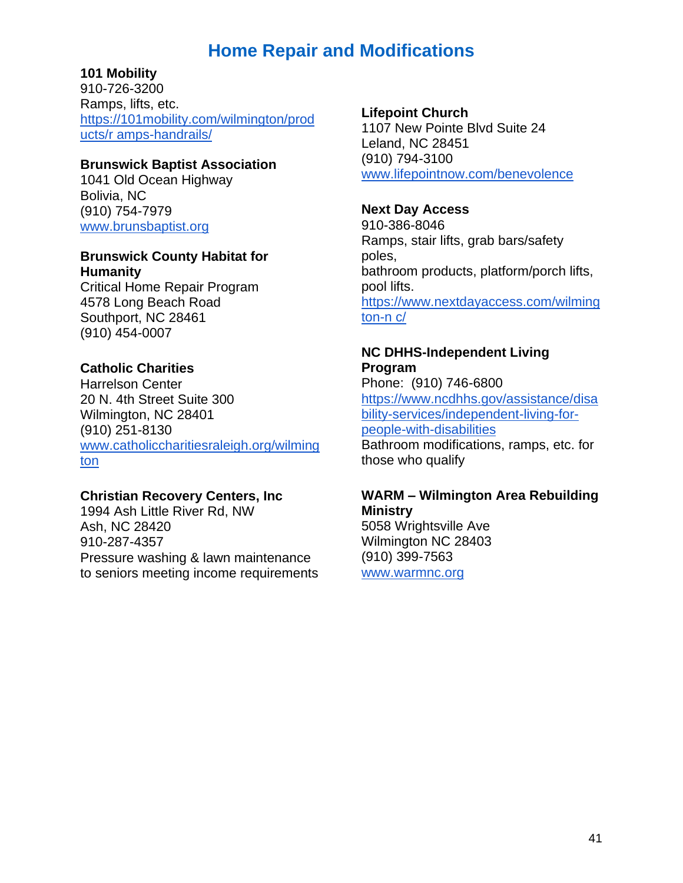# Home Repair and Modifications

**101 Mobility**
910-726-3200
Ramps, lifts, etc.
https://101mobility.com/wilmington/products/r amps-handrails/

**Brunswick Baptist Association**
1041 Old Ocean Highway
Bolivia, NC
(910) 754-7979
www.brunsbaptist.org

**Brunswick County Habitat for Humanity**
Critical Home Repair Program
4578 Long Beach Road
Southport, NC 28461
(910) 454-0007

**Catholic Charities**
Harrelson Center
20 N. 4th Street Suite 300
Wilmington, NC 28401
(910) 251-8130
www.catholiccharitiesraleigh.org/wilmington

**Christian Recovery Centers, Inc**
1994 Ash Little River Rd, NW
Ash, NC 28420
910-287-4357
Pressure washing & lawn maintenance to seniors meeting income requirements

**Lifepoint Church**
1107 New Pointe Blvd Suite 24
Leland, NC 28451
(910) 794-3100
www.lifepointnow.com/benevolence

**Next Day Access**
910-386-8046
Ramps, stair lifts, grab bars/safety poles,
bathroom products, platform/porch lifts, pool lifts.
https://www.nextdayaccess.com/wilmington-n c/

**NC DHHS-Independent Living Program**
Phone: (910) 746-6800
https://www.ncdhhs.gov/assistance/disability-services/independent-living-for-people-with-disabilities
Bathroom modifications, ramps, etc. for those who qualify

**WARM – Wilmington Area Rebuilding Ministry**
5058 Wrightsville Ave
Wilmington NC 28403
(910) 399-7563
www.warmnc.org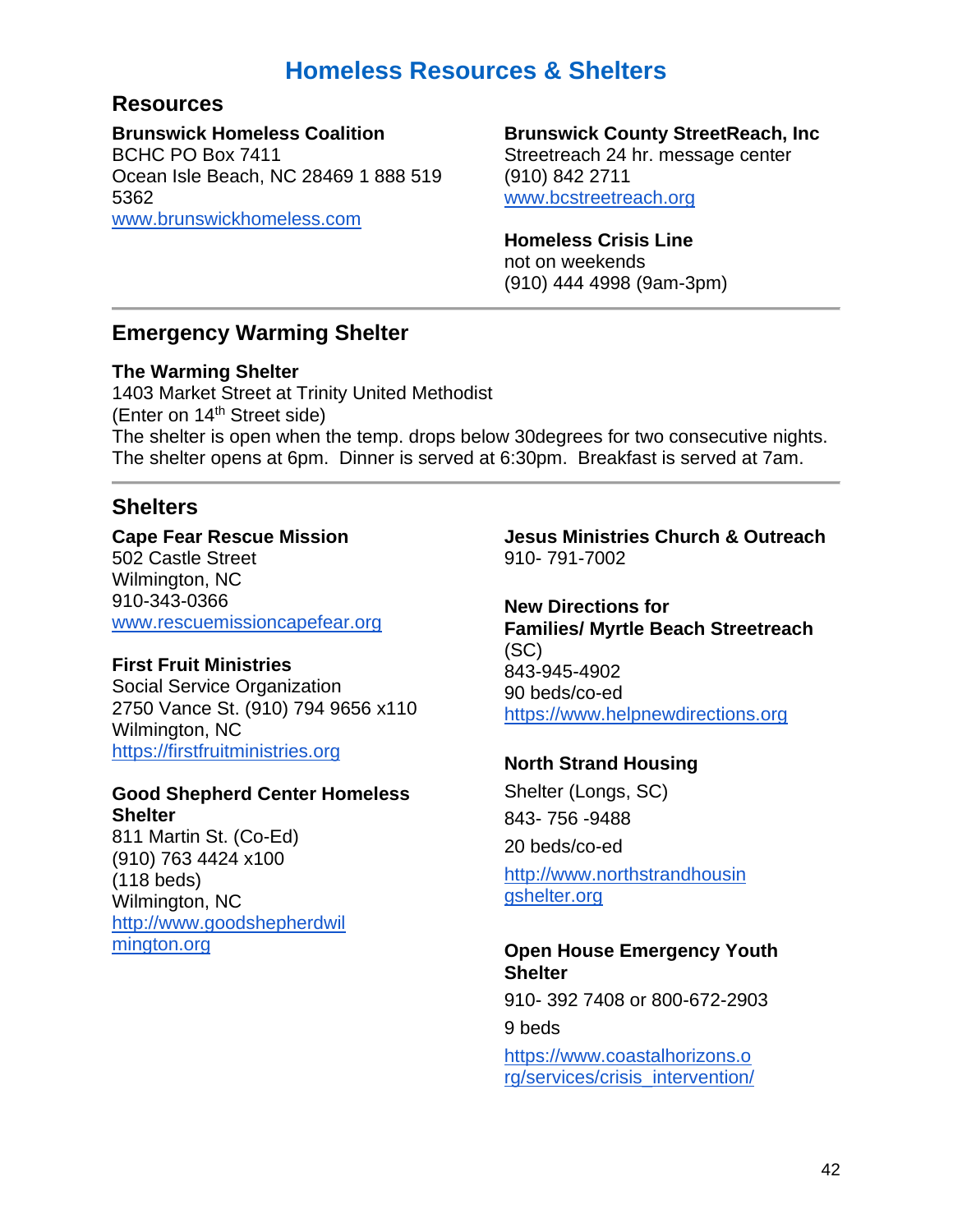# Homeless Resources & Shelters

## Resources

**Brunswick Homeless Coalition**
BCHC PO Box 7411
Ocean Isle Beach, NC 28469 1 888 519 5362
www.brunswickhomeless.com

**Brunswick County StreetReach, Inc**
Streetreach 24 hr. message center
(910) 842 2711
www.bcstreetreach.org

**Homeless Crisis Line**
not on weekends
(910) 444 4998 (9am-3pm)

---

## Emergency Warming Shelter

**The Warming Shelter**
1403 Market Street at Trinity United Methodist
(Enter on 14th Street side)
The shelter is open when the temp. drops below 30degrees for two consecutive nights.
The shelter opens at 6pm. Dinner is served at 6:30pm. Breakfast is served at 7am.

---

## Shelters

**Cape Fear Rescue Mission**
502 Castle Street
Wilmington, NC
910-343-0366
www.rescuemissioncapefear.org

**First Fruit Ministries**
Social Service Organization
2750 Vance St. (910) 794 9656 x110
Wilmington, NC
https://firstfruitministries.org

**Good Shepherd Center Homeless Shelter**
811 Martin St. (Co-Ed)
(910) 763 4424 x100
(118 beds)
Wilmington, NC
http://www.goodshepherdwilmington.org

**Jesus Ministries Church & Outreach**
910- 791-7002

**New Directions for Families/ Myrtle Beach Streetreach**
(SC)
843-945-4902
90 beds/co-ed
https://www.helpnewdirections.org

**North Strand Housing**
Shelter (Longs, SC)
843- 756 -9488
20 beds/co-ed
http://www.northstrandhousingshelter.org

**Open House Emergency Youth Shelter**
910- 392 7408 or 800-672-2903
9 beds
https://www.coastalhorizons.org/services/crisis_intervention/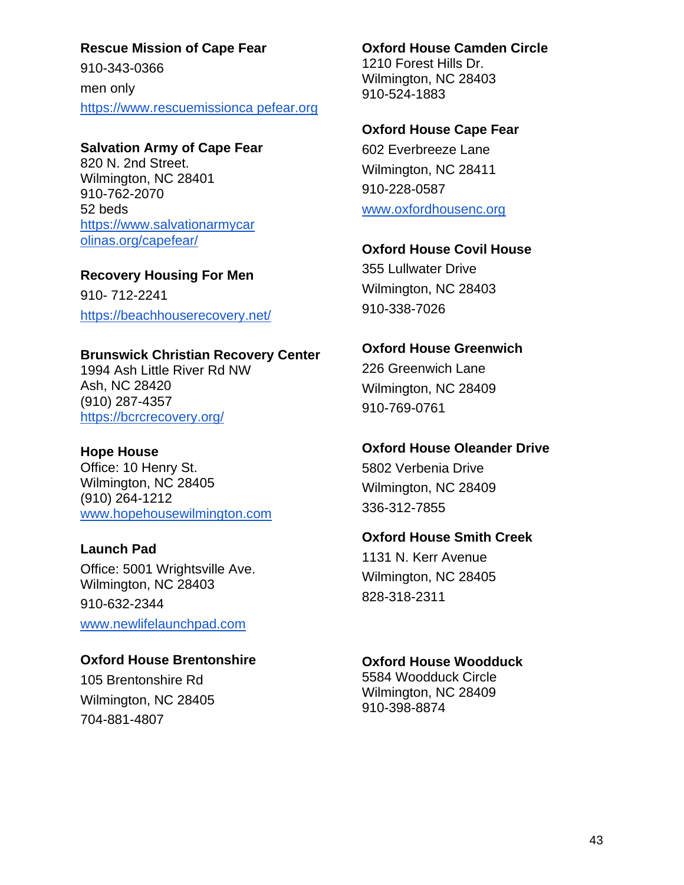**Rescue Mission of Cape Fear**

910-343-0366

men only

https://www.rescuemissioncapefear.org

**Salvation Army of Cape Fear**

820 N. 2nd Street.
Wilmington, NC 28401
910-762-2070
52 beds
https://www.salvationarmycarolinas.org/capefear/

**Recovery Housing For Men**

910- 712-2241

https://beachhouserecovery.net/

**Brunswick Christian Recovery Center**

1994 Ash Little River Rd NW
Ash, NC 28420
(910) 287-4357
https://bcrcrecovery.org/

**Hope House**

Office: 10 Henry St.
Wilmington, NC 28405
(910) 264-1212
www.hopehousewilmington.com

**Launch Pad**

Office: 5001 Wrightsville Ave.
Wilmington, NC 28403

910-632-2344

www.newlifelaunchpad.com

**Oxford House Brentonshire**

105 Brentonshire Rd

Wilmington, NC 28405

704-881-4807

**Oxford House Camden Circle**

1210 Forest Hills Dr.
Wilmington, NC 28403
910-524-1883

**Oxford House Cape Fear**

602 Everbreeze Lane

Wilmington, NC 28411

910-228-0587

www.oxfordhousenc.org

**Oxford House Covil House**

355 Lullwater Drive

Wilmington, NC 28403

910-338-7026

**Oxford House Greenwich**

226 Greenwich Lane

Wilmington, NC 28409

910-769-0761

**Oxford House Oleander Drive**

5802 Verbenia Drive

Wilmington, NC 28409

336-312-7855

**Oxford House Smith Creek**

1131 N. Kerr Avenue

Wilmington, NC 28405

828-318-2311

**Oxford House Woodduck**

5584 Woodduck Circle
Wilmington, NC 28409
910-398-8874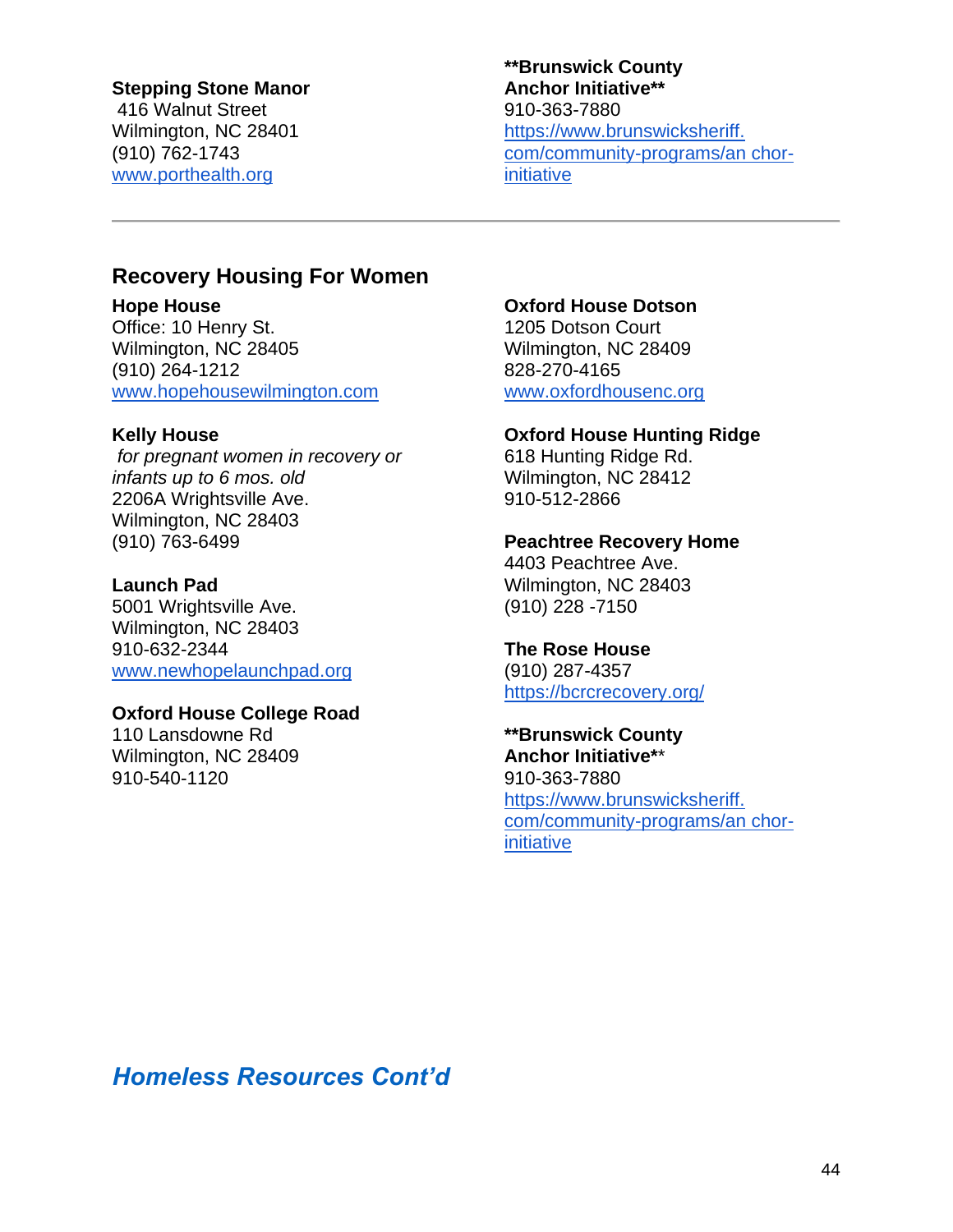**Stepping Stone Manor**
416 Walnut Street
Wilmington, NC 28401
(910) 762-1743
www.porthealth.org

**Brunswick County Anchor Initiative**
910-363-7880
https://www.brunswicksheriff.com/community-programs/an chor-initiative

---

## Recovery Housing For Women

**Hope House**
Office: 10 Henry St.
Wilmington, NC 28405
(910) 264-1212
www.hopehousewilmington.com

**Kelly House**
*for pregnant women in recovery or infants up to 6 mos. old*
2206A Wrightsville Ave.
Wilmington, NC 28403
(910) 763-6499

**Launch Pad**
5001 Wrightsville Ave.
Wilmington, NC 28403
910-632-2344
www.newhopelaunchpad.org

**Oxford House College Road**
110 Lansdowne Rd
Wilmington, NC 28409
910-540-1120

**Oxford House Dotson**
1205 Dotson Court
Wilmington, NC 28409
828-270-4165
www.oxfordhousenc.org

**Oxford House Hunting Ridge**
618 Hunting Ridge Rd.
Wilmington, NC 28412
910-512-2866

**Peachtree Recovery Home**
4403 Peachtree Ave.
Wilmington, NC 28403
(910) 228 -7150

**The Rose House**
(910) 287-4357
https://bcrcrecovery.org/

**Brunswick County Anchor Initiative**
910-363-7880
https://www.brunswicksheriff.com/community-programs/an chor-initiative

## *Homeless Resources Cont'd*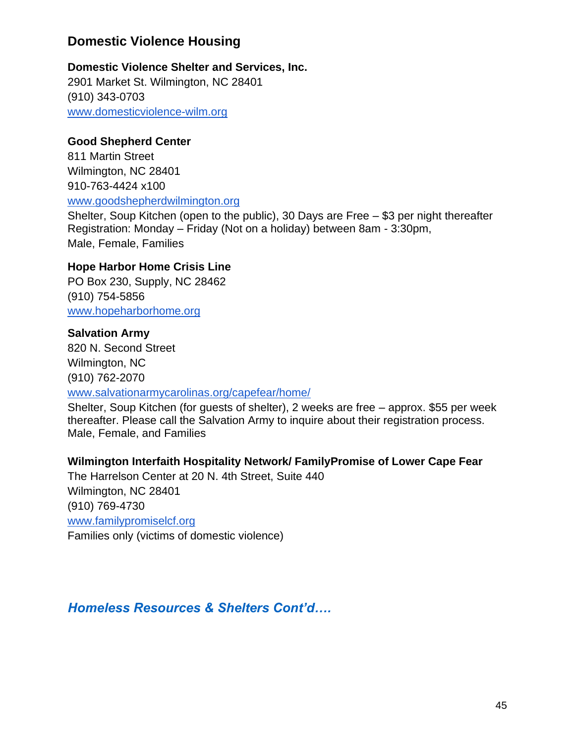## Domestic Violence Housing

**Domestic Violence Shelter and Services, Inc.**
2901 Market St. Wilmington, NC 28401
(910) 343-0703
www.domesticviolence-wilm.org

**Good Shepherd Center**
811 Martin Street
Wilmington, NC 28401
910-763-4424 x100
www.goodshepherdwilmington.org
Shelter, Soup Kitchen (open to the public), 30 Days are Free – $3 per night thereafter
Registration: Monday – Friday (Not on a holiday) between 8am - 3:30pm,
Male, Female, Families

**Hope Harbor Home Crisis Line**
PO Box 230, Supply, NC 28462
(910) 754-5856
www.hopeharborhome.org

**Salvation Army**
820 N. Second Street
Wilmington, NC
(910) 762-2070
www.salvationarmycarolinas.org/capefear/home/
Shelter, Soup Kitchen (for guests of shelter), 2 weeks are free – approx. $55 per week thereafter. Please call the Salvation Army to inquire about their registration process.
Male, Female, and Families

**Wilmington Interfaith Hospitality Network/ FamilyPromise of Lower Cape Fear**
The Harrelson Center at 20 N. 4th Street, Suite 440
Wilmington, NC 28401
(910) 769-4730
www.familypromiselcf.org
Families only (victims of domestic violence)

***Homeless Resources & Shelters Cont'd….***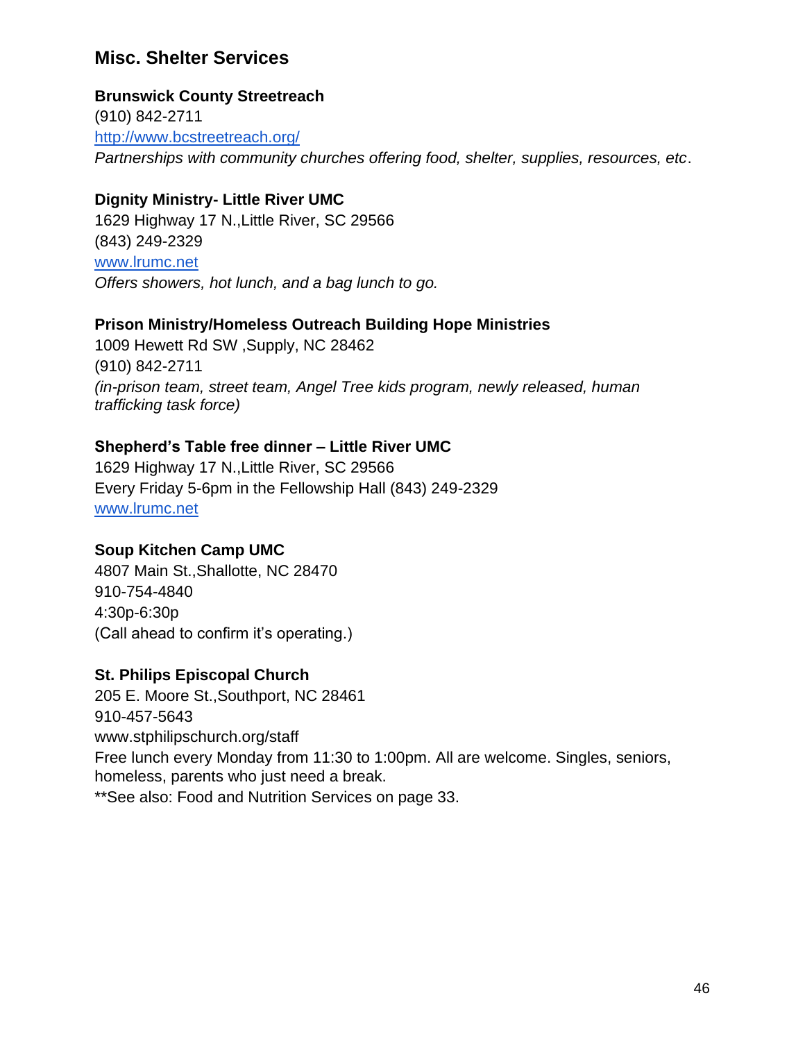## Misc. Shelter Services

**Brunswick County Streetreach**
(910) 842-2711
http://www.bcstreetreach.org/
*Partnerships with community churches offering food, shelter, supplies, resources, etc*.

**Dignity Ministry- Little River UMC**
1629 Highway 17 N.,Little River, SC 29566
(843) 249-2329
www.lrumc.net
*Offers showers, hot lunch, and a bag lunch to go.*

**Prison Ministry/Homeless Outreach Building Hope Ministries**
1009 Hewett Rd SW ,Supply, NC 28462
(910) 842-2711
*(in-prison team, street team, Angel Tree kids program, newly released, human trafficking task force)*

**Shepherd's Table free dinner – Little River UMC**
1629 Highway 17 N.,Little River, SC 29566
Every Friday 5-6pm in the Fellowship Hall (843) 249-2329
www.lrumc.net

**Soup Kitchen Camp UMC**
4807 Main St.,Shallotte, NC 28470
910-754-4840
4:30p-6:30p
(Call ahead to confirm it's operating.)

**St. Philips Episcopal Church**
205 E. Moore St.,Southport, NC 28461
910-457-5643
www.stphilipschurch.org/staff
Free lunch every Monday from 11:30 to 1:00pm. All are welcome. Singles, seniors, homeless, parents who just need a break.
**See also: Food and Nutrition Services on page 33.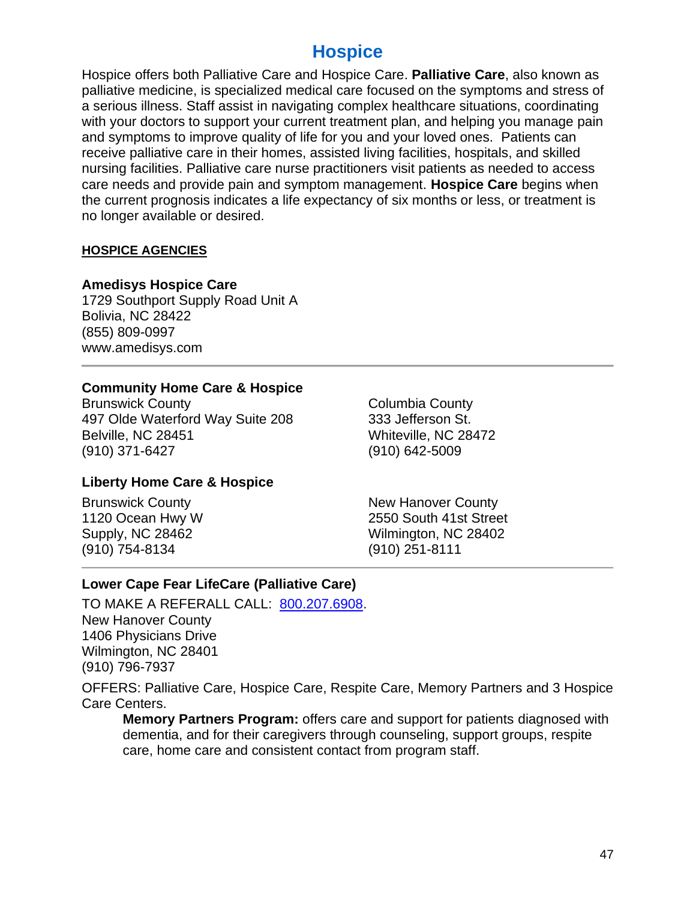# Hospice

Hospice offers both Palliative Care and Hospice Care. **Palliative Care**, also known as palliative medicine, is specialized medical care focused on the symptoms and stress of a serious illness. Staff assist in navigating complex healthcare situations, coordinating with your doctors to support your current treatment plan, and helping you manage pain and symptoms to improve quality of life for you and your loved ones. Patients can receive palliative care in their homes, assisted living facilities, hospitals, and skilled nursing facilities. Palliative care nurse practitioners visit patients as needed to access care needs and provide pain and symptom management. **Hospice Care** begins when the current prognosis indicates a life expectancy of six months or less, or treatment is no longer available or desired.

**HOSPICE AGENCIES**

**Amedisys Hospice Care**
1729 Southport Supply Road Unit A
Bolivia, NC 28422
(855) 809-0997
www.amedisys.com

---

**Community Home Care & Hospice**

Brunswick County
497 Olde Waterford Way Suite 208
Belville, NC 28451
(910) 371-6427

Columbia County
333 Jefferson St.
Whiteville, NC 28472
(910) 642-5009

**Liberty Home Care & Hospice**

Brunswick County
1120 Ocean Hwy W
Supply, NC 28462
(910) 754-8134

New Hanover County
2550 South 41st Street
Wilmington, NC 28402
(910) 251-8111

---

**Lower Cape Fear LifeCare (Palliative Care)**

TO MAKE A REFERALL CALL: 800.207.6908.
New Hanover County
1406 Physicians Drive
Wilmington, NC 28401
(910) 796-7937

OFFERS: Palliative Care, Hospice Care, Respite Care, Memory Partners and 3 Hospice Care Centers.

> **Memory Partners Program:** offers care and support for patients diagnosed with dementia, and for their caregivers through counseling, support groups, respite care, home care and consistent contact from program staff.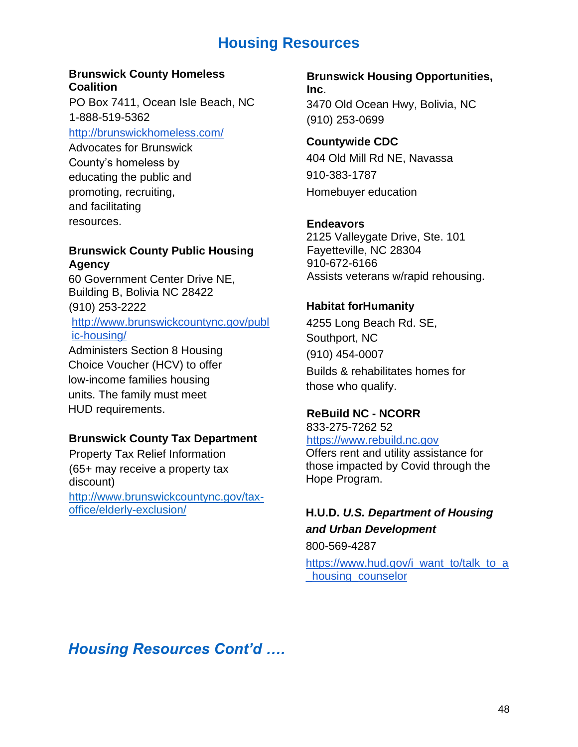# Housing Resources

**Brunswick County Homeless Coalition**
PO Box 7411, Ocean Isle Beach, NC
1-888-519-5362
http://brunswickhomeless.com/
Advocates for Brunswick County's homeless by educating the public and promoting, recruiting, and facilitating resources.

**Brunswick County Public Housing Agency**
60 Government Center Drive NE, Building B, Bolivia NC 28422
(910) 253-2222
http://www.brunswickcountync.gov/public-housing/
Administers Section 8 Housing Choice Voucher (HCV) to offer low-income families housing units. The family must meet HUD requirements.

**Brunswick County Tax Department**
Property Tax Relief Information
(65+ may receive a property tax discount)
http://www.brunswickcountync.gov/tax-office/elderly-exclusion/

**Brunswick Housing Opportunities, Inc.**
3470 Old Ocean Hwy, Bolivia, NC
(910) 253-0699

**Countywide CDC**
404 Old Mill Rd NE, Navassa
910-383-1787
Homebuyer education

**Endeavors**
2125 Valleygate Drive, Ste. 101
Fayetteville, NC 28304
910-672-6166
Assists veterans w/rapid rehousing.

**Habitat forHumanity**
4255 Long Beach Rd. SE, Southport, NC
(910) 454-0007
Builds & rehabilitates homes for those who qualify.

**ReBuild NC - NCORR**
833-275-7262 52
https://www.rebuild.nc.gov
Offers rent and utility assistance for those impacted by Covid through the Hope Program.

**H.U.D.** ***U.S. Department of Housing and Urban Development***
800-569-4287
https://www.hud.gov/i_want_to/talk_to_a_housing_counselor

## *Housing Resources Cont'd ….*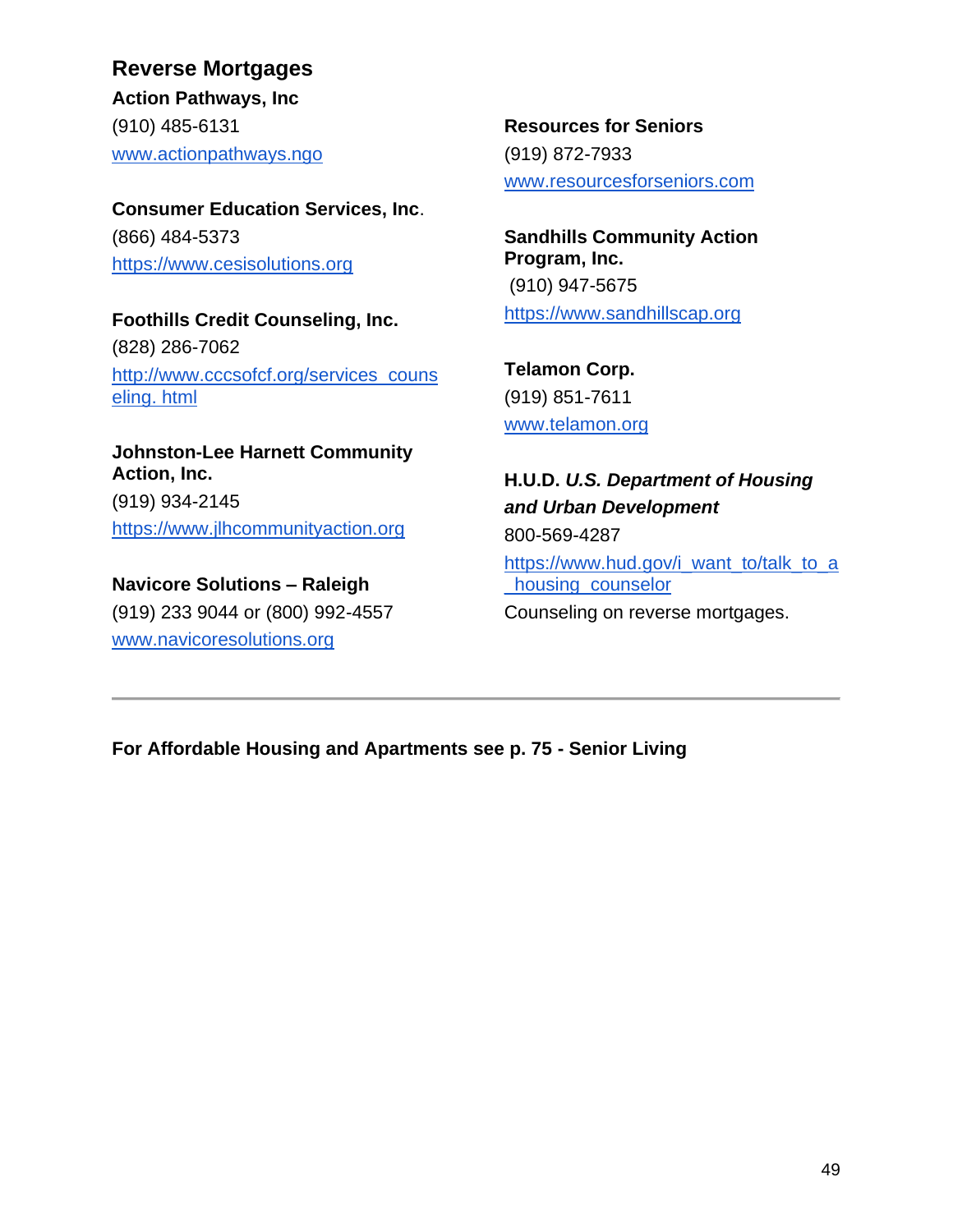## Reverse Mortgages

**Action Pathways, Inc**
(910) 485-6131
www.actionpathways.ngo

**Consumer Education Services, Inc**.
(866) 484-5373
https://www.cesisolutions.org

**Foothills Credit Counseling, Inc.**
(828) 286-7062
http://www.cccsofcf.org/services_couns eling. html

**Johnston-Lee Harnett Community Action, Inc.**
(919) 934-2145
https://www.jlhcommunityaction.org

**Navicore Solutions – Raleigh**
(919) 233 9044 or (800) 992-4557
www.navicoresolutions.org

**Resources for Seniors**
(919) 872-7933
www.resourcesforseniors.com

**Sandhills Community Action Program, Inc.**
(910) 947-5675
https://www.sandhillscap.org

**Telamon Corp.**
(919) 851-7611
www.telamon.org

**H.U.D.** ***U.S. Department of Housing and Urban Development***
800-569-4287
https://www.hud.gov/i_want_to/talk_to_a_housing_counselor
Counseling on reverse mortgages.

---

**For Affordable Housing and Apartments see p. 75 - Senior Living**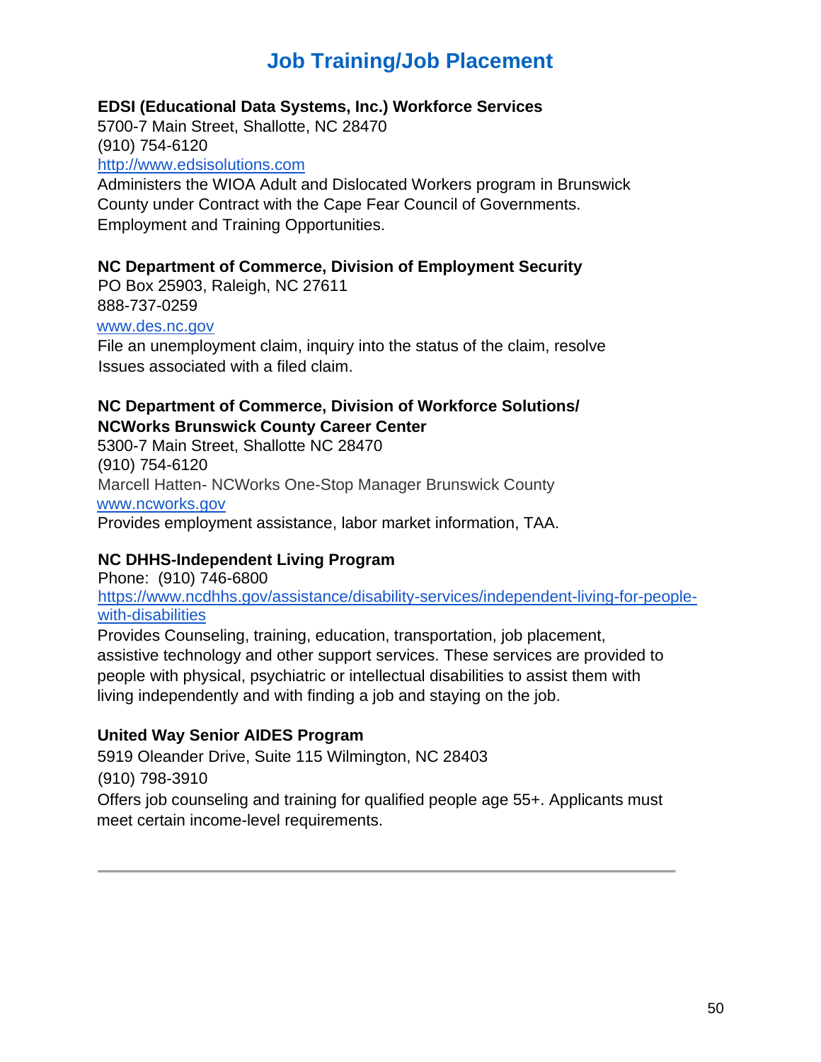# Job Training/Job Placement

**EDSI (Educational Data Systems, Inc.) Workforce Services**
5700-7 Main Street, Shallotte, NC 28470
(910) 754-6120
http://www.edsisolutions.com
Administers the WIOA Adult and Dislocated Workers program in Brunswick County under Contract with the Cape Fear Council of Governments. Employment and Training Opportunities.

**NC Department of Commerce, Division of Employment Security**
PO Box 25903, Raleigh, NC 27611
888-737-0259
www.des.nc.gov
File an unemployment claim, inquiry into the status of the claim, resolve Issues associated with a filed claim.

**NC Department of Commerce, Division of Workforce Solutions/ NCWorks Brunswick County Career Center**
5300-7 Main Street, Shallotte NC 28470
(910) 754-6120
Marcell Hatten- NCWorks One-Stop Manager Brunswick County
www.ncworks.gov
Provides employment assistance, labor market information, TAA.

**NC DHHS-Independent Living Program**
Phone: (910) 746-6800
https://www.ncdhhs.gov/assistance/disability-services/independent-living-for-people-with-disabilities
Provides Counseling, training, education, transportation, job placement, assistive technology and other support services. These services are provided to people with physical, psychiatric or intellectual disabilities to assist them with living independently and with finding a job and staying on the job.

**United Way Senior AIDES Program**
5919 Oleander Drive, Suite 115 Wilmington, NC 28403
(910) 798-3910
Offers job counseling and training for qualified people age 55+. Applicants must meet certain income-level requirements.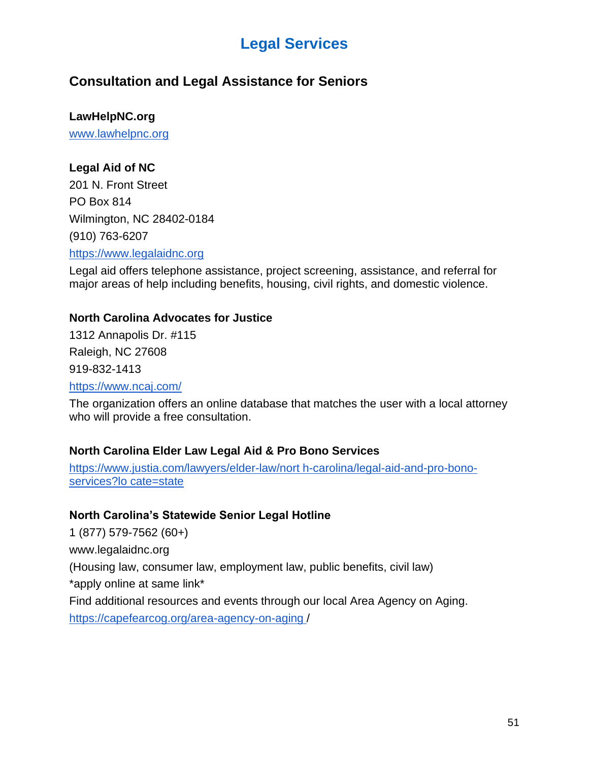# Legal Services

## Consultation and Legal Assistance for Seniors

**LawHelpNC.org**
www.lawhelpnc.org

**Legal Aid of NC**
201 N. Front Street
PO Box 814
Wilmington, NC 28402-0184
(910) 763-6207
https://www.legalaidnc.org

Legal aid offers telephone assistance, project screening, assistance, and referral for major areas of help including benefits, housing, civil rights, and domestic violence.

**North Carolina Advocates for Justice**
1312 Annapolis Dr. #115
Raleigh, NC 27608
919-832-1413
https://www.ncaj.com/

The organization offers an online database that matches the user with a local attorney who will provide a free consultation.

**North Carolina Elder Law Legal Aid & Pro Bono Services**
https://www.justia.com/lawyers/elder-law/nort h-carolina/legal-aid-and-pro-bono-services?lo cate=state

**North Carolina's Statewide Senior Legal Hotline**
1 (877) 579-7562 (60+)
www.legalaidnc.org
(Housing law, consumer law, employment law, public benefits, civil law)
*apply online at same link*
Find additional resources and events through our local Area Agency on Aging.
https://capefearcog.org/area-agency-on-aging /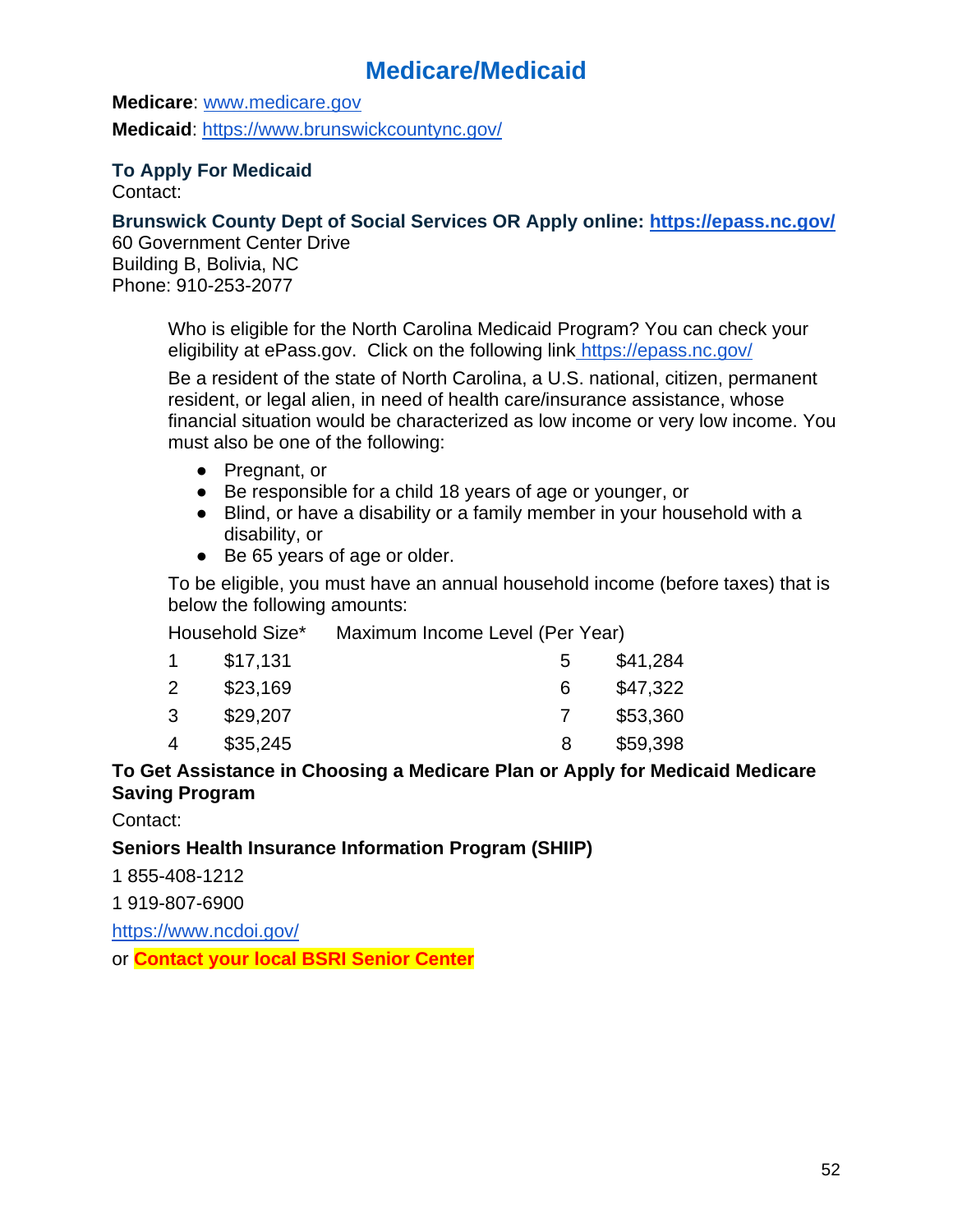# Medicare/Medicaid

**Medicare**: www.medicare.gov

**Medicaid**: https://www.brunswickcountync.gov/

### To Apply For Medicaid

Contact:

**Brunswick County Dept of Social Services OR Apply online: https://epass.nc.gov/**
60 Government Center Drive
Building B, Bolivia, NC
Phone: 910-253-2077

Who is eligible for the North Carolina Medicaid Program? You can check your eligibility at ePass.gov. Click on the following link https://epass.nc.gov/

Be a resident of the state of North Carolina, a U.S. national, citizen, permanent resident, or legal alien, in need of health care/insurance assistance, whose financial situation would be characterized as low income or very low income. You must also be one of the following:

- Pregnant, or
- Be responsible for a child 18 years of age or younger, or
- Blind, or have a disability or a family member in your household with a disability, or
- Be 65 years of age or older.

To be eligible, you must have an annual household income (before taxes) that is below the following amounts:

| Household Size* | Maximum Income Level (Per Year) | Household Size* | Maximum Income Level (Per Year) |
|---|---|---|---|
| 1 | $17,131 | 5 | $41,284 |
| 2 | $23,169 | 6 | $47,322 |
| 3 | $29,207 | 7 | $53,360 |
| 4 | $35,245 | 8 | $59,398 |

**To Get Assistance in Choosing a Medicare Plan or Apply for Medicaid Medicare Saving Program**

Contact:

**Seniors Health Insurance Information Program (SHIIP)**

1 855-408-1212

1 919-807-6900

https://www.ncdoi.gov/

or **Contact your local BSRI Senior Center**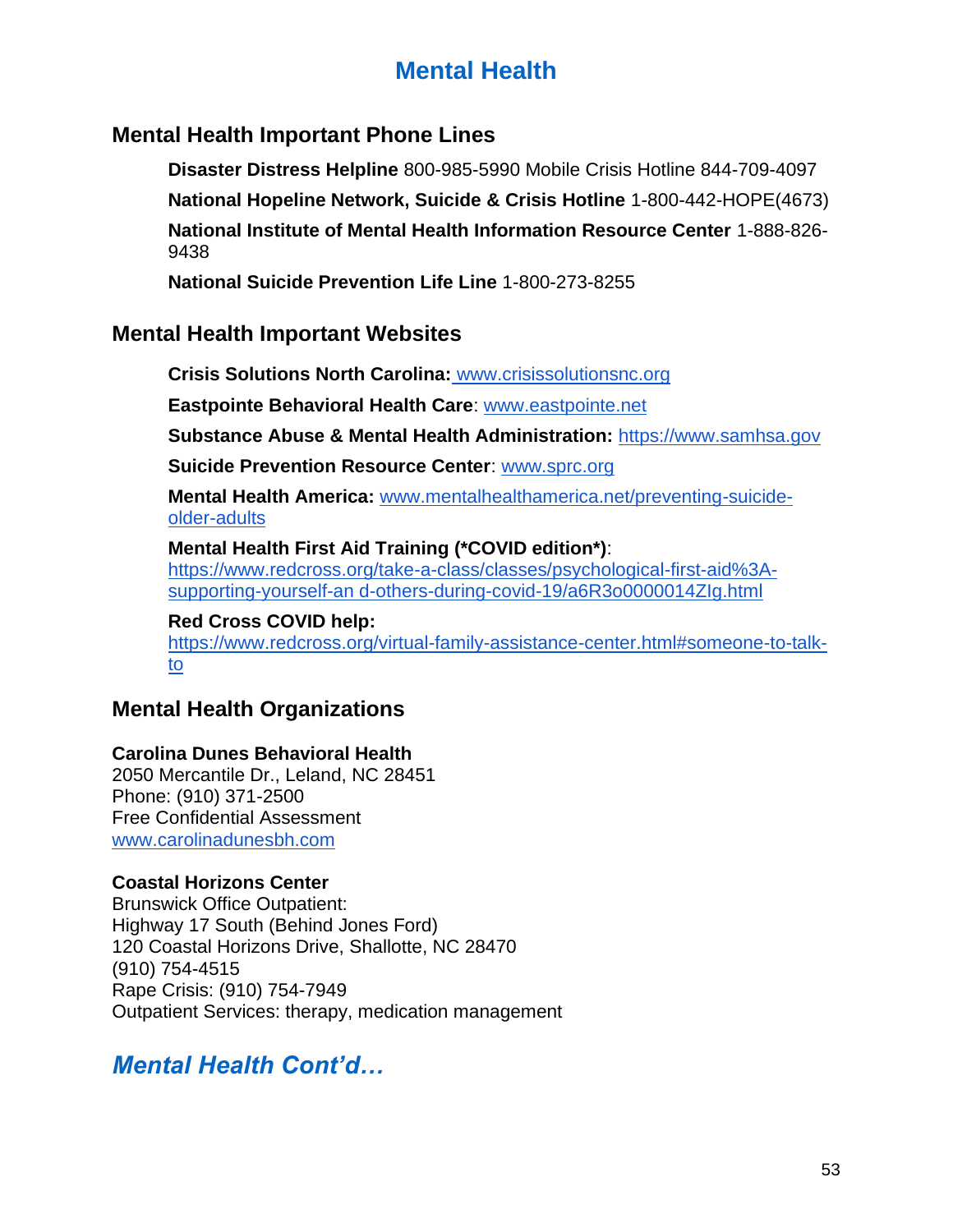# Mental Health

## Mental Health Important Phone Lines

**Disaster Distress Helpline** 800-985-5990 Mobile Crisis Hotline 844-709-4097

**National Hopeline Network, Suicide & Crisis Hotline** 1-800-442-HOPE(4673)

**National Institute of Mental Health Information Resource Center** 1-888-826-9438

**National Suicide Prevention Life Line** 1-800-273-8255

## Mental Health Important Websites

**Crisis Solutions North Carolina:** www.crisissolutionsnc.org

**Eastpointe Behavioral Health Care**: www.eastpointe.net

**Substance Abuse & Mental Health Administration:** https://www.samhsa.gov

**Suicide Prevention Resource Center**: www.sprc.org

**Mental Health America:** www.mentalhealthamerica.net/preventing-suicide-older-adults

**Mental Health First Aid Training (*COVID edition*)**: https://www.redcross.org/take-a-class/classes/psychological-first-aid%3A-supporting-yourself-an d-others-during-covid-19/a6R3o0000014ZIg.html

**Red Cross COVID help:** https://www.redcross.org/virtual-family-assistance-center.html#someone-to-talk-to

## Mental Health Organizations

**Carolina Dunes Behavioral Health**
2050 Mercantile Dr., Leland, NC 28451
Phone: (910) 371-2500
Free Confidential Assessment
www.carolinadunesbh.com

**Coastal Horizons Center**
Brunswick Office Outpatient:
Highway 17 South (Behind Jones Ford)
120 Coastal Horizons Drive, Shallotte, NC 28470
(910) 754-4515
Rape Crisis: (910) 754-7949
Outpatient Services: therapy, medication management

## *Mental Health Cont'd…*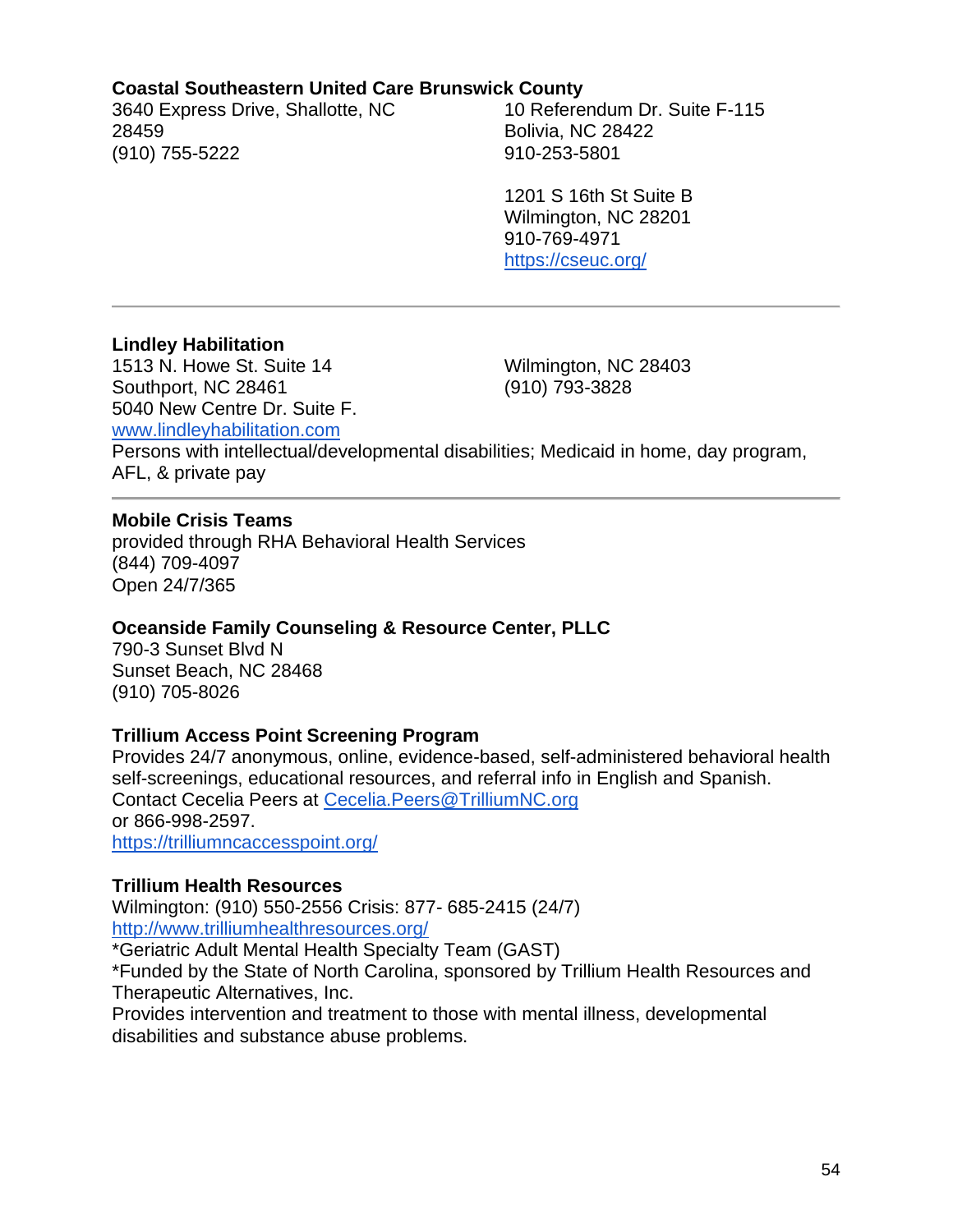**Coastal Southeastern United Care Brunswick County**

3640 Express Drive, Shallotte, NC 28459
(910) 755-5222

10 Referendum Dr. Suite F-115
Bolivia, NC 28422
910-253-5801

1201 S 16th St Suite B
Wilmington, NC 28201
910-769-4971
[https://cseuc.org/](https://cseuc.org/)

---

**Lindley Habilitation**

1513 N. Howe St. Suite 14
Southport, NC 28461
5040 New Centre Dr. Suite F.
Wilmington, NC 28403
(910) 793-3828
[www.lindleyhabilitation.com](http://www.lindleyhabilitation.com)
Persons with intellectual/developmental disabilities; Medicaid in home, day program, AFL, & private pay

---

**Mobile Crisis Teams**
provided through RHA Behavioral Health Services
(844) 709-4097
Open 24/7/365

**Oceanside Family Counseling & Resource Center, PLLC**
790-3 Sunset Blvd N
Sunset Beach, NC 28468
(910) 705-8026

**Trillium Access Point Screening Program**
Provides 24/7 anonymous, online, evidence-based, self-administered behavioral health self-screenings, educational resources, and referral info in English and Spanish.
Contact Cecelia Peers at [Cecelia.Peers@TrilliumNC.org](mailto:Cecelia.Peers@TrilliumNC.org)
or 866-998-2597.
[https://trilliumncaccesspoint.org/](https://trilliumncaccesspoint.org/)

**Trillium Health Resources**
Wilmington: (910) 550-2556 Crisis: 877- 685-2415 (24/7)
[http://www.trilliumhealthresources.org/](http://www.trilliumhealthresources.org/)
*Geriatric Adult Mental Health Specialty Team (GAST)
*Funded by the State of North Carolina, sponsored by Trillium Health Resources and Therapeutic Alternatives, Inc.
Provides intervention and treatment to those with mental illness, developmental disabilities and substance abuse problems.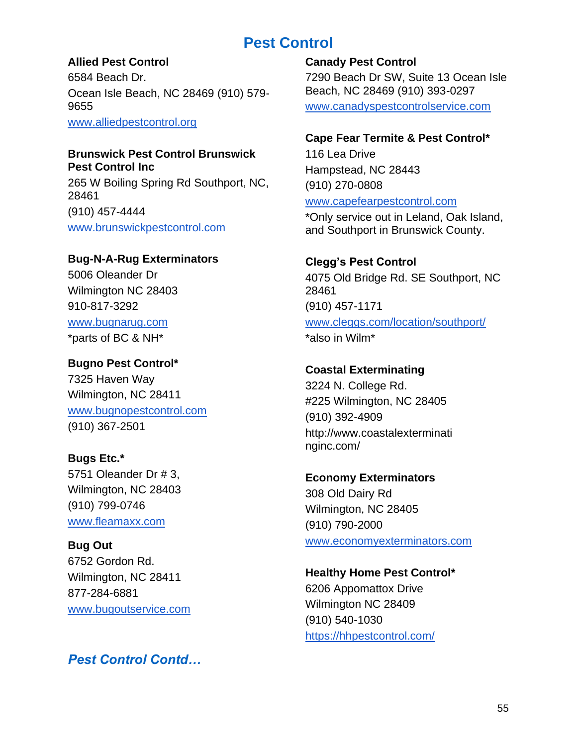# Pest Control

**Allied Pest Control**
6584 Beach Dr.
Ocean Isle Beach, NC 28469 (910) 579-9655
www.alliedpestcontrol.org

**Brunswick Pest Control Brunswick Pest Control Inc**
265 W Boiling Spring Rd Southport, NC, 28461
(910) 457-4444
www.brunswickpestcontrol.com

**Bug-N-A-Rug Exterminators**
5006 Oleander Dr
Wilmington NC 28403
910-817-3292
www.bugnarug.com
*parts of BC & NH*

**Bugno Pest Control***
7325 Haven Way
Wilmington, NC 28411
www.bugnopestcontrol.com
(910) 367-2501

**Bugs Etc.***
5751 Oleander Dr # 3,
Wilmington, NC 28403
(910) 799-0746
www.fleamaxx.com

**Bug Out**
6752 Gordon Rd.
Wilmington, NC 28411
877-284-6881
www.bugoutservice.com

**Canady Pest Control**
7290 Beach Dr SW, Suite 13 Ocean Isle Beach, NC 28469 (910) 393-0297
www.canadyspestcontrolservice.com

**Cape Fear Termite & Pest Control***
116 Lea Drive
Hampstead, NC 28443
(910) 270-0808
www.capefearpestcontrol.com
*Only service out in Leland, Oak Island, and Southport in Brunswick County.

**Clegg's Pest Control**
4075 Old Bridge Rd. SE Southport, NC 28461
(910) 457-1171
www.cleggs.com/location/southport/
*also in Wilm*

**Coastal Exterminating**
3224 N. College Rd.
#225 Wilmington, NC 28405
(910) 392-4909
http://www.coastalexterminatinginc.com/

**Economy Exterminators**
308 Old Dairy Rd
Wilmington, NC 28405
(910) 790-2000
www.economyexterminators.com

**Healthy Home Pest Control***
6206 Appomattox Drive
Wilmington NC 28409
(910) 540-1030
https://hhpestcontrol.com/

## *Pest Control Contd…*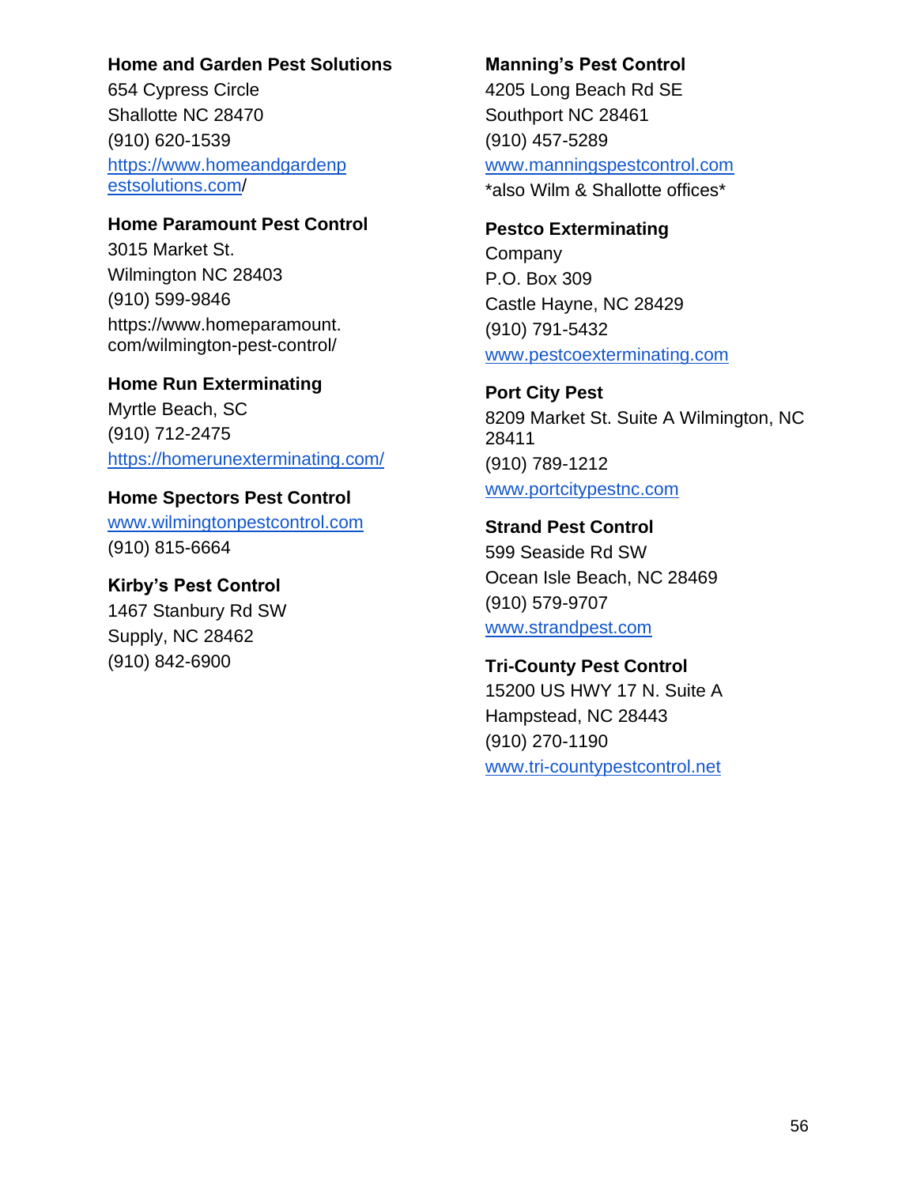**Home and Garden Pest Solutions**
654 Cypress Circle
Shallotte NC 28470
(910) 620-1539
https://www.homeandgardenpestsolutions.com/

**Home Paramount Pest Control**
3015 Market St.
Wilmington NC 28403
(910) 599-9846
https://www.homeparamount.com/wilmington-pest-control/

**Home Run Exterminating**
Myrtle Beach, SC
(910) 712-2475
https://homerunexterminating.com/

**Home Spectors Pest Control**
www.wilmingtonpestcontrol.com
(910) 815-6664

**Kirby's Pest Control**
1467 Stanbury Rd SW
Supply, NC 28462
(910) 842-6900

**Manning's Pest Control**
4205 Long Beach Rd SE
Southport NC 28461
(910) 457-5289
www.manningspestcontrol.com
*also Wilm & Shallotte offices*

**Pestco Exterminating**
Company
P.O. Box 309
Castle Hayne, NC 28429
(910) 791-5432
www.pestcoexterminating.com

**Port City Pest**
8209 Market St. Suite A Wilmington, NC 28411
(910) 789-1212
www.portcitypestnc.com

**Strand Pest Control**
599 Seaside Rd SW
Ocean Isle Beach, NC 28469
(910) 579-9707
www.strandpest.com

**Tri-County Pest Control**
15200 US HWY 17 N. Suite A
Hampstead, NC 28443
(910) 270-1190
www.tri-countypestcontrol.net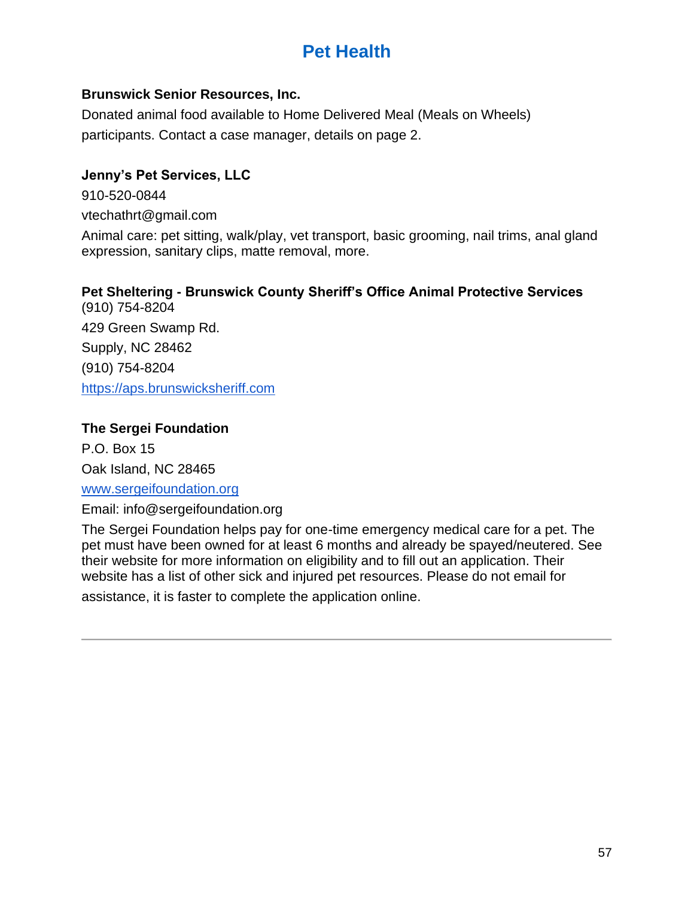# Pet Health

**Brunswick Senior Resources, Inc.**

Donated animal food available to Home Delivered Meal (Meals on Wheels) participants. Contact a case manager, details on page 2.

**Jenny's Pet Services, LLC**

910-520-0844

vtechathrt@gmail.com

Animal care: pet sitting, walk/play, vet transport, basic grooming, nail trims, anal gland expression, sanitary clips, matte removal, more.

**Pet Sheltering - Brunswick County Sheriff's Office Animal Protective Services**

(910) 754-8204

429 Green Swamp Rd.

Supply, NC 28462

(910) 754-8204

https://aps.brunswicksheriff.com

**The Sergei Foundation**

P.O. Box 15

Oak Island, NC 28465

www.sergeifoundation.org

Email: info@sergeifoundation.org

The Sergei Foundation helps pay for one-time emergency medical care for a pet. The pet must have been owned for at least 6 months and already be spayed/neutered. See their website for more information on eligibility and to fill out an application. Their website has a list of other sick and injured pet resources. Please do not email for assistance, it is faster to complete the application online.

---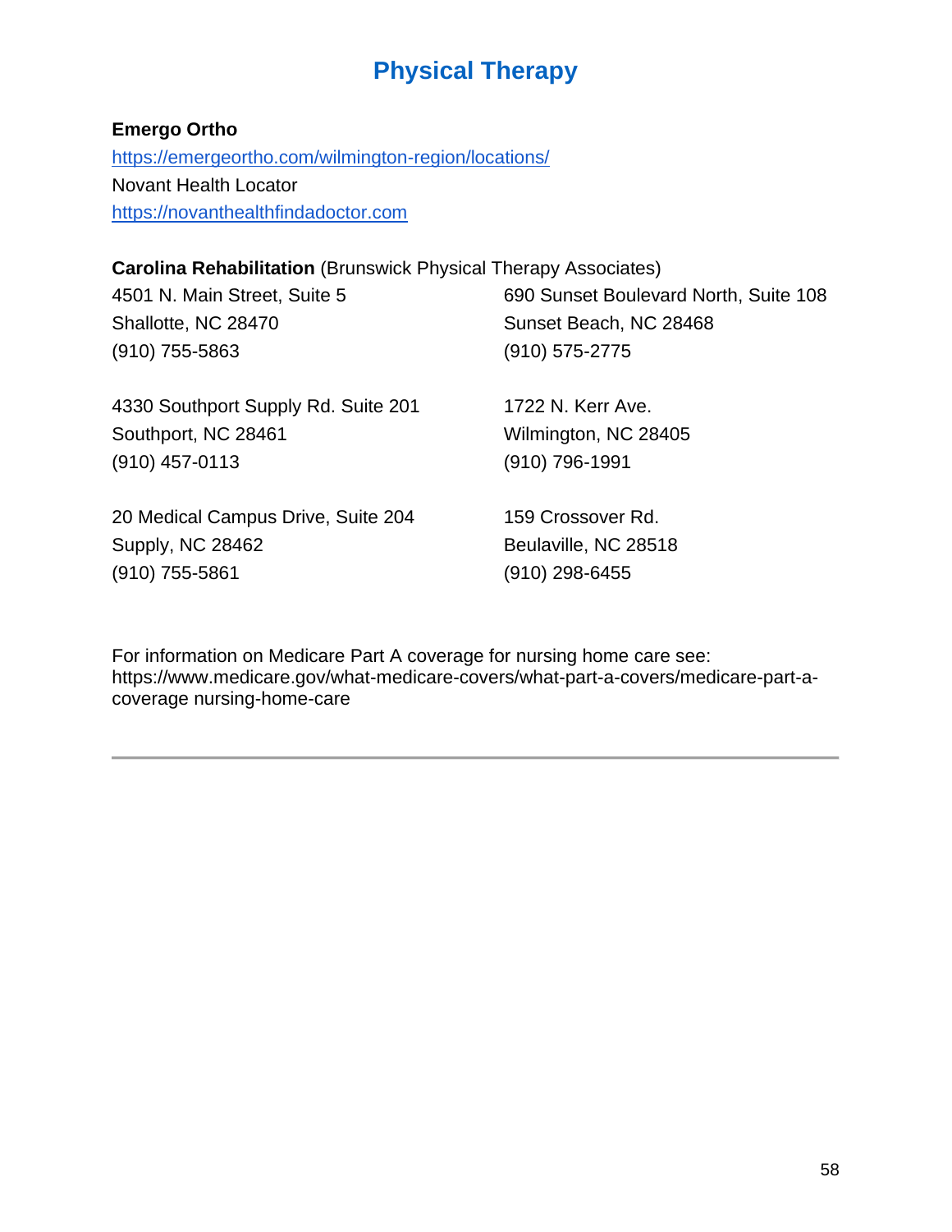# Physical Therapy

**Emergo Ortho**
https://emergeortho.com/wilmington-region/locations/
Novant Health Locator
https://novanthealthfindadoctor.com

**Carolina Rehabilitation** (Brunswick Physical Therapy Associates)

4501 N. Main Street, Suite 5
Shallotte, NC 28470
(910) 755-5863

4330 Southport Supply Rd. Suite 201
Southport, NC 28461
(910) 457-0113

20 Medical Campus Drive, Suite 204
Supply, NC 28462
(910) 755-5861

690 Sunset Boulevard North, Suite 108
Sunset Beach, NC 28468
(910) 575-2775

1722 N. Kerr Ave.
Wilmington, NC 28405
(910) 796-1991

159 Crossover Rd.
Beulaville, NC 28518
(910) 298-6455

For information on Medicare Part A coverage for nursing home care see: https://www.medicare.gov/what-medicare-covers/what-part-a-covers/medicare-part-a-coverage nursing-home-care

---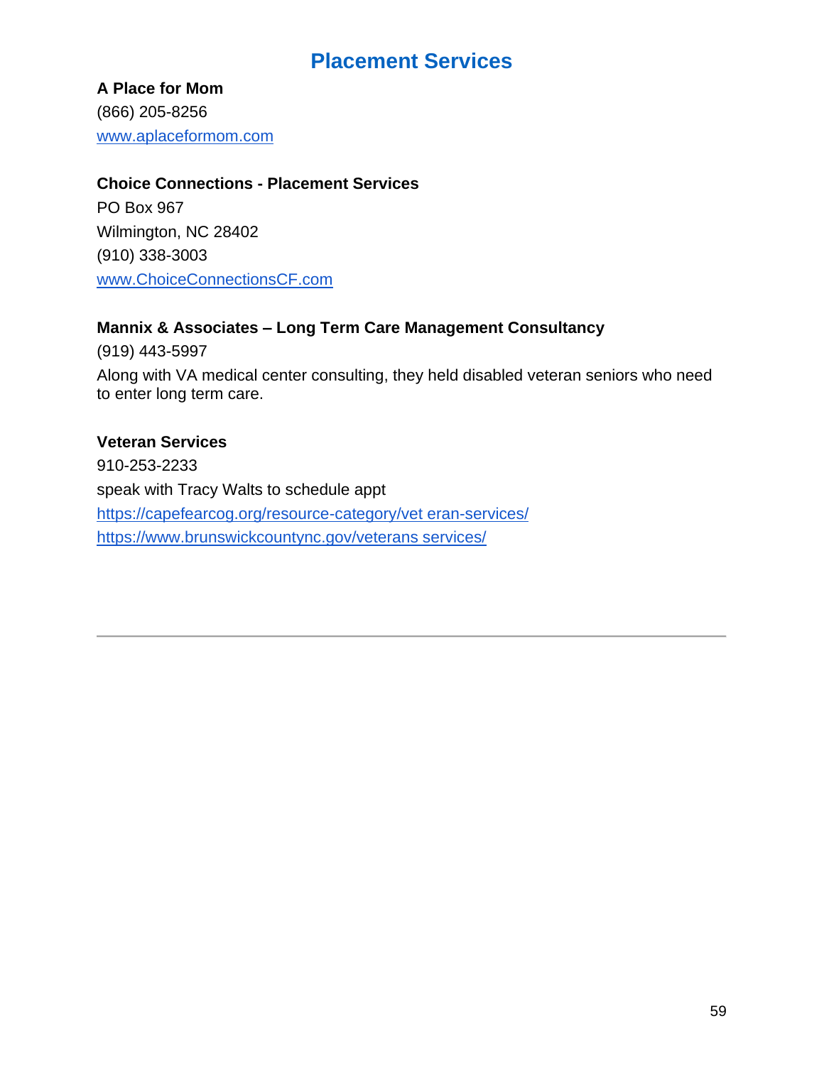# Placement Services

**A Place for Mom**
(866) 205-8256
www.aplaceformom.com

**Choice Connections - Placement Services**
PO Box 967
Wilmington, NC 28402
(910) 338-3003
www.ChoiceConnectionsCF.com

**Mannix & Associates – Long Term Care Management Consultancy**
(919) 443-5997
Along with VA medical center consulting, they held disabled veteran seniors who need to enter long term care.

**Veteran Services**
910-253-2233
speak with Tracy Walts to schedule appt
https://capefearcog.org/resource-category/vet eran-services/
https://www.brunswickcountync.gov/veterans services/

---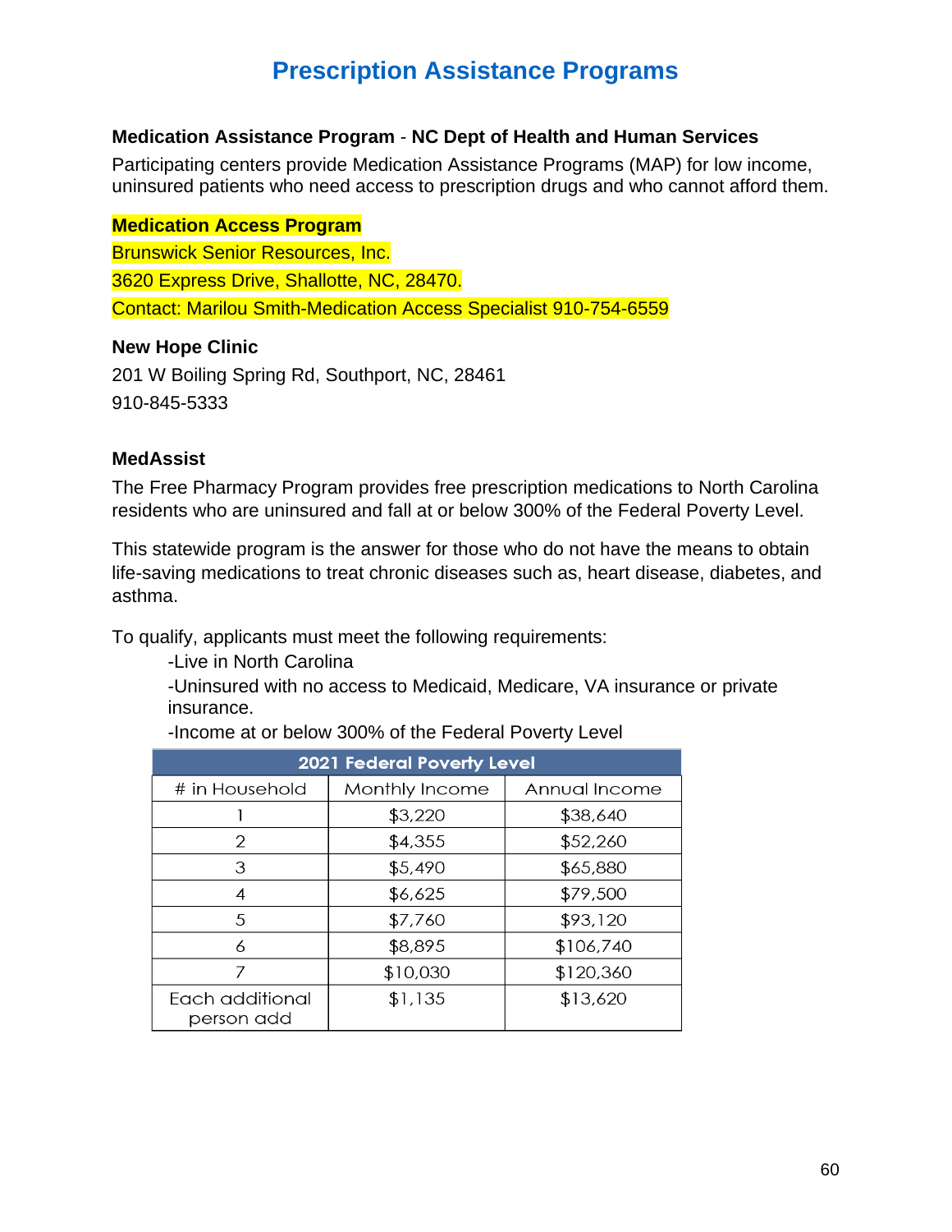# Prescription Assistance Programs

**Medication Assistance Program** - **NC Dept of Health and Human Services**

Participating centers provide Medication Assistance Programs (MAP) for low income, uninsured patients who need access to prescription drugs and who cannot afford them.

**Medication Access Program**

Brunswick Senior Resources, Inc.

3620 Express Drive, Shallotte, NC, 28470.

Contact: Marilou Smith-Medication Access Specialist 910-754-6559

**New Hope Clinic**

201 W Boiling Spring Rd, Southport, NC, 28461

910-845-5333

**MedAssist**

The Free Pharmacy Program provides free prescription medications to North Carolina residents who are uninsured and fall at or below 300% of the Federal Poverty Level.

This statewide program is the answer for those who do not have the means to obtain life-saving medications to treat chronic diseases such as, heart disease, diabetes, and asthma.

To qualify, applicants must meet the following requirements:

-Live in North Carolina

-Uninsured with no access to Medicaid, Medicare, VA insurance or private insurance.

-Income at or below 300% of the Federal Poverty Level

| 2021 Federal Poverty Level | | |
|---|---|---|
| # in Household | Monthly Income | Annual Income |
| 1 | $3,220 | $38,640 |
| 2 | $4,355 | $52,260 |
| 3 | $5,490 | $65,880 |
| 4 | $6,625 | $79,500 |
| 5 | $7,760 | $93,120 |
| 6 | $8,895 | $106,740 |
| 7 | $10,030 | $120,360 |
| Each additional person add | $1,135 | $13,620 |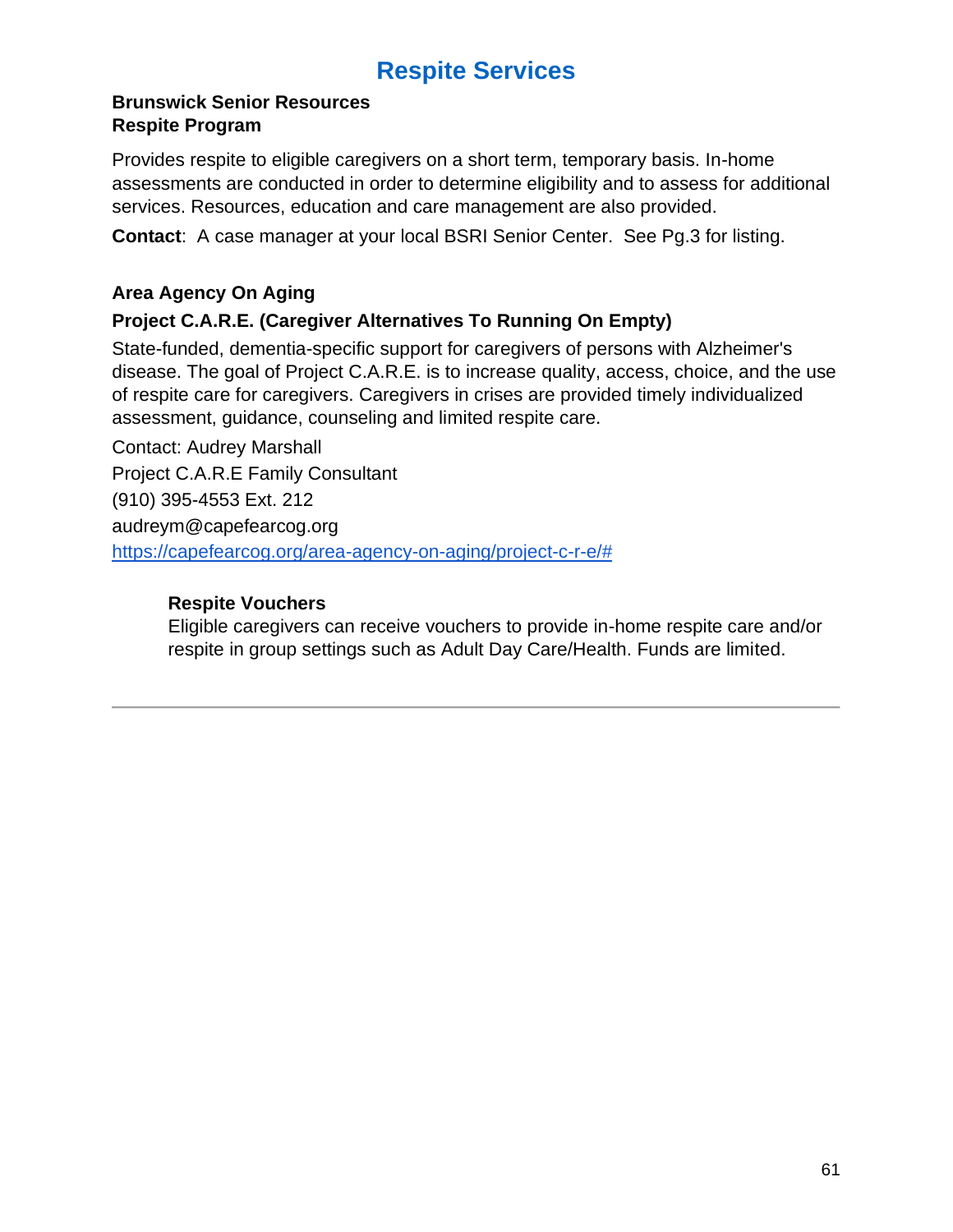# Respite Services

**Brunswick Senior Resources**
**Respite Program**

Provides respite to eligible caregivers on a short term, temporary basis. In-home assessments are conducted in order to determine eligibility and to assess for additional services. Resources, education and care management are also provided.

**Contact**: A case manager at your local BSRI Senior Center. See Pg.3 for listing.

**Area Agency On Aging**

**Project C.A.R.E. (Caregiver Alternatives To Running On Empty)**

State-funded, dementia-specific support for caregivers of persons with Alzheimer's disease. The goal of Project C.A.R.E. is to increase quality, access, choice, and the use of respite care for caregivers. Caregivers in crises are provided timely individualized assessment, guidance, counseling and limited respite care.

Contact: Audrey Marshall
Project C.A.R.E Family Consultant
(910) 395-4553 Ext. 212
audreym@capefearcog.org
https://capefearcog.org/area-agency-on-aging/project-c-r-e/#

**Respite Vouchers**
Eligible caregivers can receive vouchers to provide in-home respite care and/or respite in group settings such as Adult Day Care/Health. Funds are limited.

---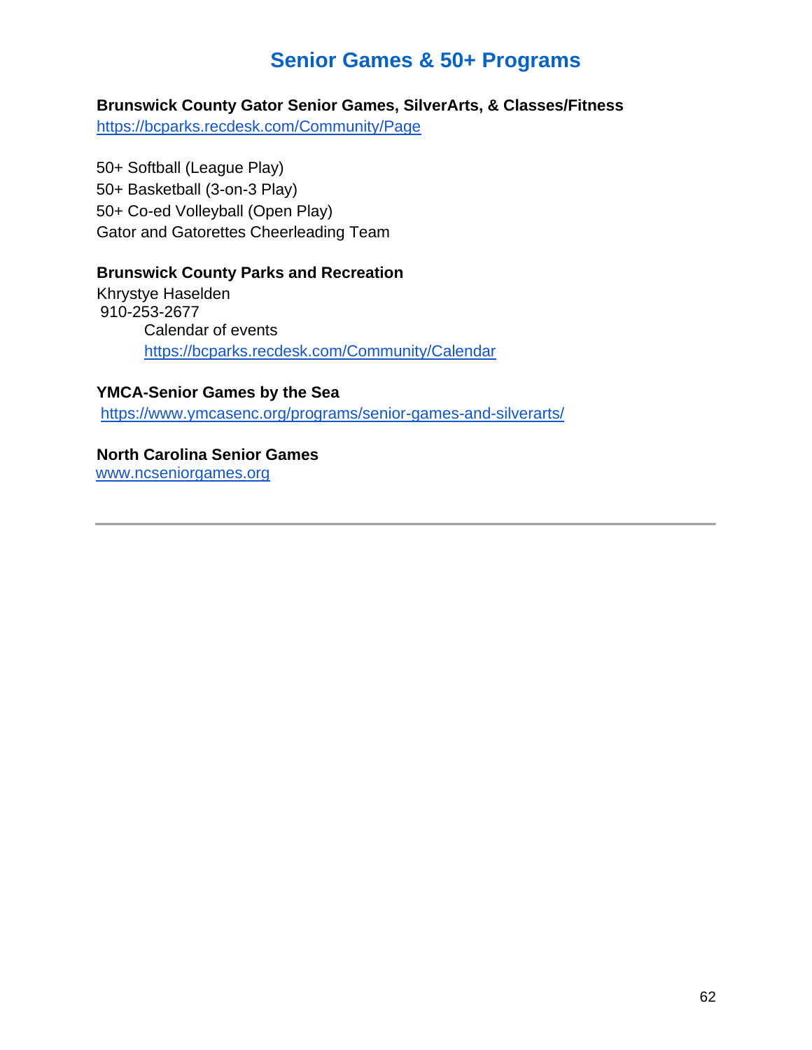# Senior Games & 50+ Programs

**Brunswick County Gator Senior Games, SilverArts, & Classes/Fitness**
https://bcparks.recdesk.com/Community/Page

50+ Softball (League Play)
50+ Basketball (3-on-3 Play)
50+ Co-ed Volleyball (Open Play)
Gator and Gatorettes Cheerleading Team

**Brunswick County Parks and Recreation**
Khrystye Haselden
910-253-2677
Calendar of events
https://bcparks.recdesk.com/Community/Calendar

**YMCA-Senior Games by the Sea**
https://www.ymcasenc.org/programs/senior-games-and-silverarts/

**North Carolina Senior Games**
www.ncseniorgames.org

---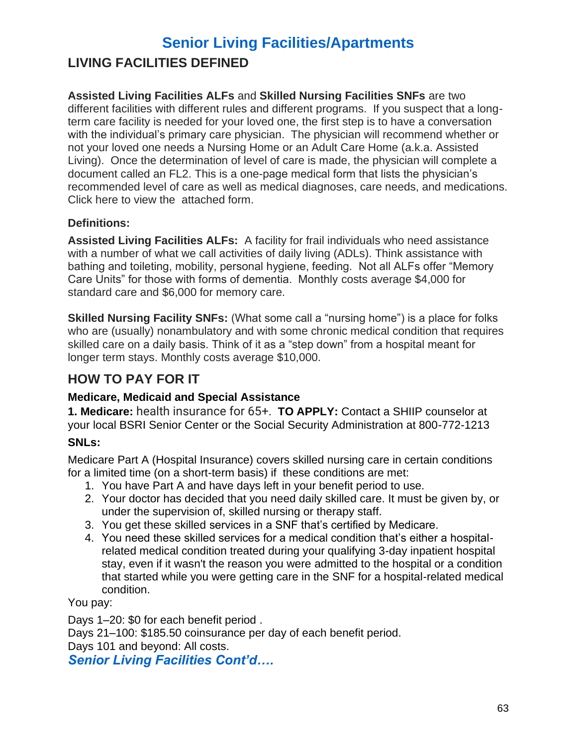# Senior Living Facilities/Apartments

## LIVING FACILITIES DEFINED

**Assisted Living Facilities ALFs** and **Skilled Nursing Facilities SNFs** are two different facilities with different rules and different programs. If you suspect that a long-term care facility is needed for your loved one, the first step is to have a conversation with the individual's primary care physician. The physician will recommend whether or not your loved one needs a Nursing Home or an Adult Care Home (a.k.a. Assisted Living). Once the determination of level of care is made, the physician will complete a document called an FL2. This is a one-page medical form that lists the physician's recommended level of care as well as medical diagnoses, care needs, and medications. Click here to view the attached form.

### Definitions:

**Assisted Living Facilities ALFs:** A facility for frail individuals who need assistance with a number of what we call activities of daily living (ADLs). Think assistance with bathing and toileting, mobility, personal hygiene, feeding. Not all ALFs offer "Memory Care Units" for those with forms of dementia. Monthly costs average $4,000 for standard care and $6,000 for memory care.

**Skilled Nursing Facility SNFs:** (What some call a "nursing home") is a place for folks who are (usually) nonambulatory and with some chronic medical condition that requires skilled care on a daily basis. Think of it as a "step down" from a hospital meant for longer term stays. Monthly costs average $10,000.

## HOW TO PAY FOR IT

### Medicare, Medicaid and Special Assistance

**1. Medicare:** health insurance for 65+. **TO APPLY:** Contact a SHIIP counselor at your local BSRI Senior Center or the Social Security Administration at 800-772-1213

### SNLs:

Medicare Part A (Hospital Insurance) covers skilled nursing care in certain conditions for a limited time (on a short-term basis) if these conditions are met:

1. You have Part A and have days left in your benefit period to use.
2. Your doctor has decided that you need daily skilled care. It must be given by, or under the supervision of, skilled nursing or therapy staff.
3. You get these skilled services in a SNF that's certified by Medicare.
4. You need these skilled services for a medical condition that's either a hospital-related medical condition treated during your qualifying 3-day inpatient hospital stay, even if it wasn't the reason you were admitted to the hospital or a condition that started while you were getting care in the SNF for a hospital-related medical condition.

You pay:

Days 1–20: $0 for each benefit period .
Days 21–100: $185.50 coinsurance per day of each benefit period.
Days 101 and beyond: All costs.

***Senior Living Facilities Cont'd….***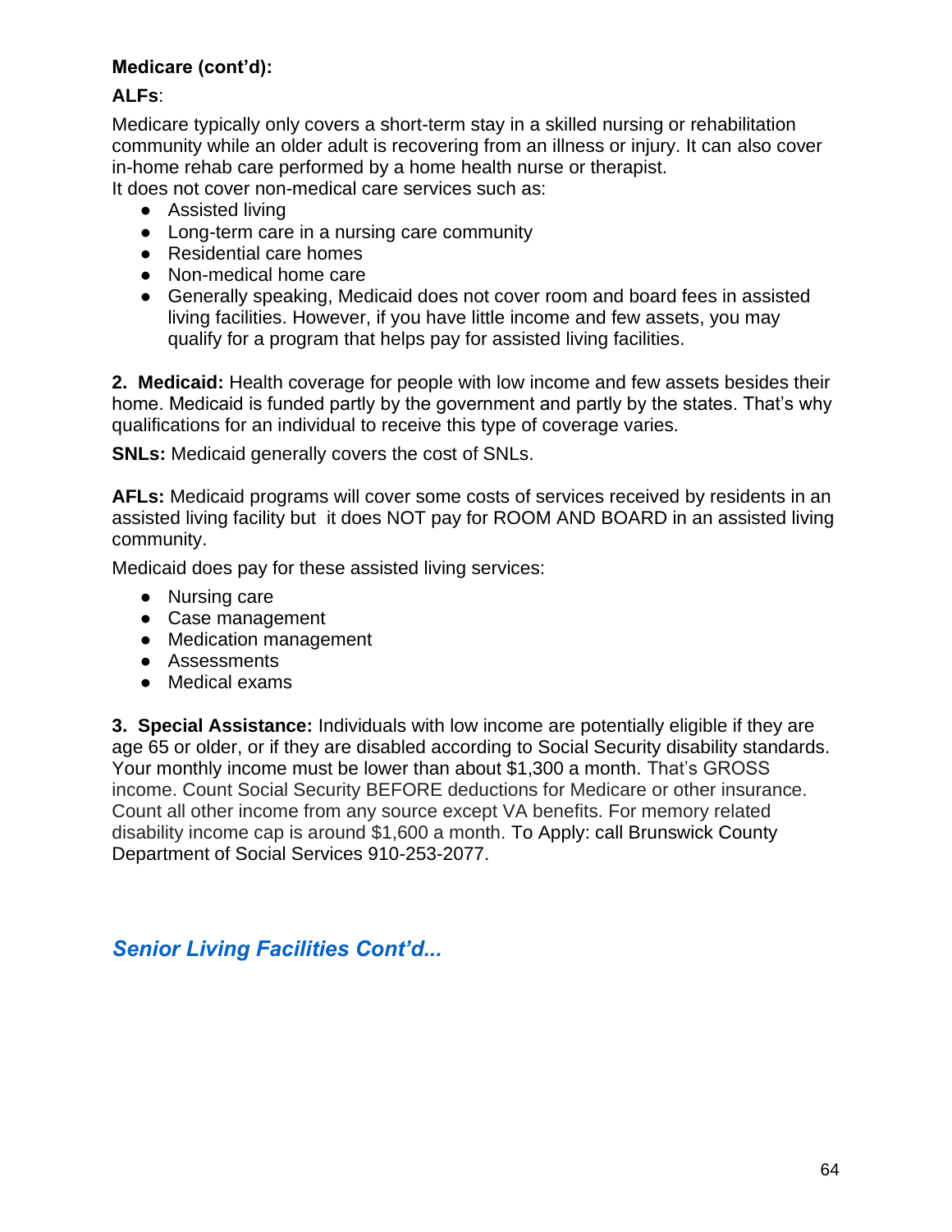**Medicare (cont'd):**

**ALFs**:

Medicare typically only covers a short-term stay in a skilled nursing or rehabilitation community while an older adult is recovering from an illness or injury. It can also cover in-home rehab care performed by a home health nurse or therapist.
It does not cover non-medical care services such as:

- Assisted living
- Long-term care in a nursing care community
- Residential care homes
- Non-medical home care
- Generally speaking, Medicaid does not cover room and board fees in assisted living facilities. However, if you have little income and few assets, you may qualify for a program that helps pay for assisted living facilities.

**2. Medicaid:** Health coverage for people with low income and few assets besides their home. Medicaid is funded partly by the government and partly by the states. That's why qualifications for an individual to receive this type of coverage varies.

**SNLs:** Medicaid generally covers the cost of SNLs.

**AFLs:** Medicaid programs will cover some costs of services received by residents in an assisted living facility but it does NOT pay for ROOM AND BOARD in an assisted living community.

Medicaid does pay for these assisted living services:

- Nursing care
- Case management
- Medication management
- Assessments
- Medical exams

**3. Special Assistance:** Individuals with low income are potentially eligible if they are age 65 or older, or if they are disabled according to Social Security disability standards. Your monthly income must be lower than about $1,300 a month. That's GROSS income. Count Social Security BEFORE deductions for Medicare or other insurance. Count all other income from any source except VA benefits. For memory related disability income cap is around $1,600 a month. To Apply: call Brunswick County Department of Social Services 910-253-2077.

## *Senior Living Facilities Cont'd...*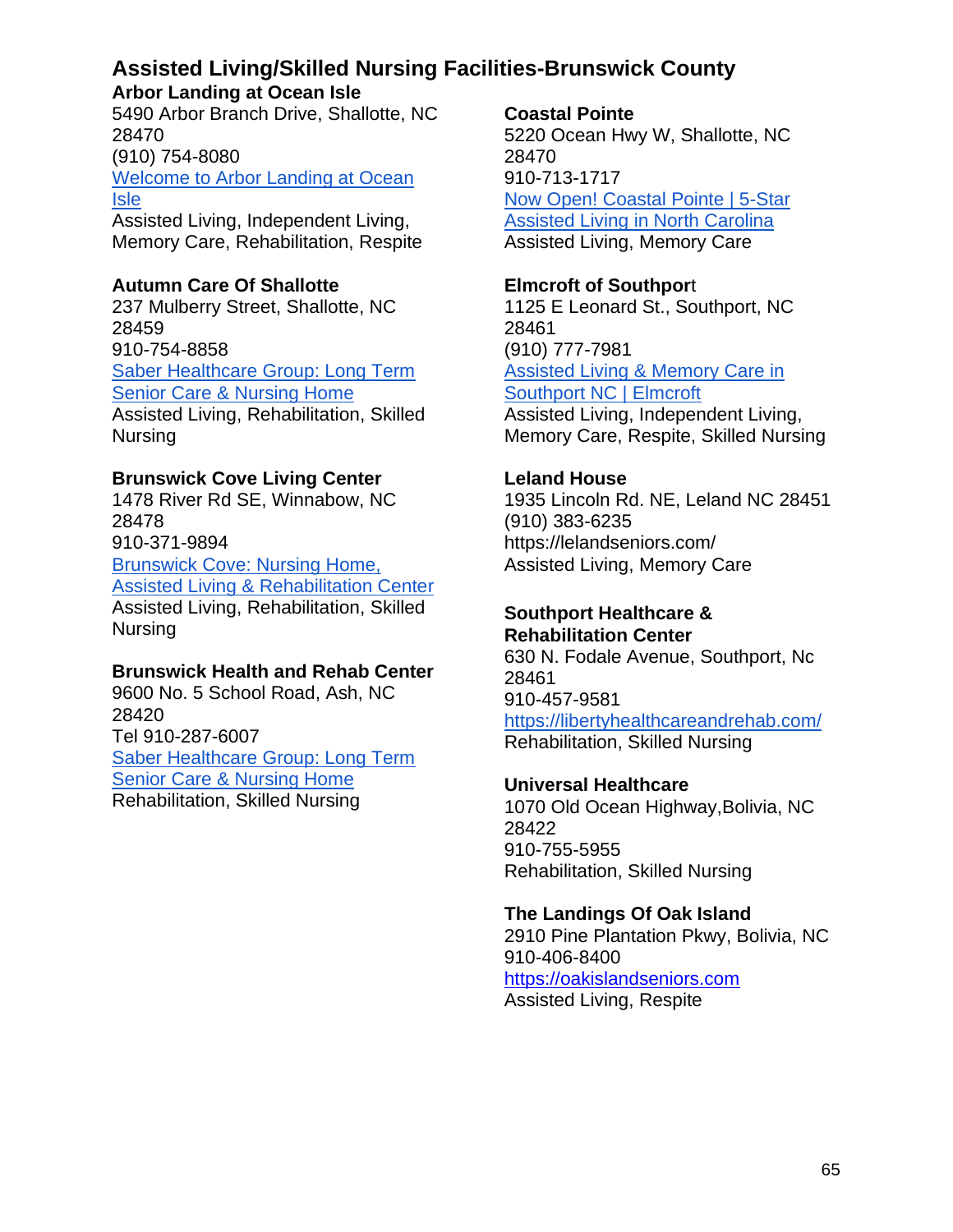## Assisted Living/Skilled Nursing Facilities-Brunswick County

**Arbor Landing at Ocean Isle**
5490 Arbor Branch Drive, Shallotte, NC 28470
(910) 754-8080
Welcome to Arbor Landing at Ocean Isle
Assisted Living, Independent Living, Memory Care, Rehabilitation, Respite

**Autumn Care Of Shallotte**
237 Mulberry Street, Shallotte, NC 28459
910-754-8858
Saber Healthcare Group: Long Term Senior Care & Nursing Home
Assisted Living, Rehabilitation, Skilled Nursing

**Brunswick Cove Living Center**
1478 River Rd SE, Winnabow, NC 28478
910-371-9894
Brunswick Cove: Nursing Home, Assisted Living & Rehabilitation Center
Assisted Living, Rehabilitation, Skilled Nursing

**Brunswick Health and Rehab Center**
9600 No. 5 School Road, Ash, NC 28420
Tel 910-287-6007
Saber Healthcare Group: Long Term Senior Care & Nursing Home
Rehabilitation, Skilled Nursing

**Coastal Pointe**
5220 Ocean Hwy W, Shallotte, NC 28470
910-713-1717
Now Open! Coastal Pointe | 5-Star Assisted Living in North Carolina
Assisted Living, Memory Care

**Elmcroft of Southport**
1125 E Leonard St., Southport, NC 28461
(910) 777-7981
Assisted Living & Memory Care in Southport NC | Elmcroft
Assisted Living, Independent Living, Memory Care, Respite, Skilled Nursing

**Leland House**
1935 Lincoln Rd. NE, Leland NC 28451
(910) 383-6235
https://lelandseniors.com/
Assisted Living, Memory Care

**Southport Healthcare & Rehabilitation Center**
630 N. Fodale Avenue, Southport, Nc 28461
910-457-9581
https://libertyhealthcareandrehab.com/
Rehabilitation, Skilled Nursing

**Universal Healthcare**
1070 Old Ocean Highway,Bolivia, NC 28422
910-755-5955
Rehabilitation, Skilled Nursing

**The Landings Of Oak Island**
2910 Pine Plantation Pkwy, Bolivia, NC
910-406-8400
https://oakislandseniors.com
Assisted Living, Respite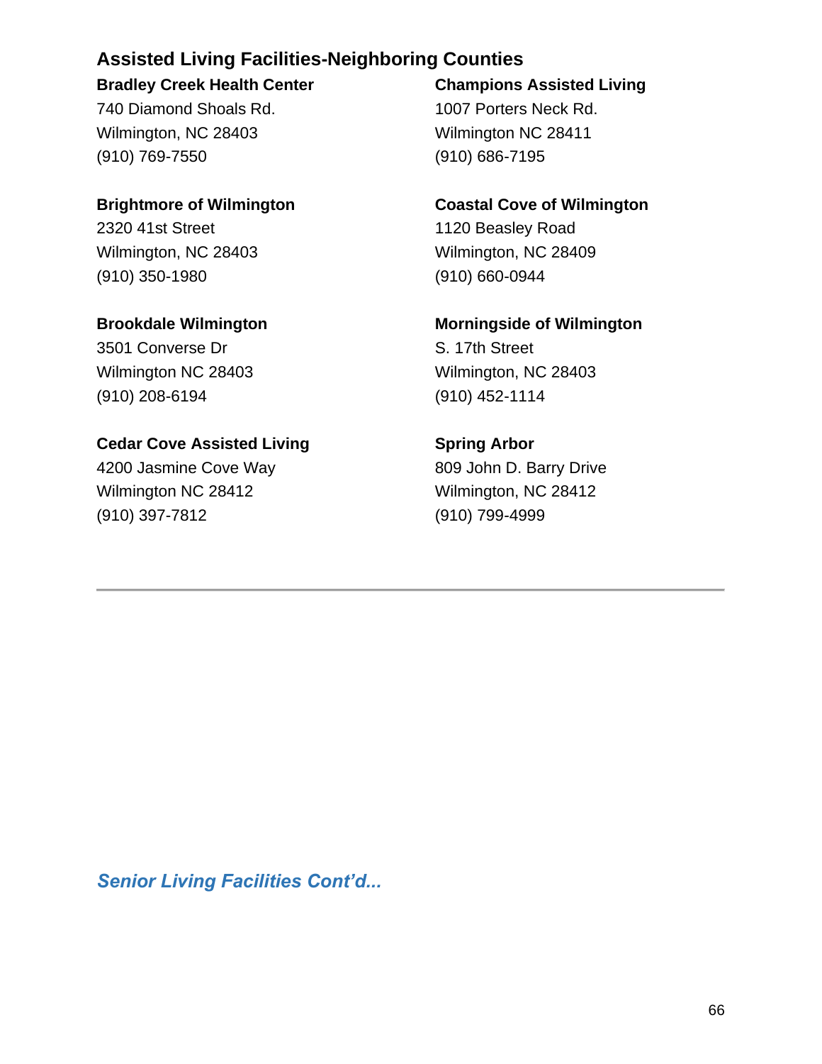## Assisted Living Facilities-Neighboring Counties

**Bradley Creek Health Center**
740 Diamond Shoals Rd.
Wilmington, NC 28403
(910) 769-7550

**Brightmore of Wilmington**
2320 41st Street
Wilmington, NC 28403
(910) 350-1980

**Brookdale Wilmington**
3501 Converse Dr
Wilmington NC 28403
(910) 208-6194

**Cedar Cove Assisted Living**
4200 Jasmine Cove Way
Wilmington NC 28412
(910) 397-7812

**Champions Assisted Living**
1007 Porters Neck Rd.
Wilmington NC 28411
(910) 686-7195

**Coastal Cove of Wilmington**
1120 Beasley Road
Wilmington, NC 28409
(910) 660-0944

**Morningside of Wilmington**
S. 17th Street
Wilmington, NC 28403
(910) 452-1114

**Spring Arbor**
809 John D. Barry Drive
Wilmington, NC 28412
(910) 799-4999

---

***Senior Living Facilities Cont'd...***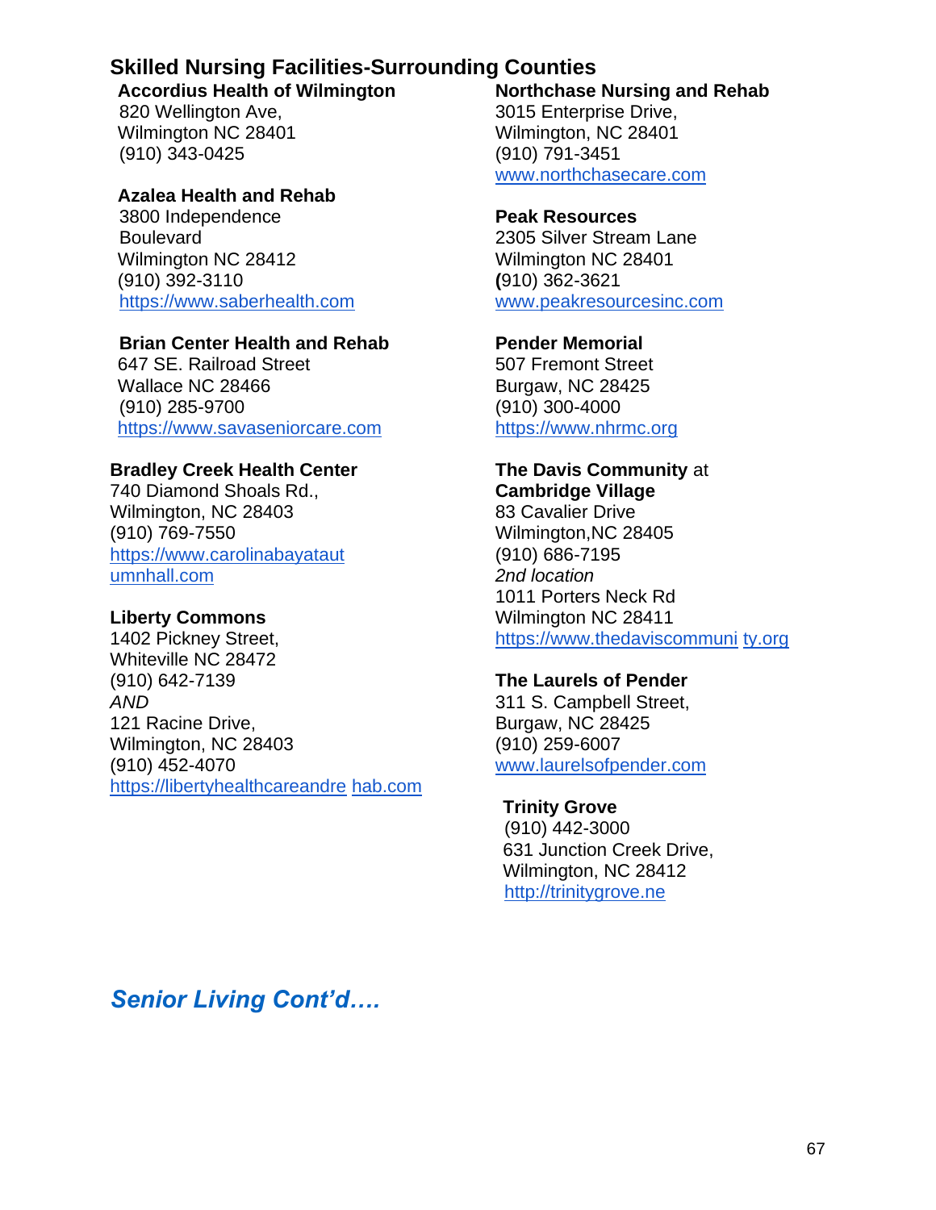## Skilled Nursing Facilities-Surrounding Counties

**Accordius Health of Wilmington**
820 Wellington Ave,
Wilmington NC 28401
(910) 343-0425

**Azalea Health and Rehab**
3800 Independence Boulevard
Wilmington NC 28412
(910) 392-3110
https://www.saberhealth.com

**Brian Center Health and Rehab**
647 SE. Railroad Street
Wallace NC 28466
(910) 285-9700
https://www.savaseniorcare.com

**Bradley Creek Health Center**
740 Diamond Shoals Rd.,
Wilmington, NC 28403
(910) 769-7550
https://www.carolinabayatautumnhall.com

**Liberty Commons**
1402 Pickney Street,
Whiteville NC 28472
(910) 642-7139
*AND*
121 Racine Drive,
Wilmington, NC 28403
(910) 452-4070
https://libertyhealthcareandrehab.com

**Northchase Nursing and Rehab**
3015 Enterprise Drive,
Wilmington, NC 28401
(910) 791-3451
www.northchasecare.com

**Peak Resources**
2305 Silver Stream Lane
Wilmington NC 28401
(910) 362-3621
www.peakresourcesinc.com

**Pender Memorial**
507 Fremont Street
Burgaw, NC 28425
(910) 300-4000
https://www.nhrmc.org

**The Davis Community** at **Cambridge Village**
83 Cavalier Drive
Wilmington,NC 28405
(910) 686-7195
*2nd location*
1011 Porters Neck Rd
Wilmington NC 28411
https://www.thedaviscommunity.org

**The Laurels of Pender**
311 S. Campbell Street,
Burgaw, NC 28425
(910) 259-6007
www.laurelsofpender.com

**Trinity Grove**
(910) 442-3000
631 Junction Creek Drive,
Wilmington, NC 28412
http://trinitygrove.ne

## *Senior Living Cont'd….*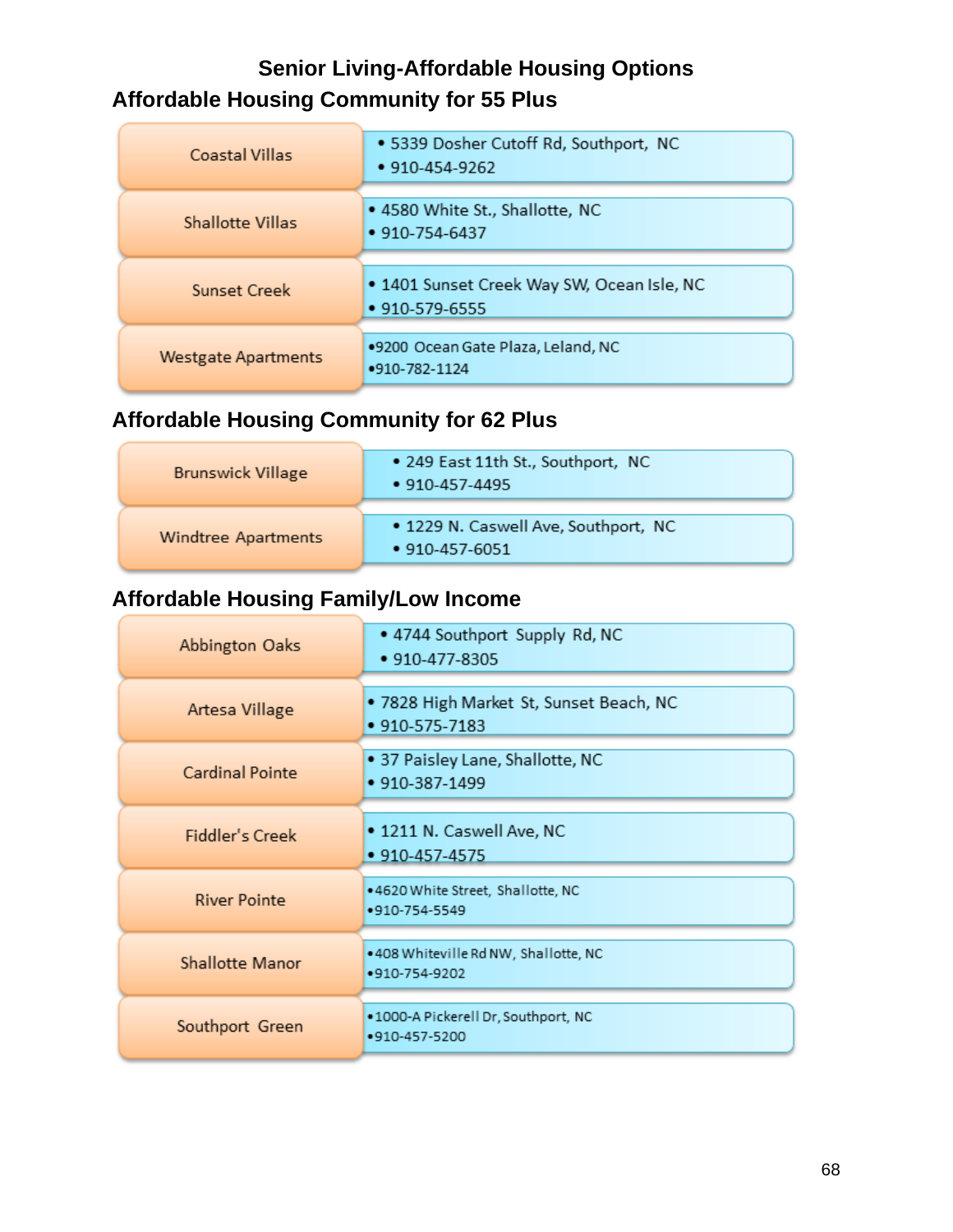# Senior Living-Affordable Housing Options

## Affordable Housing Community for 55 Plus

| Community | Address / Phone |
|---|---|
| Coastal Villas | • 5339 Dosher Cutoff Rd, Southport, NC<br>• 910-454-9262 |
| Shallotte Villas | • 4580 White St., Shallotte, NC<br>• 910-754-6437 |
| Sunset Creek | • 1401 Sunset Creek Way SW, Ocean Isle, NC<br>• 910-579-6555 |
| Westgate Apartments | • 9200 Ocean Gate Plaza, Leland, NC<br>• 910-782-1124 |

## Affordable Housing Community for 62 Plus

| Community | Address / Phone |
|---|---|
| Brunswick Village | • 249 East 11th St., Southport, NC<br>• 910-457-4495 |
| Windtree Apartments | • 1229 N. Caswell Ave, Southport, NC<br>• 910-457-6051 |

## Affordable Housing Family/Low Income

| Community | Address / Phone |
|---|---|
| Abbington Oaks | • 4744 Southport Supply Rd, NC<br>• 910-477-8305 |
| Artesa Village | • 7828 High Market St, Sunset Beach, NC<br>• 910-575-7183 |
| Cardinal Pointe | • 37 Paisley Lane, Shallotte, NC<br>• 910-387-1499 |
| Fiddler's Creek | • 1211 N. Caswell Ave, NC<br>• 910-457-4575 |
| River Pointe | • 4620 White Street, Shallotte, NC<br>• 910-754-5549 |
| Shallotte Manor | • 408 Whiteville Rd NW, Shallotte, NC<br>• 910-754-9202 |
| Southport Green | • 1000-A Pickerell Dr, Southport, NC<br>• 910-457-5200 |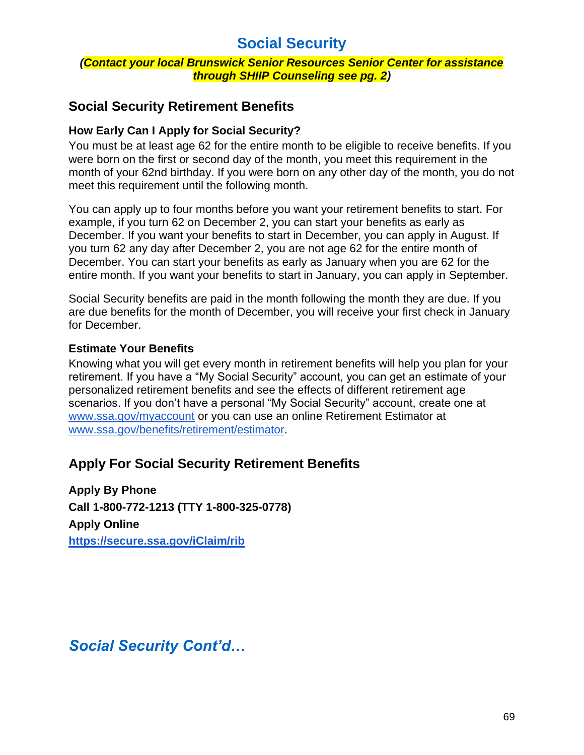# Social Security

***(Contact your local Brunswick Senior Resources Senior Center for assistance through SHIIP Counseling see pg. 2)***

## Social Security Retirement Benefits

### How Early Can I Apply for Social Security?

You must be at least age 62 for the entire month to be eligible to receive benefits. If you were born on the first or second day of the month, you meet this requirement in the month of your 62nd birthday. If you were born on any other day of the month, you do not meet this requirement until the following month.

You can apply up to four months before you want your retirement benefits to start. For example, if you turn 62 on December 2, you can start your benefits as early as December. If you want your benefits to start in December, you can apply in August. If you turn 62 any day after December 2, you are not age 62 for the entire month of December. You can start your benefits as early as January when you are 62 for the entire month. If you want your benefits to start in January, you can apply in September.

Social Security benefits are paid in the month following the month they are due. If you are due benefits for the month of December, you will receive your first check in January for December.

### Estimate Your Benefits

Knowing what you will get every month in retirement benefits will help you plan for your retirement. If you have a "My Social Security" account, you can get an estimate of your personalized retirement benefits and see the effects of different retirement age scenarios. If you don't have a personal "My Social Security" account, create one at www.ssa.gov/myaccount or you can use an online Retirement Estimator at www.ssa.gov/benefits/retirement/estimator.

## Apply For Social Security Retirement Benefits

**Apply By Phone**

**Call 1-800-772-1213 (TTY 1-800-325-0778)**

**Apply Online**

**https://secure.ssa.gov/iClaim/rib**

## *Social Security Cont'd…*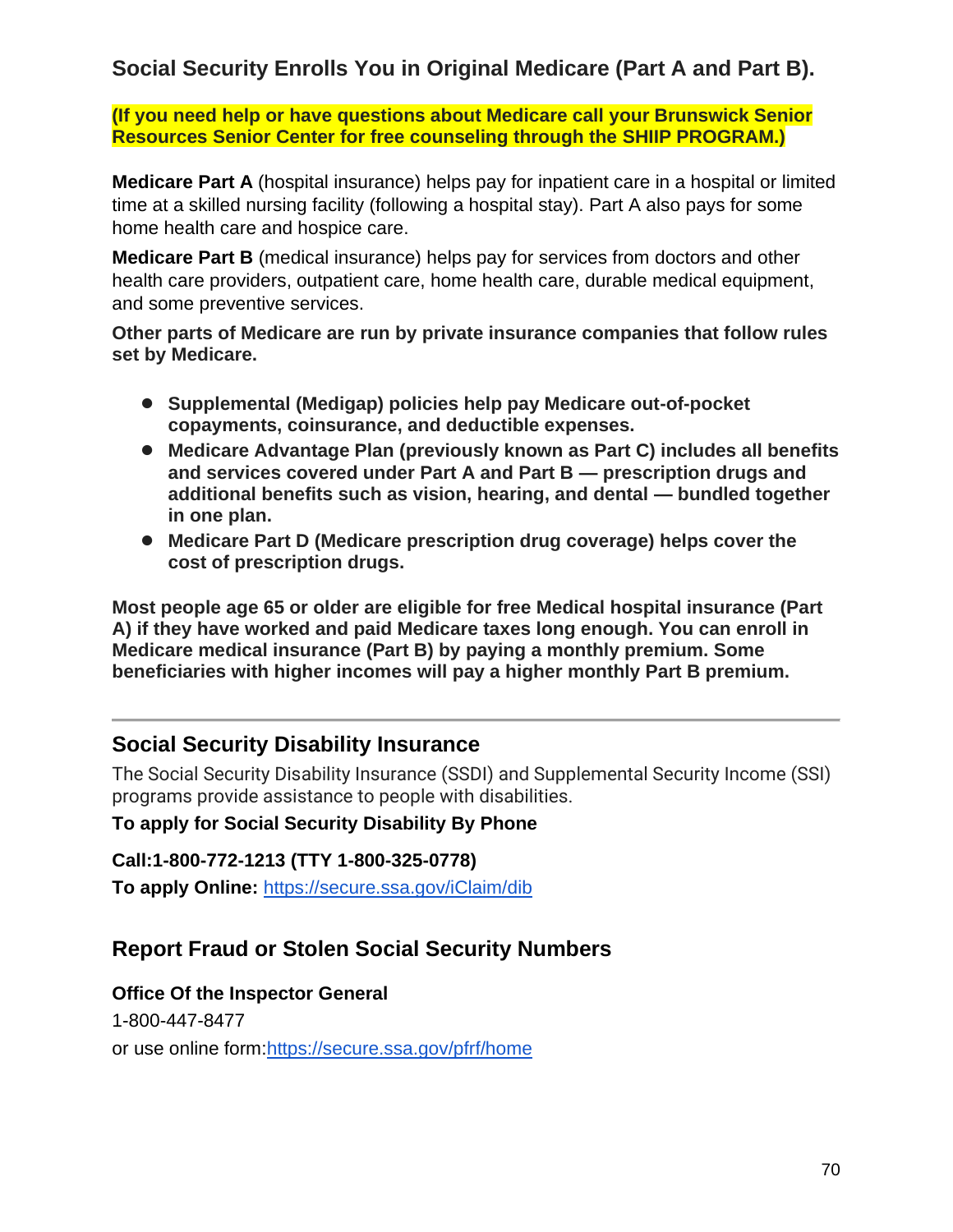## Social Security Enrolls You in Original Medicare (Part A and Part B).

**(If you need help or have questions about Medicare call your Brunswick Senior Resources Senior Center for free counseling through the SHIIP PROGRAM.)**

**Medicare Part A** (hospital insurance) helps pay for inpatient care in a hospital or limited time at a skilled nursing facility (following a hospital stay). Part A also pays for some home health care and hospice care.

**Medicare Part B** (medical insurance) helps pay for services from doctors and other health care providers, outpatient care, home health care, durable medical equipment, and some preventive services.

**Other parts of Medicare are run by private insurance companies that follow rules set by Medicare.**

- **Supplemental (Medigap) policies help pay Medicare out-of-pocket copayments, coinsurance, and deductible expenses.**
- **Medicare Advantage Plan (previously known as Part C) includes all benefits and services covered under Part A and Part B — prescription drugs and additional benefits such as vision, hearing, and dental — bundled together in one plan.**
- **Medicare Part D (Medicare prescription drug coverage) helps cover the cost of prescription drugs.**

**Most people age 65 or older are eligible for free Medical hospital insurance (Part A) if they have worked and paid Medicare taxes long enough. You can enroll in Medicare medical insurance (Part B) by paying a monthly premium. Some beneficiaries with higher incomes will pay a higher monthly Part B premium.**

---

## Social Security Disability Insurance

The Social Security Disability Insurance (SSDI) and Supplemental Security Income (SSI) programs provide assistance to people with disabilities.

**To apply for Social Security Disability By Phone**

**Call:1-800-772-1213 (TTY 1-800-325-0778)**

**To apply Online:** https://secure.ssa.gov/iClaim/dib

## Report Fraud or Stolen Social Security Numbers

**Office Of the Inspector General**

1-800-447-8477

or use online form:https://secure.ssa.gov/pfrf/home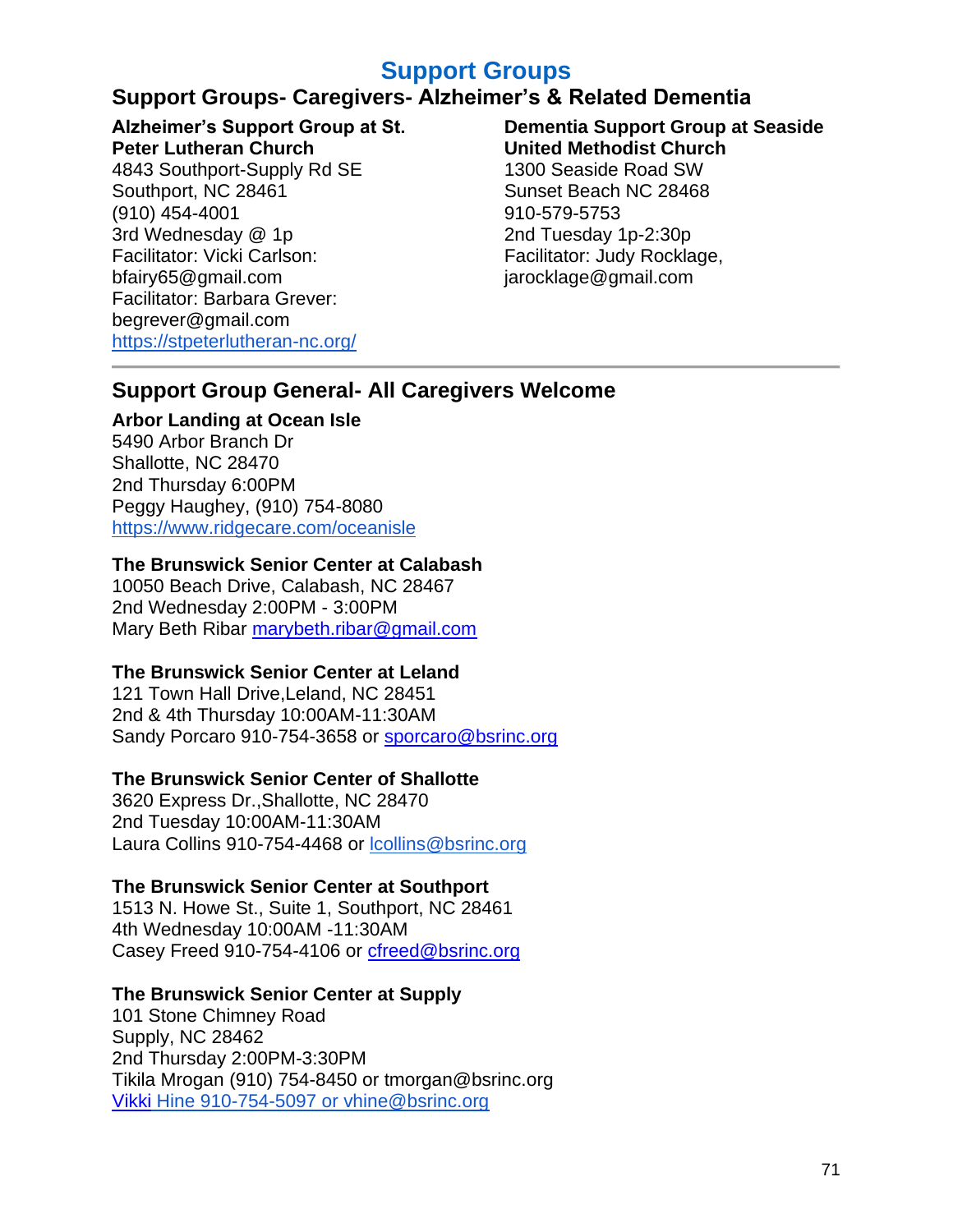# Support Groups

## Support Groups- Caregivers- Alzheimer's & Related Dementia

**Alzheimer's Support Group at St. Peter Lutheran Church**
4843 Southport-Supply Rd SE
Southport, NC 28461
(910) 454-4001
3rd Wednesday @ 1p
Facilitator: Vicki Carlson: bfairy65@gmail.com
Facilitator: Barbara Grever: begrever@gmail.com
https://stpeterlutheran-nc.org/

**Dementia Support Group at Seaside United Methodist Church**
1300 Seaside Road SW
Sunset Beach NC 28468
910-579-5753
2nd Tuesday 1p-2:30p
Facilitator: Judy Rocklage, jarocklage@gmail.com

## Support Group General- All Caregivers Welcome

**Arbor Landing at Ocean Isle**
5490 Arbor Branch Dr
Shallotte, NC 28470
2nd Thursday 6:00PM
Peggy Haughey, (910) 754-8080
https://www.ridgecare.com/oceanisle

**The Brunswick Senior Center at Calabash**
10050 Beach Drive, Calabash, NC 28467
2nd Wednesday 2:00PM - 3:00PM
Mary Beth Ribar marybeth.ribar@gmail.com

**The Brunswick Senior Center at Leland**
121 Town Hall Drive,Leland, NC 28451
2nd & 4th Thursday 10:00AM-11:30AM
Sandy Porcaro 910-754-3658 or sporcaro@bsrinc.org

**The Brunswick Senior Center of Shallotte**
3620 Express Dr.,Shallotte, NC 28470
2nd Tuesday 10:00AM-11:30AM
Laura Collins 910-754-4468 or lcollins@bsrinc.org

**The Brunswick Senior Center at Southport**
1513 N. Howe St., Suite 1, Southport, NC 28461
4th Wednesday 10:00AM -11:30AM
Casey Freed 910-754-4106 or cfreed@bsrinc.org

**The Brunswick Senior Center at Supply**
101 Stone Chimney Road
Supply, NC 28462
2nd Thursday 2:00PM-3:30PM
Tikila Mrogan (910) 754-8450 or tmorgan@bsrinc.org
Vikki Hine 910-754-5097 or vhine@bsrinc.org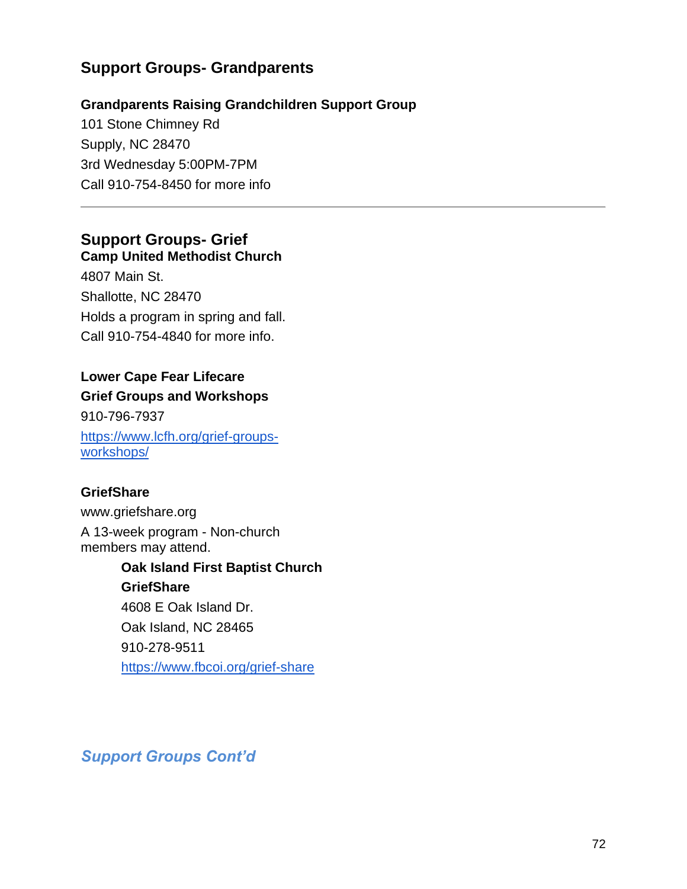## Support Groups- Grandparents

**Grandparents Raising Grandchildren Support Group**
101 Stone Chimney Rd
Supply, NC 28470
3rd Wednesday 5:00PM-7PM
Call 910-754-8450 for more info

---

## Support Groups- Grief

**Camp United Methodist Church**
4807 Main St.
Shallotte, NC 28470
Holds a program in spring and fall.
Call 910-754-4840 for more info.

**Lower Cape Fear Lifecare**
**Grief Groups and Workshops**
910-796-7937
[https://www.lcfh.org/grief-groups-workshops/](https://www.lcfh.org/grief-groups-workshops/)

**GriefShare**
www.griefshare.org
A 13-week program - Non-church members may attend.

> **Oak Island First Baptist Church**
> **GriefShare**
> 4608 E Oak Island Dr.
> Oak Island, NC 28465
> 910-278-9511
> [https://www.fbcoi.org/grief-share](https://www.fbcoi.org/grief-share)

***Support Groups Cont'd***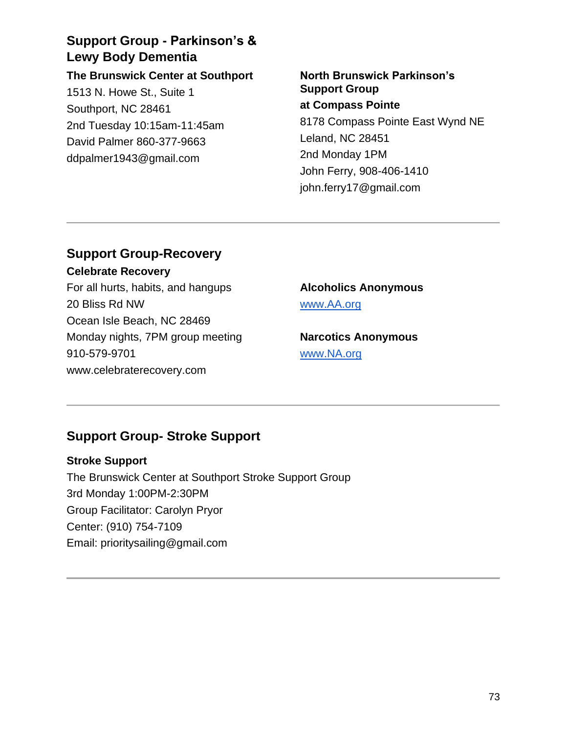## Support Group - Parkinson's & Lewy Body Dementia

**The Brunswick Center at Southport**
1513 N. Howe St., Suite 1
Southport, NC 28461
2nd Tuesday 10:15am-11:45am
David Palmer 860-377-9663
ddpalmer1943@gmail.com

**North Brunswick Parkinson's Support Group at Compass Pointe**
8178 Compass Pointe East Wynd NE
Leland, NC 28451
2nd Monday 1PM
John Ferry, 908-406-1410
john.ferry17@gmail.com

---

## Support Group-Recovery

**Celebrate Recovery**
For all hurts, habits, and hangups
20 Bliss Rd NW
Ocean Isle Beach, NC 28469
Monday nights, 7PM group meeting
910-579-9701
www.celebraterecovery.com

**Alcoholics Anonymous**
[www.AA.org](http://www.AA.org)

**Narcotics Anonymous**
[www.NA.org](http://www.NA.org)

---

## Support Group- Stroke Support

**Stroke Support**
The Brunswick Center at Southport Stroke Support Group
3rd Monday 1:00PM-2:30PM
Group Facilitator: Carolyn Pryor
Center: (910) 754-7109
Email: prioritysailing@gmail.com

---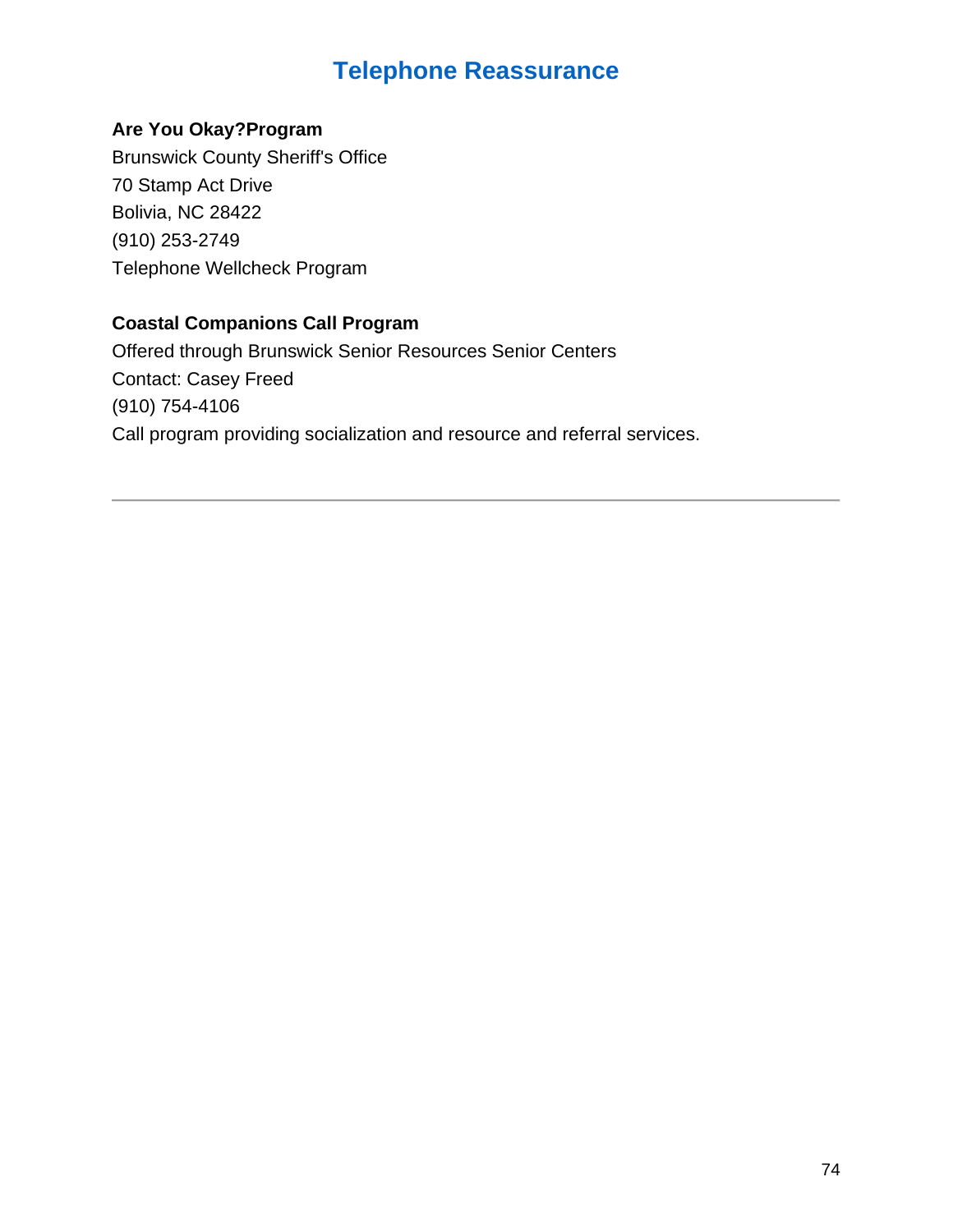# Telephone Reassurance

**Are You Okay?Program**
Brunswick County Sheriff's Office
70 Stamp Act Drive
Bolivia, NC 28422
(910) 253-2749
Telephone Wellcheck Program

**Coastal Companions Call Program**
Offered through Brunswick Senior Resources Senior Centers
Contact: Casey Freed
(910) 754-4106
Call program providing socialization and resource and referral services.

---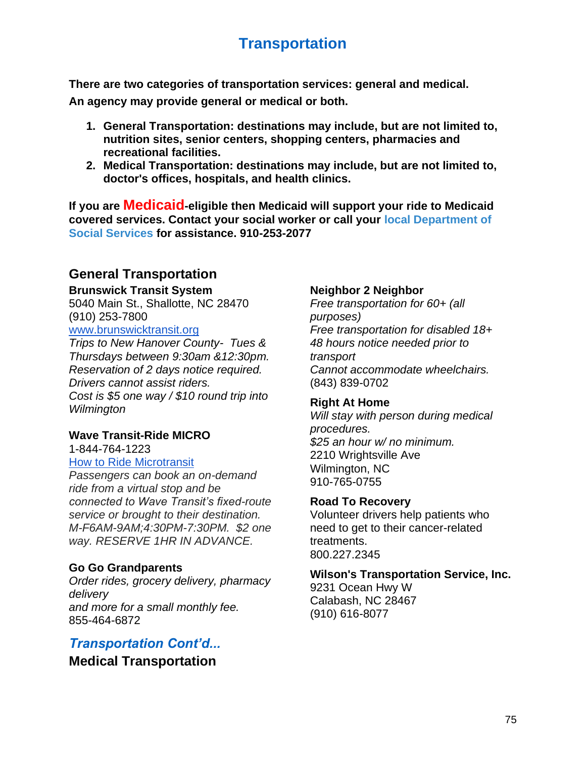# Transportation

**There are two categories of transportation services: general and medical. An agency may provide general or medical or both.**

1. **General Transportation: destinations may include, but are not limited to, nutrition sites, senior centers, shopping centers, pharmacies and recreational facilities.**
2. **Medical Transportation: destinations may include, but are not limited to, doctor's offices, hospitals, and health clinics.**

**If you are Medicaid-eligible then Medicaid will support your ride to Medicaid covered services. Contact your social worker or call your local Department of Social Services for assistance. 910-253-2077**

## General Transportation

**Brunswick Transit System**
5040 Main St., Shallotte, NC 28470
(910) 253-7800
www.brunswicktransit.org
*Trips to New Hanover County- Tues & Thursdays between 9:30am &12:30pm.*
*Reservation of 2 days notice required.*
*Drivers cannot assist riders.*
*Cost is $5 one way / $10 round trip into Wilmington*

**Wave Transit-Ride MICRO**
1-844-764-1223
How to Ride Microtransit
*Passengers can book an on-demand ride from a virtual stop and be connected to Wave Transit's fixed-route service or brought to their destination. M-F6AM-9AM;4:30PM-7:30PM. $2 one way. RESERVE 1HR IN ADVANCE.*

**Go Go Grandparents**
*Order rides, grocery delivery, pharmacy delivery*
*and more for a small monthly fee.*
855-464-6872

**Neighbor 2 Neighbor**
*Free transportation for 60+ (all purposes)*
*Free transportation for disabled 18+*
*48 hours notice needed prior to transport*
*Cannot accommodate wheelchairs.*
(843) 839-0702

**Right At Home**
*Will stay with person during medical procedures.*
*$25 an hour w/ no minimum.*
2210 Wrightsville Ave
Wilmington, NC
910-765-0755

**Road To Recovery**
Volunteer drivers help patients who need to get to their cancer-related treatments.
800.227.2345

**Wilson's Transportation Service, Inc.**
9231 Ocean Hwy W
Calabash, NC 28467
(910) 616-8077

### *Transportation Cont'd...*

## Medical Transportation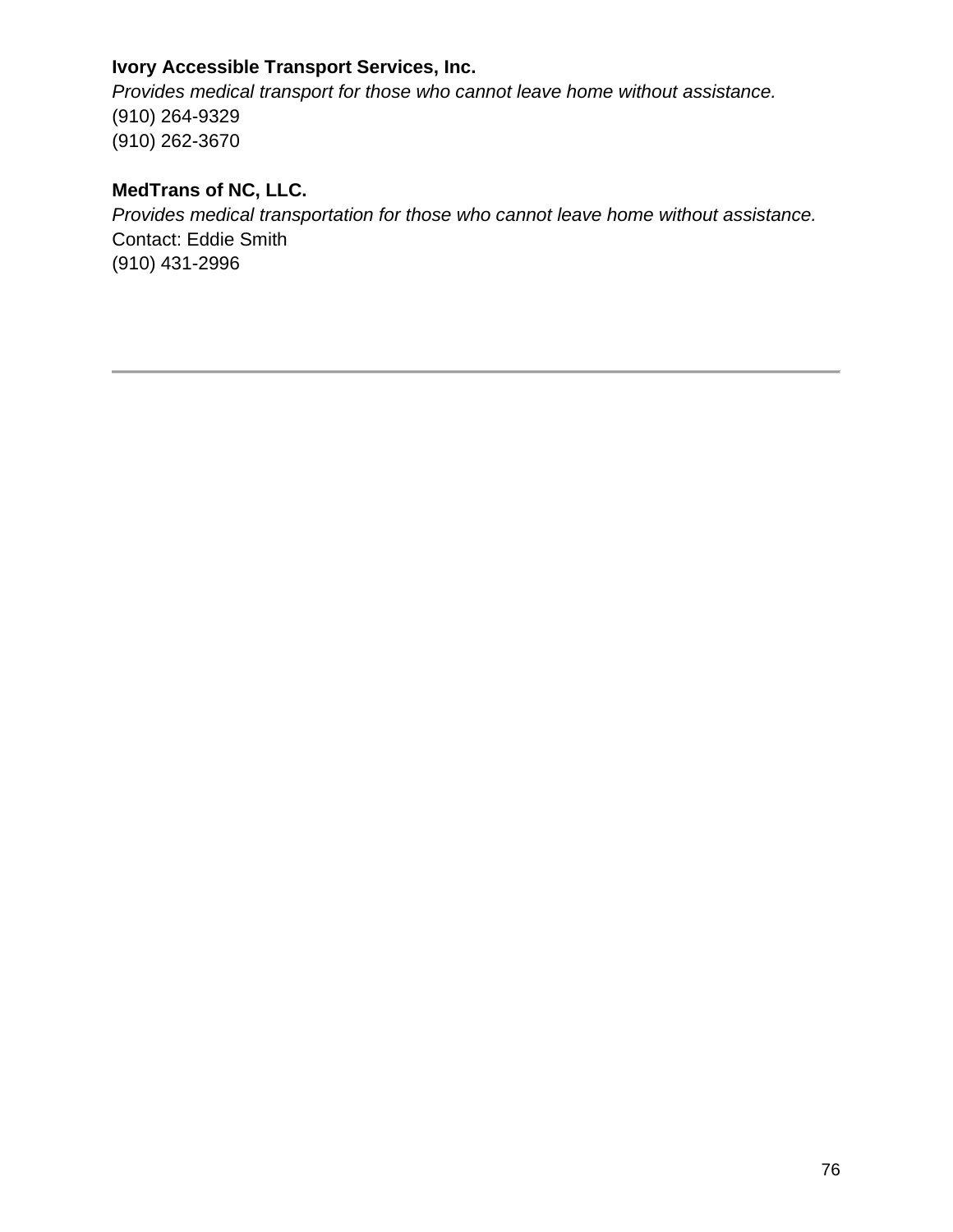**Ivory Accessible Transport Services, Inc.**
*Provides medical transport for those who cannot leave home without assistance.*
(910) 264-9329
(910) 262-3670

**MedTrans of NC, LLC.**
*Provides medical transportation for those who cannot leave home without assistance.*
Contact: Eddie Smith
(910) 431-2996

---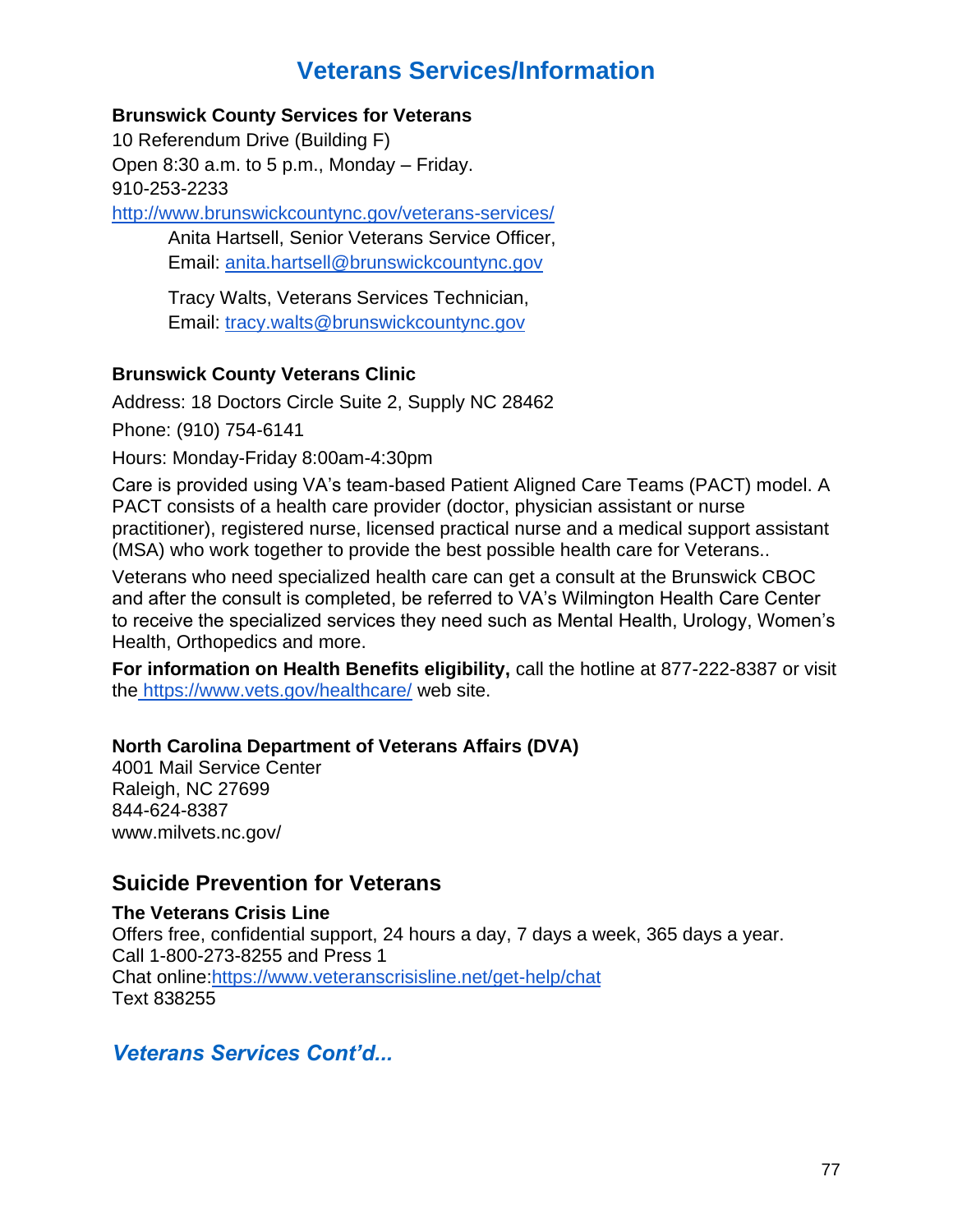# Veterans Services/Information

**Brunswick County Services for Veterans**
10 Referendum Drive (Building F)
Open 8:30 a.m. to 5 p.m., Monday – Friday.
910-253-2233
http://www.brunswickcountync.gov/veterans-services/

Anita Hartsell, Senior Veterans Service Officer,
Email: anita.hartsell@brunswickcountync.gov

Tracy Walts, Veterans Services Technician,
Email: tracy.walts@brunswickcountync.gov

**Brunswick County Veterans Clinic**

Address: 18 Doctors Circle Suite 2, Supply NC 28462

Phone: (910) 754-6141

Hours: Monday-Friday 8:00am-4:30pm

Care is provided using VA's team-based Patient Aligned Care Teams (PACT) model. A PACT consists of a health care provider (doctor, physician assistant or nurse practitioner), registered nurse, licensed practical nurse and a medical support assistant (MSA) who work together to provide the best possible health care for Veterans..

Veterans who need specialized health care can get a consult at the Brunswick CBOC and after the consult is completed, be referred to VA's Wilmington Health Care Center to receive the specialized services they need such as Mental Health, Urology, Women's Health, Orthopedics and more.

**For information on Health Benefits eligibility,** call the hotline at 877-222-8387 or visit the https://www.vets.gov/healthcare/ web site.

**North Carolina Department of Veterans Affairs (DVA)**
4001 Mail Service Center
Raleigh, NC 27699
844-624-8387
www.milvets.nc.gov/

## Suicide Prevention for Veterans

**The Veterans Crisis Line**
Offers free, confidential support, 24 hours a day, 7 days a week, 365 days a year.
Call 1-800-273-8255 and Press 1
Chat online:https://www.veteranscrisisline.net/get-help/chat
Text 838255

***Veterans Services Cont'd...***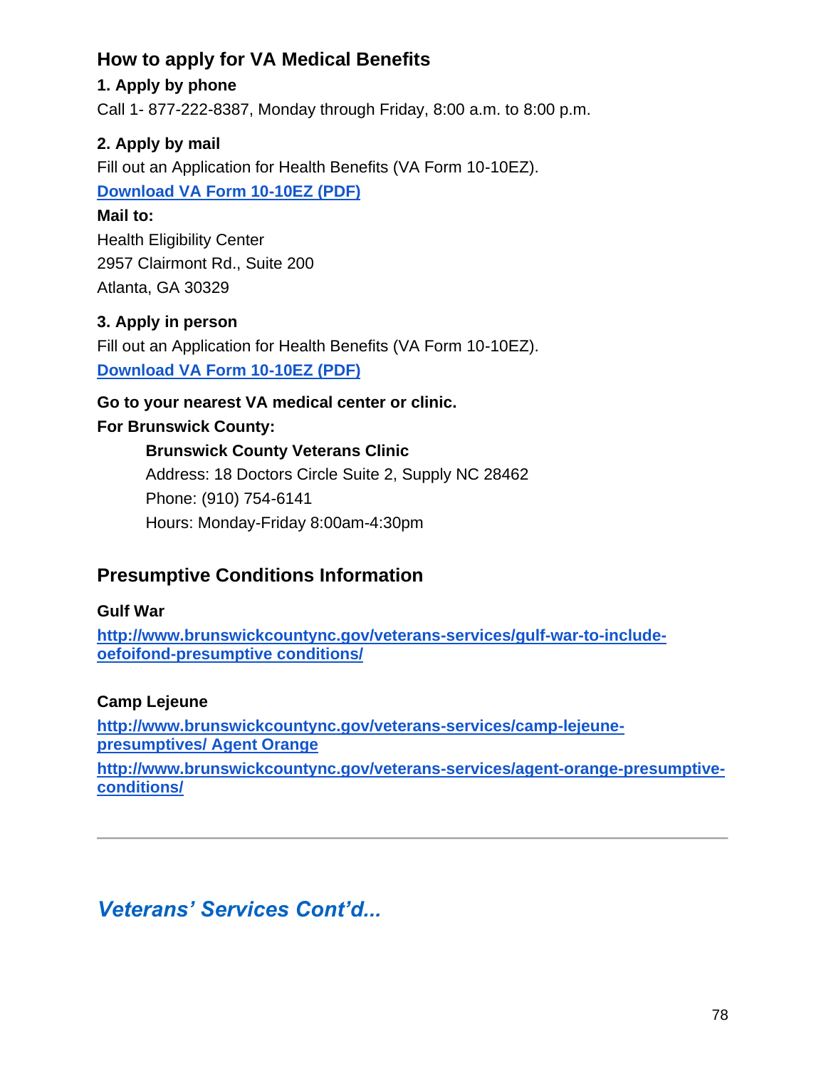## How to apply for VA Medical Benefits

**1. Apply by phone**

Call 1- 877-222-8387, Monday through Friday, 8:00 a.m. to 8:00 p.m.

**2. Apply by mail**

Fill out an Application for Health Benefits (VA Form 10-10EZ).

**Download VA Form 10-10EZ (PDF)**

**Mail to:**

Health Eligibility Center
2957 Clairmont Rd., Suite 200
Atlanta, GA 30329

**3. Apply in person**

Fill out an Application for Health Benefits (VA Form 10-10EZ).

**Download VA Form 10-10EZ (PDF)**

**Go to your nearest VA medical center or clinic.**

**For Brunswick County:**

> **Brunswick County Veterans Clinic**
> Address: 18 Doctors Circle Suite 2, Supply NC 28462
> Phone: (910) 754-6141
> Hours: Monday-Friday 8:00am-4:30pm

## Presumptive Conditions Information

**Gulf War**

**http://www.brunswickcountync.gov/veterans-services/gulf-war-to-include-oefoifond-presumptive conditions/**

**Camp Lejeune**

**http://www.brunswickcountync.gov/veterans-services/camp-lejeune-presumptives/ Agent Orange**

**http://www.brunswickcountync.gov/veterans-services/agent-orange-presumptive-conditions/**

---

## *Veterans' Services Cont'd...*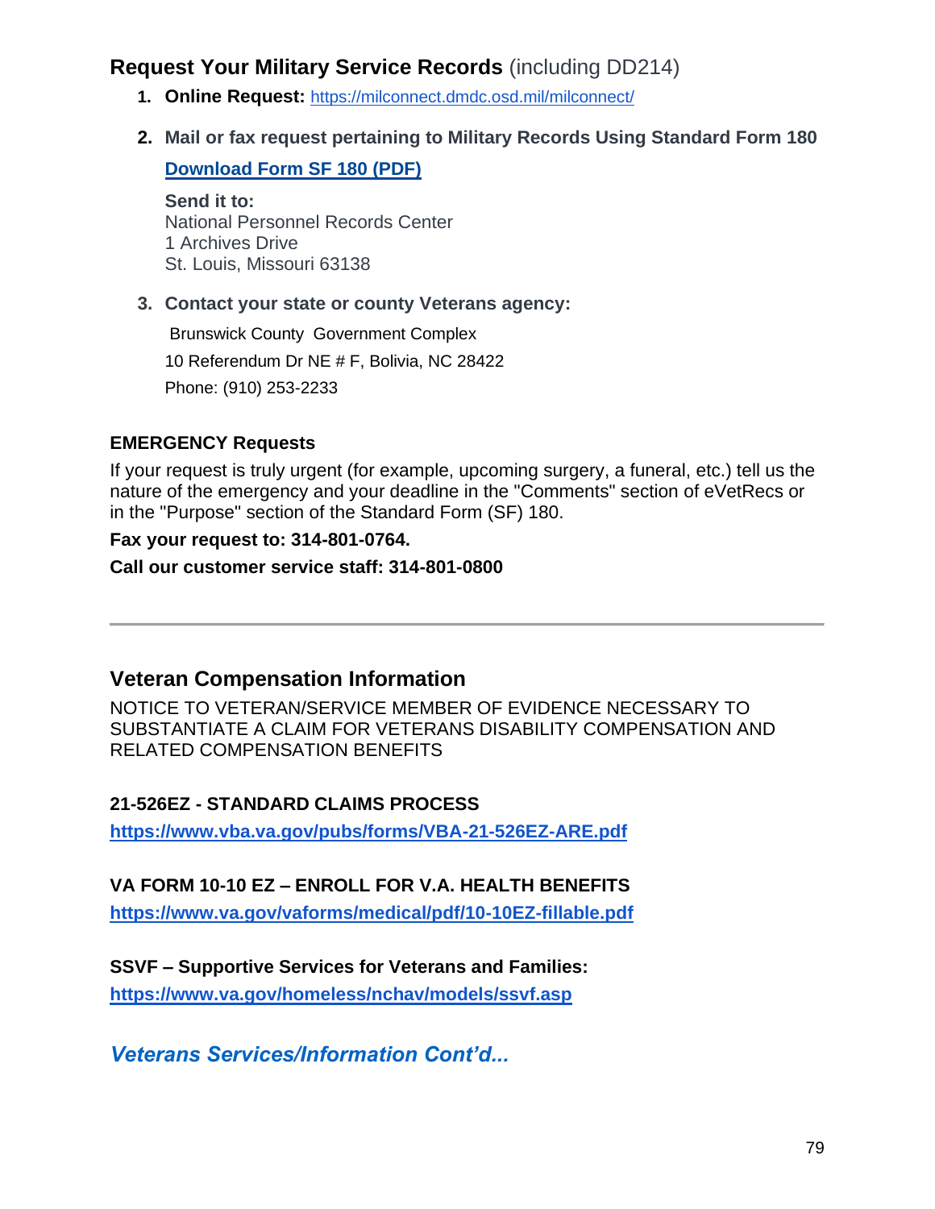## **Request Your Military Service Records** (including DD214)

1. **Online Request:** https://milconnect.dmdc.osd.mil/milconnect/
2. **Mail or fax request pertaining to Military Records Using Standard Form 180**

   **Download Form SF 180 (PDF)**

   **Send it to:**
   National Personnel Records Center
   1 Archives Drive
   St. Louis, Missouri 63138

3. **Contact your state or county Veterans agency:**

   Brunswick County Government Complex
   10 Referendum Dr NE # F, Bolivia, NC 28422
   Phone: (910) 253-2233

### **EMERGENCY Requests**

If your request is truly urgent (for example, upcoming surgery, a funeral, etc.) tell us the nature of the emergency and your deadline in the "Comments" section of eVetRecs or in the "Purpose" section of the Standard Form (SF) 180.

**Fax your request to: 314-801-0764.**

**Call our customer service staff: 314-801-0800**

---

## **Veteran Compensation Information**

NOTICE TO VETERAN/SERVICE MEMBER OF EVIDENCE NECESSARY TO SUBSTANTIATE A CLAIM FOR VETERANS DISABILITY COMPENSATION AND RELATED COMPENSATION BENEFITS

### **21-526EZ - STANDARD CLAIMS PROCESS**

**https://www.vba.va.gov/pubs/forms/VBA-21-526EZ-ARE.pdf**

### **VA FORM 10-10 EZ – ENROLL FOR V.A. HEALTH BENEFITS**

**https://www.va.gov/vaforms/medical/pdf/10-10EZ-fillable.pdf**

### **SSVF – Supportive Services for Veterans and Families:**

**https://www.va.gov/homeless/nchav/models/ssvf.asp**

***Veterans Services/Information Cont'd...***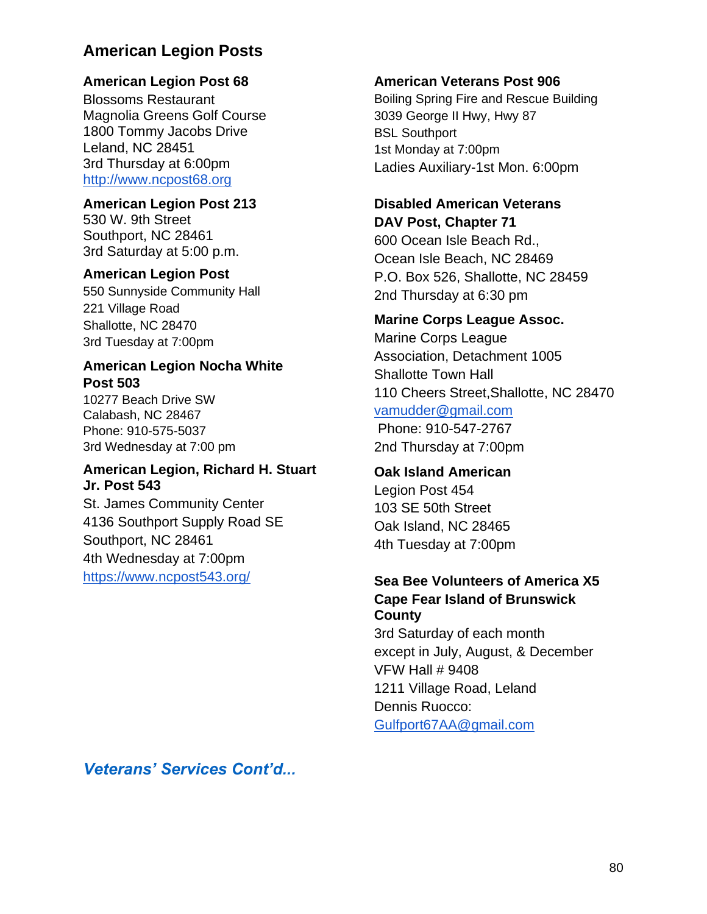## American Legion Posts

**American Legion Post 68**
Blossoms Restaurant
Magnolia Greens Golf Course
1800 Tommy Jacobs Drive
Leland, NC 28451
3rd Thursday at 6:00pm
http://www.ncpost68.org

**American Legion Post 213**
530 W. 9th Street
Southport, NC 28461
3rd Saturday at 5:00 p.m.

**American Legion Post**
550 Sunnyside Community Hall
221 Village Road
Shallotte, NC 28470
3rd Tuesday at 7:00pm

**American Legion Nocha White Post 503**
10277 Beach Drive SW
Calabash, NC 28467
Phone: 910-575-5037
3rd Wednesday at 7:00 pm

**American Legion, Richard H. Stuart Jr. Post 543**
St. James Community Center
4136 Southport Supply Road SE
Southport, NC 28461
4th Wednesday at 7:00pm
https://www.ncpost543.org/

**American Veterans Post 906**
Boiling Spring Fire and Rescue Building
3039 George II Hwy, Hwy 87
BSL Southport
1st Monday at 7:00pm
Ladies Auxiliary-1st Mon. 6:00pm

**Disabled American Veterans DAV Post, Chapter 71**
600 Ocean Isle Beach Rd.,
Ocean Isle Beach, NC 28469
P.O. Box 526, Shallotte, NC 28459
2nd Thursday at 6:30 pm

**Marine Corps League Assoc.**
Marine Corps League Association, Detachment 1005
Shallotte Town Hall
110 Cheers Street,Shallotte, NC 28470
vamudder@gmail.com
Phone: 910-547-2767
2nd Thursday at 7:00pm

**Oak Island American**
Legion Post 454
103 SE 50th Street
Oak Island, NC 28465
4th Tuesday at 7:00pm

**Sea Bee Volunteers of America X5 Cape Fear Island of Brunswick County**
3rd Saturday of each month except in July, August, & December
VFW Hall # 9408
1211 Village Road, Leland
Dennis Ruocco:
Gulfport67AA@gmail.com

***Veterans' Services Cont'd...***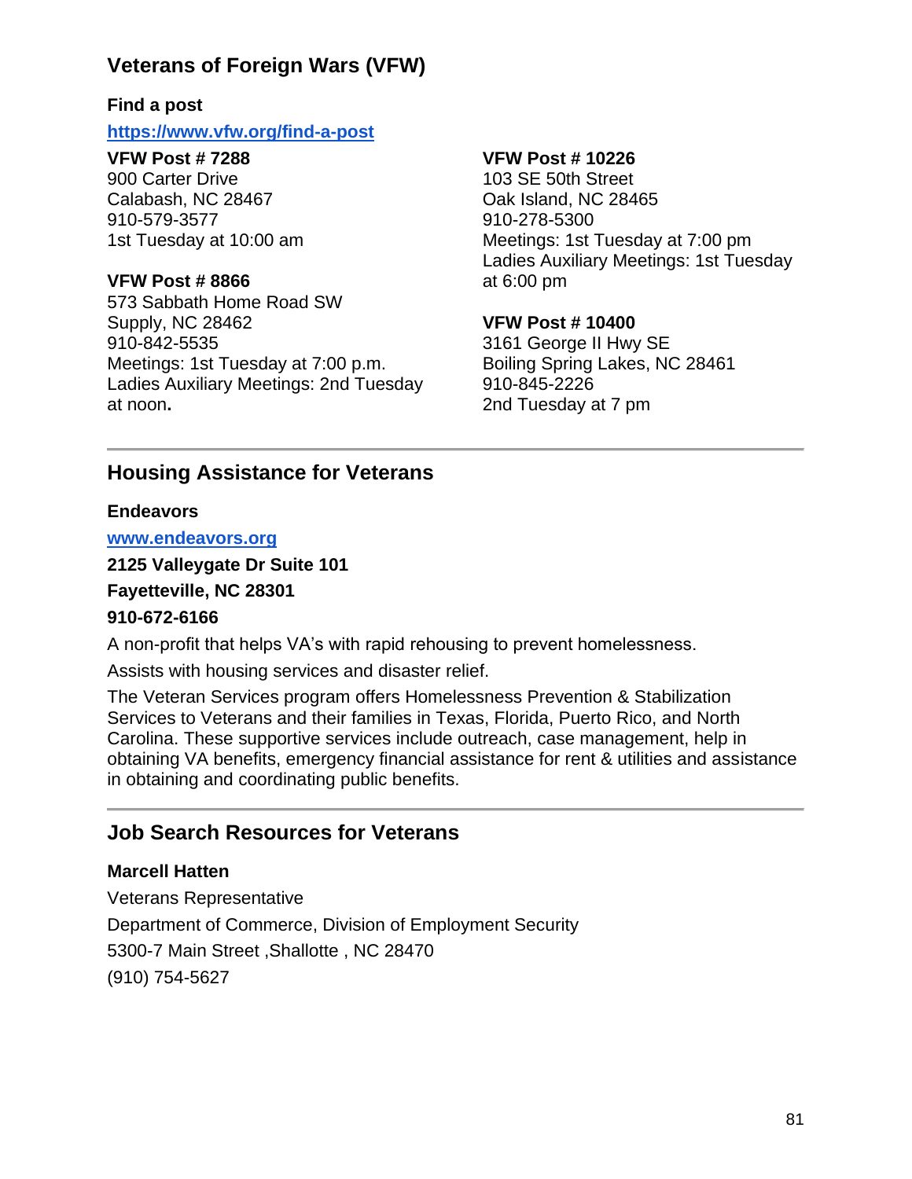## Veterans of Foreign Wars (VFW)

**Find a post**

**https://www.vfw.org/find-a-post**

**VFW Post # 7288**
900 Carter Drive
Calabash, NC 28467
910-579-3577
1st Tuesday at 10:00 am

**VFW Post # 8866**
573 Sabbath Home Road SW
Supply, NC 28462
910-842-5535
Meetings: 1st Tuesday at 7:00 p.m.
Ladies Auxiliary Meetings: 2nd Tuesday at noon**.**

**VFW Post # 10226**
103 SE 50th Street
Oak Island, NC 28465
910-278-5300
Meetings: 1st Tuesday at 7:00 pm
Ladies Auxiliary Meetings: 1st Tuesday at 6:00 pm

**VFW Post # 10400**
3161 George II Hwy SE
Boiling Spring Lakes, NC 28461
910-845-2226
2nd Tuesday at 7 pm

## Housing Assistance for Veterans

**Endeavors**

**www.endeavors.org**

**2125 Valleygate Dr Suite 101**

**Fayetteville, NC 28301**

**910-672-6166**

A non-profit that helps VA's with rapid rehousing to prevent homelessness.

Assists with housing services and disaster relief.

The Veteran Services program offers Homelessness Prevention & Stabilization Services to Veterans and their families in Texas, Florida, Puerto Rico, and North Carolina. These supportive services include outreach, case management, help in obtaining VA benefits, emergency financial assistance for rent & utilities and assistance in obtaining and coordinating public benefits.

## Job Search Resources for Veterans

**Marcell Hatten**

Veterans Representative

Department of Commerce, Division of Employment Security

5300-7 Main Street ,Shallotte , NC 28470

(910) 754-5627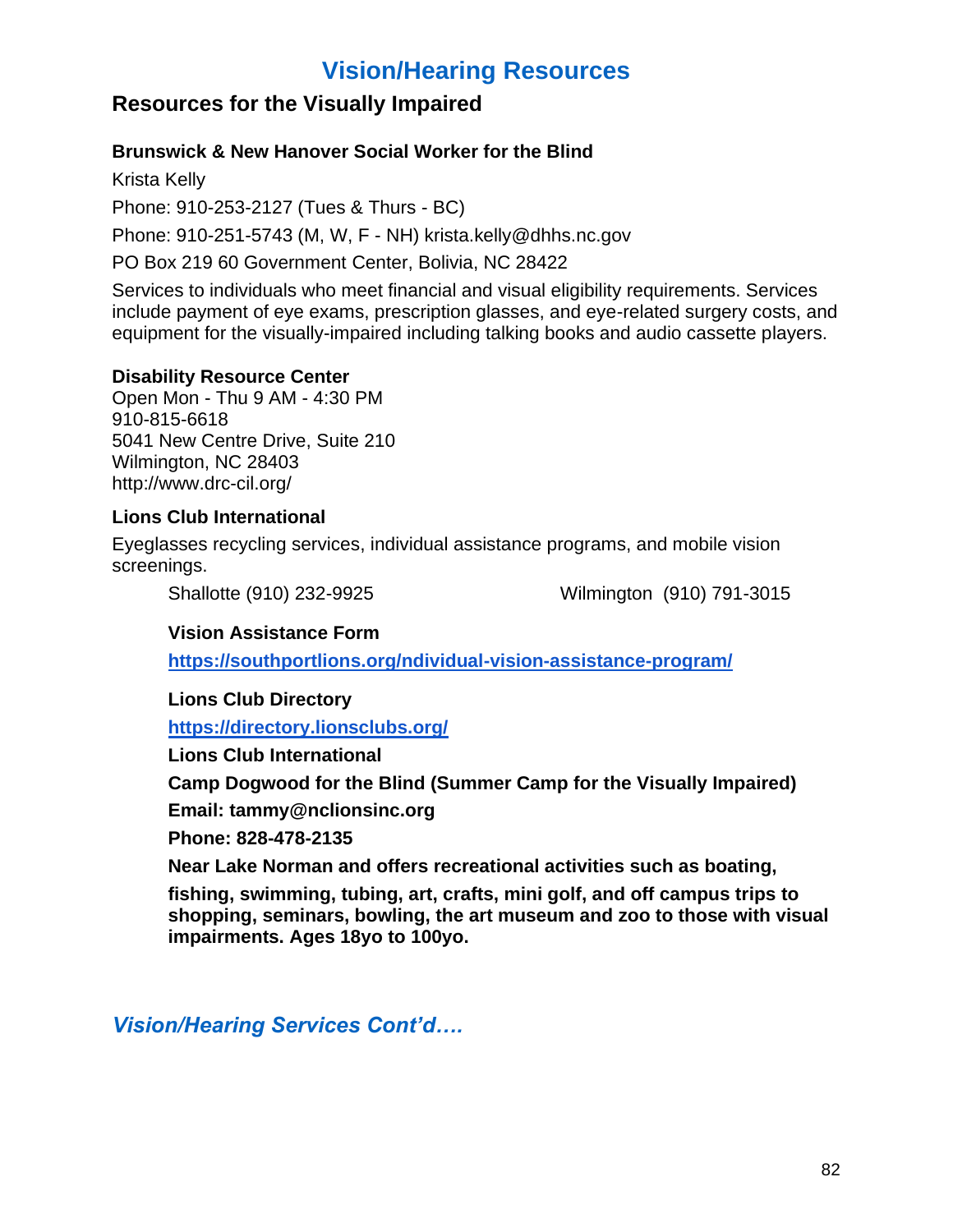# Vision/Hearing Resources

## Resources for the Visually Impaired

**Brunswick & New Hanover Social Worker for the Blind**

Krista Kelly

Phone: 910-253-2127 (Tues & Thurs - BC)

Phone: 910-251-5743 (M, W, F - NH) krista.kelly@dhhs.nc.gov

PO Box 219 60 Government Center, Bolivia, NC 28422

Services to individuals who meet financial and visual eligibility requirements. Services include payment of eye exams, prescription glasses, and eye-related surgery costs, and equipment for the visually-impaired including talking books and audio cassette players.

**Disability Resource Center**
Open Mon - Thu 9 AM - 4:30 PM
910-815-6618
5041 New Centre Drive, Suite 210
Wilmington, NC 28403
http://www.drc-cil.org/

**Lions Club International**

Eyeglasses recycling services, individual assistance programs, and mobile vision screenings.

Shallotte (910) 232-9925

Wilmington (910) 791-3015

**Vision Assistance Form**

**https://southportlions.org/ndividual-vision-assistance-program/**

**Lions Club Directory**

**https://directory.lionsclubs.org/**

**Lions Club International**

**Camp Dogwood for the Blind (Summer Camp for the Visually Impaired)**

**Email: tammy@nclionsinc.org**

**Phone: 828-478-2135**

**Near Lake Norman and offers recreational activities such as boating, fishing, swimming, tubing, art, crafts, mini golf, and off campus trips to shopping, seminars, bowling, the art museum and zoo to those with visual impairments. Ages 18yo to 100yo.**

***Vision/Hearing Services Cont'd….***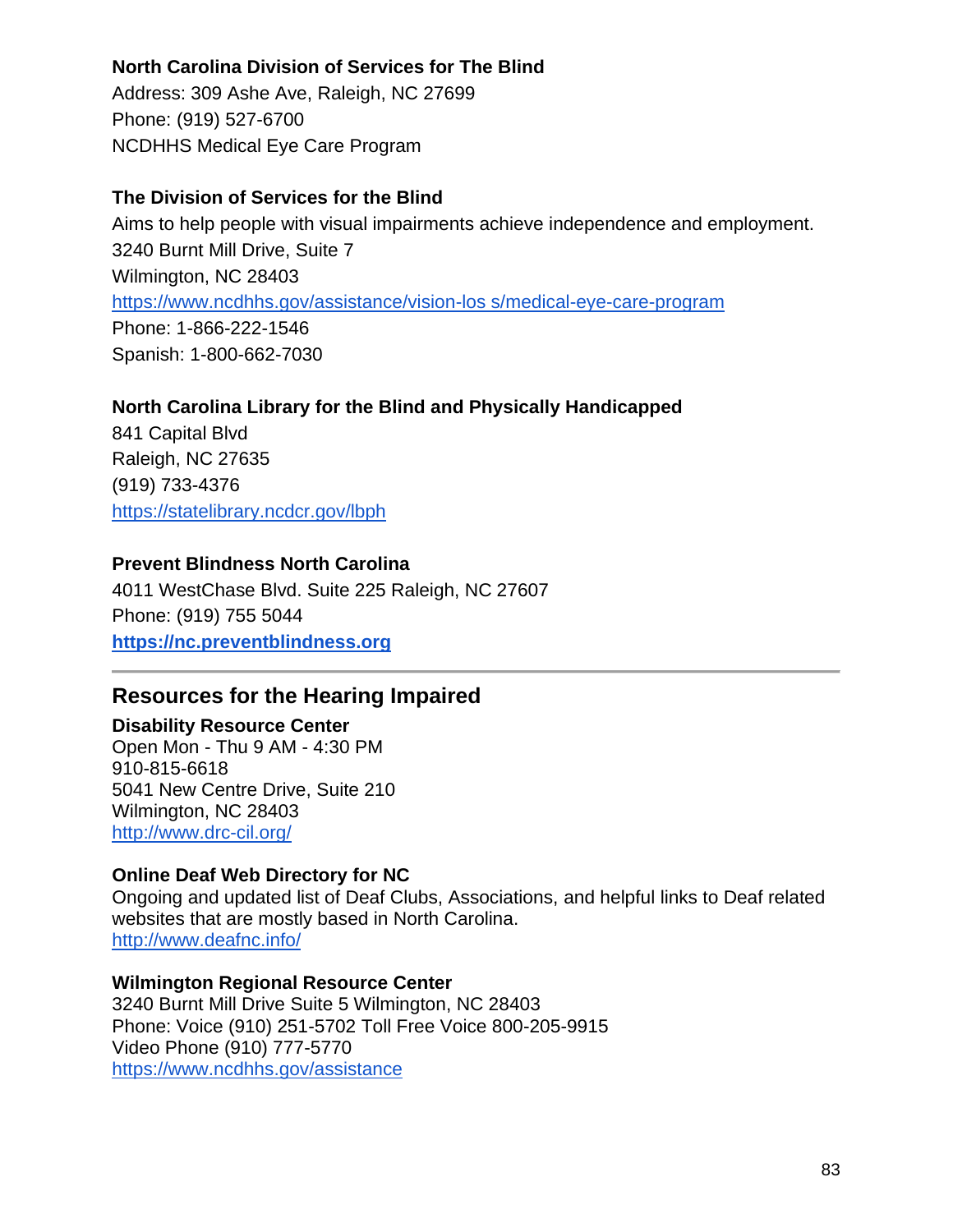**North Carolina Division of Services for The Blind**
Address: 309 Ashe Ave, Raleigh, NC 27699
Phone: (919) 527-6700
NCDHHS Medical Eye Care Program

**The Division of Services for the Blind**
Aims to help people with visual impairments achieve independence and employment.
3240 Burnt Mill Drive, Suite 7
Wilmington, NC 28403
https://www.ncdhhs.gov/assistance/vision-los s/medical-eye-care-program
Phone: 1-866-222-1546
Spanish: 1-800-662-7030

**North Carolina Library for the Blind and Physically Handicapped**
841 Capital Blvd
Raleigh, NC 27635
(919) 733-4376
https://statelibrary.ncdcr.gov/lbph

**Prevent Blindness North Carolina**
4011 WestChase Blvd. Suite 225 Raleigh, NC 27607
Phone: (919) 755 5044
**https://nc.preventblindness.org**

---

## Resources for the Hearing Impaired

**Disability Resource Center**
Open Mon - Thu 9 AM - 4:30 PM
910-815-6618
5041 New Centre Drive, Suite 210
Wilmington, NC 28403
http://www.drc-cil.org/

**Online Deaf Web Directory for NC**
Ongoing and updated list of Deaf Clubs, Associations, and helpful links to Deaf related websites that are mostly based in North Carolina.
http://www.deafnc.info/

**Wilmington Regional Resource Center**
3240 Burnt Mill Drive Suite 5 Wilmington, NC 28403
Phone: Voice (910) 251-5702 Toll Free Voice 800-205-9915
Video Phone (910) 777-5770
https://www.ncdhhs.gov/assistance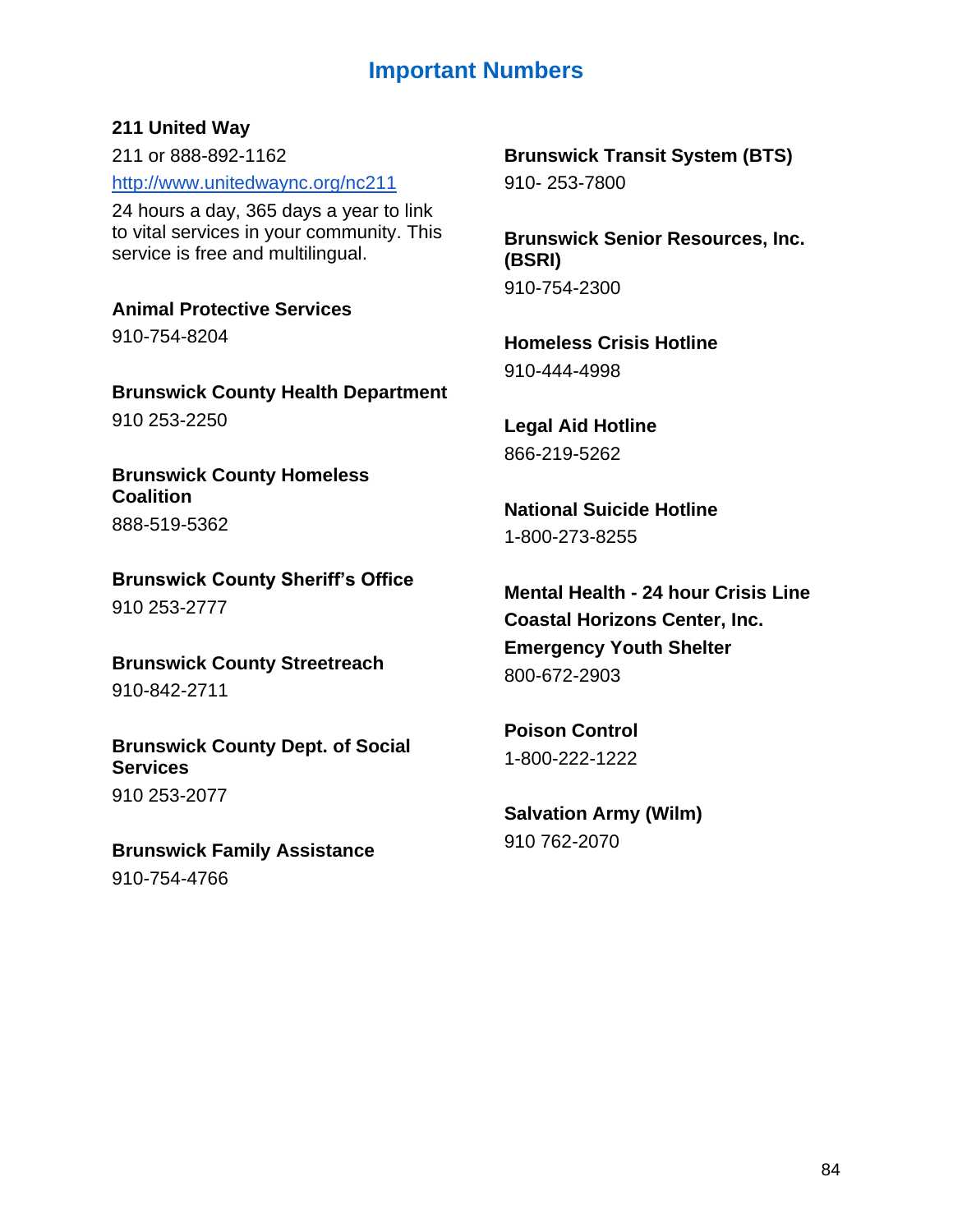## Important Numbers

**211 United Way**

211 or 888-892-1162

http://www.unitedwaync.org/nc211

24 hours a day, 365 days a year to link to vital services in your community. This service is free and multilingual.

**Animal Protective Services**

910-754-8204

**Brunswick County Health Department**

910 253-2250

**Brunswick County Homeless Coalition**

888-519-5362

**Brunswick County Sheriff's Office**

910 253-2777

**Brunswick County Streetreach**

910-842-2711

**Brunswick County Dept. of Social Services**

910 253-2077

**Brunswick Family Assistance**

910-754-4766

**Brunswick Transit System (BTS)**

910- 253-7800

**Brunswick Senior Resources, Inc. (BSRI)**

910-754-2300

**Homeless Crisis Hotline**

910-444-4998

**Legal Aid Hotline**

866-219-5262

**National Suicide Hotline**

1-800-273-8255

**Mental Health - 24 hour Crisis Line**
**Coastal Horizons Center, Inc.**
**Emergency Youth Shelter**

800-672-2903

**Poison Control**

1-800-222-1222

**Salvation Army (Wilm)**

910 762-2070